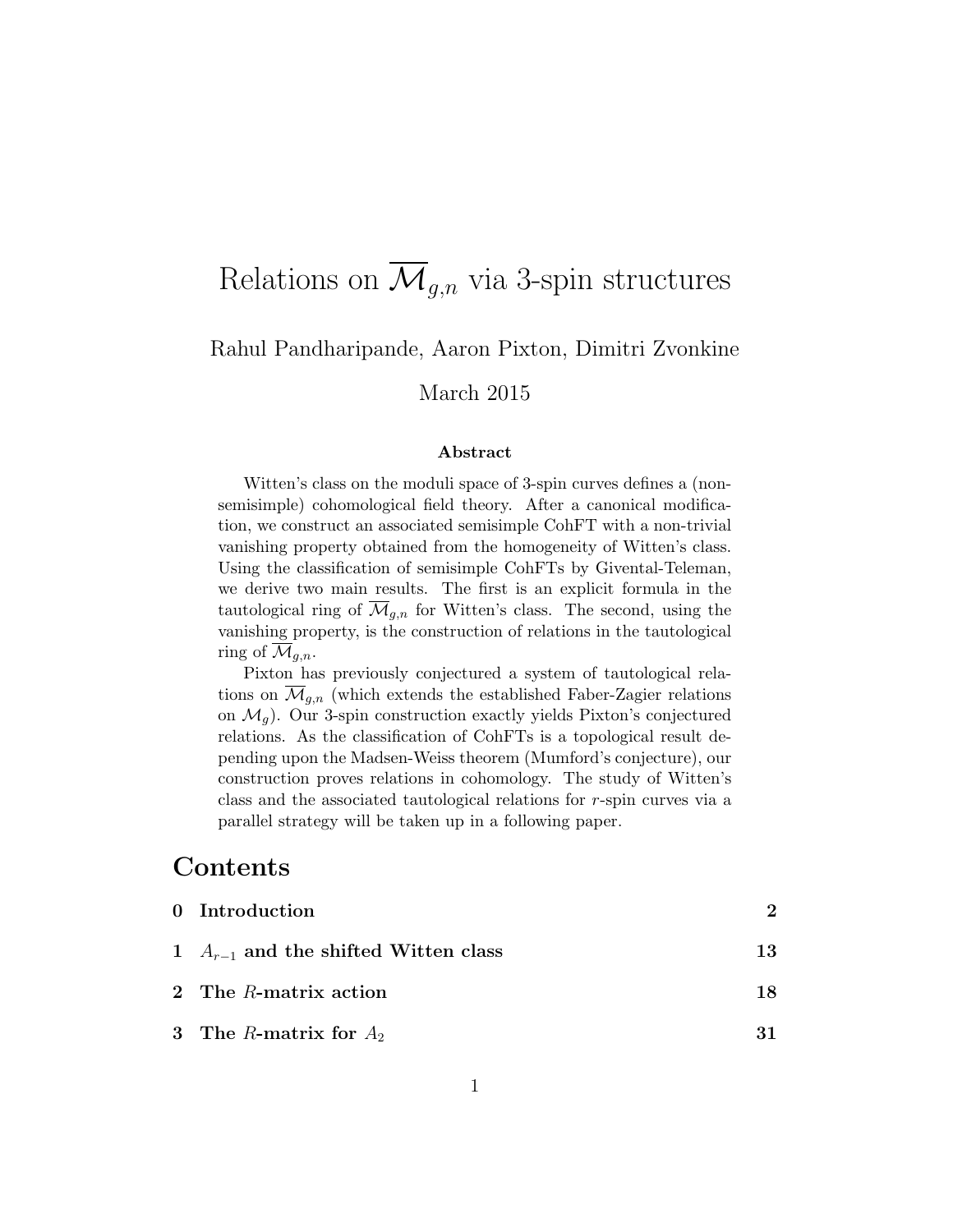# Relations on $\overline{\mathcal{M}}_{g,n}$ via 3-spin structures

Rahul Pandharipande, Aaron Pixton, Dimitri Zvonkine

March 2015

### Abstract

Witten's class on the moduli space of 3-spin curves defines a (non-semisimple) cohomological field theory. After a canonical modification, we construct an associated semisimple CohFT with a non-trivial vanishing property obtained from the homogeneity of Witten's class. Using the classification of semisimple CohFTs by Givental-Teleman, we derive two main results. The first is an explicit formula in the tautological ring of $\overline{\mathcal{M}}_{g,n}$ for Witten's class. The second, using the vanishing property, is the construction of relations in the tautological ring of $\overline{\mathcal{M}}_{g,n}$.

Pixton has previously conjectured a system of tautological relations on $\overline{\mathcal{M}}_{g,n}$ (which extends the established Faber-Zagier relations on $\mathcal{M}_g$). Our 3-spin construction exactly yields Pixton's conjectured relations. As the classification of CohFTs is a topological result depending upon the Madsen-Weiss theorem (Mumford's conjecture), our construction proves relations in cohomology. The study of Witten's class and the associated tautological relations for $r$-spin curves via a parallel strategy will be taken up in a following paper.

## Contents

| | | |
|---|---|---|
| **0** | **Introduction** | **2** |
| **1** | **$A_{r-1}$ and the shifted Witten class** | **13** |
| **2** | **The $R$-matrix action** | **18** |
| **3** | **The $R$-matrix for $A_2$** | **31** |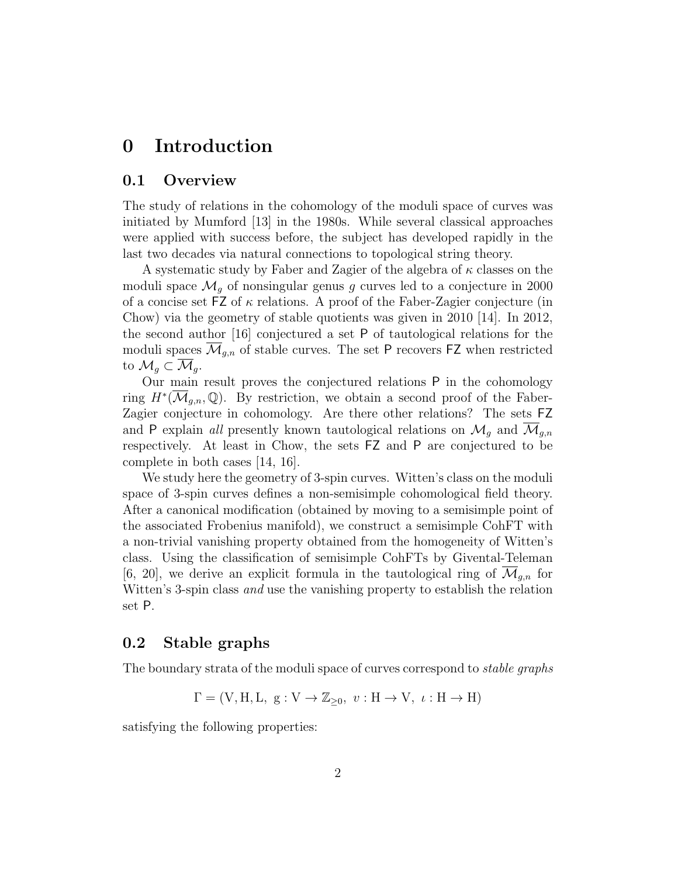# 0 Introduction

## 0.1 Overview

The study of relations in the cohomology of the moduli space of curves was initiated by Mumford [13] in the 1980s. While several classical approaches were applied with success before, the subject has developed rapidly in the last two decades via natural connections to topological string theory.

A systematic study by Faber and Zagier of the algebra of $\kappa$ classes on the moduli space $\mathcal{M}_g$ of nonsingular genus $g$ curves led to a conjecture in 2000 of a concise set $\mathsf{FZ}$ of $\kappa$ relations. A proof of the Faber-Zagier conjecture (in Chow) via the geometry of stable quotients was given in 2010 [14]. In 2012, the second author [16] conjectured a set $\mathsf{P}$ of tautological relations for the moduli spaces $\overline{\mathcal{M}}_{g,n}$ of stable curves. The set $\mathsf{P}$ recovers $\mathsf{FZ}$ when restricted to $\mathcal{M}_g \subset \overline{\mathcal{M}}_g$.

Our main result proves the conjectured relations $\mathsf{P}$ in the cohomology ring $H^*(\overline{\mathcal{M}}_{g,n}, \mathbb{Q})$. By restriction, we obtain a second proof of the Faber-Zagier conjecture in cohomology. Are there other relations? The sets $\mathsf{FZ}$ and $\mathsf{P}$ explain *all* presently known tautological relations on $\mathcal{M}_g$ and $\overline{\mathcal{M}}_{g,n}$ respectively. At least in Chow, the sets $\mathsf{FZ}$ and $\mathsf{P}$ are conjectured to be complete in both cases [14, 16].

We study here the geometry of 3-spin curves. Witten's class on the moduli space of 3-spin curves defines a non-semisimple cohomological field theory. After a canonical modification (obtained by moving to a semisimple point of the associated Frobenius manifold), we construct a semisimple CohFT with a non-trivial vanishing property obtained from the homogeneity of Witten's class. Using the classification of semisimple CohFTs by Givental-Teleman [6, 20], we derive an explicit formula in the tautological ring of $\overline{\mathcal{M}}_{g,n}$ for Witten's 3-spin class *and* use the vanishing property to establish the relation set $\mathsf{P}$.

## 0.2 Stable graphs

The boundary strata of the moduli space of curves correspond to *stable graphs*

$$\Gamma = (\mathrm{V}, \mathrm{H}, \mathrm{L},\ \mathrm{g} : \mathrm{V} \to \mathbb{Z}_{\geq 0},\ v : \mathrm{H} \to \mathrm{V},\ \iota : \mathrm{H} \to \mathrm{H})$$

satisfying the following properties: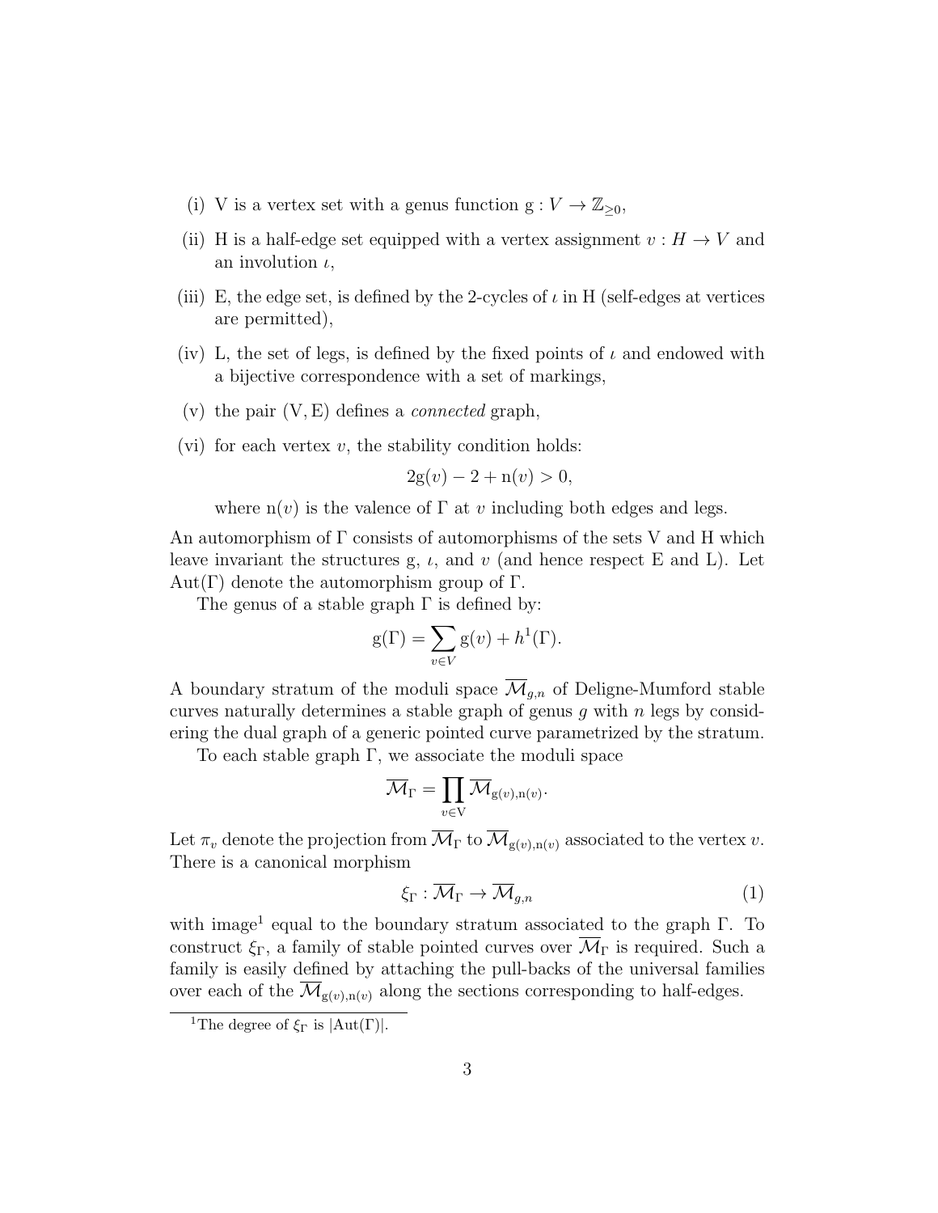(i) V is a vertex set with a genus function $\mathrm{g} : V \to \mathbb{Z}_{\geq 0}$,

(ii) H is a half-edge set equipped with a vertex assignment $v : H \to V$ and an involution $\iota$,

(iii) E, the edge set, is defined by the 2-cycles of $\iota$ in H (self-edges at vertices are permitted),

(iv) L, the set of legs, is defined by the fixed points of $\iota$ and endowed with a bijective correspondence with a set of markings,

(v) the pair (V, E) defines a *connected* graph,

(vi) for each vertex $v$, the stability condition holds:

$$2\mathrm{g}(v) - 2 + \mathrm{n}(v) > 0,$$

where $\mathrm{n}(v)$ is the valence of $\Gamma$ at $v$ including both edges and legs.

An automorphism of $\Gamma$ consists of automorphisms of the sets V and H which leave invariant the structures g, $\iota$, and $v$ (and hence respect E and L). Let $\mathrm{Aut}(\Gamma)$ denote the automorphism group of $\Gamma$.

The genus of a stable graph $\Gamma$ is defined by:

$$\mathrm{g}(\Gamma) = \sum_{v \in V} \mathrm{g}(v) + h^1(\Gamma).$$

A boundary stratum of the moduli space $\overline{\mathcal{M}}_{g,n}$ of Deligne-Mumford stable curves naturally determines a stable graph of genus $g$ with $n$ legs by considering the dual graph of a generic pointed curve parametrized by the stratum.

To each stable graph $\Gamma$, we associate the moduli space

$$\overline{\mathcal{M}}_\Gamma = \prod_{v \in \mathrm{V}} \overline{\mathcal{M}}_{\mathrm{g}(v),\mathrm{n}(v)}.$$

Let $\pi_v$ denote the projection from $\overline{\mathcal{M}}_\Gamma$ to $\overline{\mathcal{M}}_{\mathrm{g}(v),\mathrm{n}(v)}$ associated to the vertex $v$. There is a canonical morphism

$$\xi_\Gamma : \overline{\mathcal{M}}_\Gamma \to \overline{\mathcal{M}}_{g,n} \tag{1}$$

with image[1] equal to the boundary stratum associated to the graph $\Gamma$. To construct $\xi_\Gamma$, a family of stable pointed curves over $\overline{\mathcal{M}}_\Gamma$ is required. Such a family is easily defined by attaching the pull-backs of the universal families over each of the $\overline{\mathcal{M}}_{\mathrm{g}(v),\mathrm{n}(v)}$ along the sections corresponding to half-edges.

[1] The degree of $\xi_\Gamma$ is $|\mathrm{Aut}(\Gamma)|$.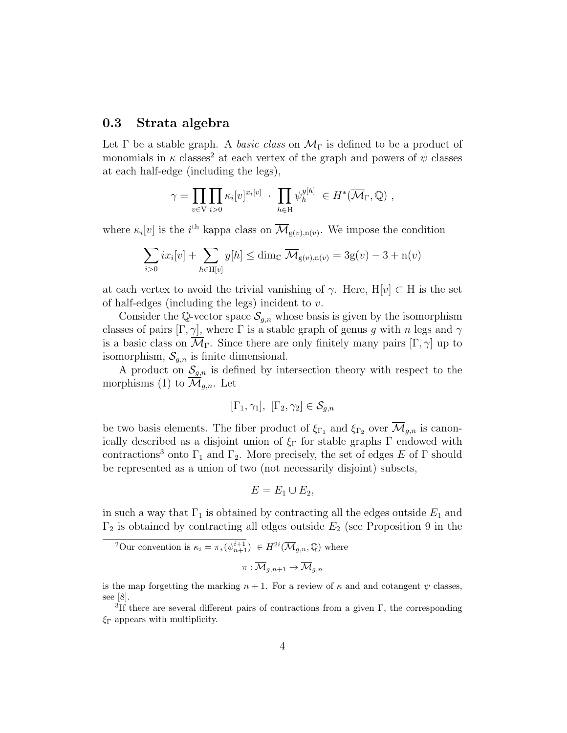### 0.3 Strata algebra

Let $\Gamma$ be a stable graph. A *basic class* on $\overline{\mathcal{M}}_\Gamma$ is defined to be a product of monomials in $\kappa$ classes[2] at each vertex of the graph and powers of $\psi$ classes at each half-edge (including the legs),

$$\gamma = \prod_{v \in \mathrm{V}} \prod_{i>0} \kappa_i[v]^{x_i[v]} \ \cdot \ \prod_{h \in \mathrm{H}} \psi_h^{y[h]} \ \in H^*(\overline{\mathcal{M}}_\Gamma, \mathbb{Q}) \ ,$$

where $\kappa_i[v]$ is the $i^{\text{th}}$ kappa class on $\overline{\mathcal{M}}_{\mathrm{g}(v),\mathrm{n}(v)}$. We impose the condition

$$\sum_{i>0} i x_i[v] + \sum_{h \in \mathrm{H}[v]} y[h] \leq \dim_{\mathbb{C}} \overline{\mathcal{M}}_{\mathrm{g}(v),\mathrm{n}(v)} = 3\mathrm{g}(v) - 3 + \mathrm{n}(v)$$

at each vertex to avoid the trivial vanishing of $\gamma$. Here, $\mathrm{H}[v] \subset \mathrm{H}$ is the set of half-edges (including the legs) incident to $v$.

Consider the $\mathbb{Q}$-vector space $\mathcal{S}_{g,n}$ whose basis is given by the isomorphism classes of pairs $[\Gamma, \gamma]$, where $\Gamma$ is a stable graph of genus $g$ with $n$ legs and $\gamma$ is a basic class on $\overline{\mathcal{M}}_\Gamma$. Since there are only finitely many pairs $[\Gamma, \gamma]$ up to isomorphism, $\mathcal{S}_{g,n}$ is finite dimensional.

A product on $\mathcal{S}_{g,n}$ is defined by intersection theory with respect to the morphisms (1) to $\overline{\mathcal{M}}_{g,n}$. Let

$$[\Gamma_1, \gamma_1], \ [\Gamma_2, \gamma_2] \in \mathcal{S}_{g,n}$$

be two basis elements. The fiber product of $\xi_{\Gamma_1}$ and $\xi_{\Gamma_2}$ over $\overline{\mathcal{M}}_{g,n}$ is canonically described as a disjoint union of $\xi_\Gamma$ for stable graphs $\Gamma$ endowed with contractions[3] onto $\Gamma_1$ and $\Gamma_2$. More precisely, the set of edges $E$ of $\Gamma$ should be represented as a union of two (not necessarily disjoint) subsets,

$$E = E_1 \cup E_2,$$

in such a way that $\Gamma_1$ is obtained by contracting all the edges outside $E_1$ and $\Gamma_2$ is obtained by contracting all edges outside $E_2$ (see Proposition 9 in the

---

[2] Our convention is $\kappa_i = \pi_*(\psi_{n+1}^{i+1}) \ \in H^{2i}(\overline{\mathcal{M}}_{g,n}, \mathbb{Q})$ where

$$\pi : \overline{\mathcal{M}}_{g,n+1} \to \overline{\mathcal{M}}_{g,n}$$

is the map forgetting the marking $n+1$. For a review of $\kappa$ and and cotangent $\psi$ classes, see [8].

[3] If there are several different pairs of contractions from a given $\Gamma$, the corresponding $\xi_\Gamma$ appears with multiplicity.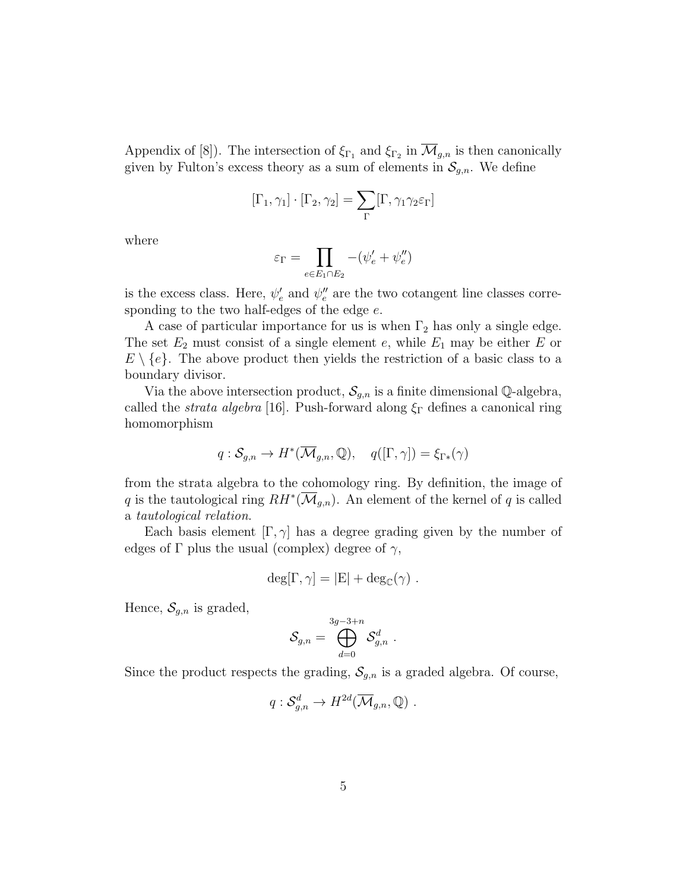Appendix of [8]). The intersection of $\xi_{\Gamma_1}$ and $\xi_{\Gamma_2}$ in $\overline{\mathcal{M}}_{g,n}$ is then canonically given by Fulton's excess theory as a sum of elements in $\mathcal{S}_{g,n}$. We define

$$[\Gamma_1, \gamma_1] \cdot [\Gamma_2, \gamma_2] = \sum_{\Gamma} [\Gamma, \gamma_1 \gamma_2 \varepsilon_\Gamma]$$

where

$$\varepsilon_\Gamma = \prod_{e \in E_1 \cap E_2} -(\psi'_e + \psi''_e)$$

is the excess class. Here, $\psi'_e$ and $\psi''_e$ are the two cotangent line classes corresponding to the two half-edges of the edge $e$.

A case of particular importance for us is when $\Gamma_2$ has only a single edge. The set $E_2$ must consist of a single element $e$, while $E_1$ may be either $E$ or $E \setminus \{e\}$. The above product then yields the restriction of a basic class to a boundary divisor.

Via the above intersection product, $\mathcal{S}_{g,n}$ is a finite dimensional $\mathbb{Q}$-algebra, called the *strata algebra* [16]. Push-forward along $\xi_\Gamma$ defines a canonical ring homomorphism

$$q : \mathcal{S}_{g,n} \to H^*(\overline{\mathcal{M}}_{g,n}, \mathbb{Q}), \quad q([\Gamma, \gamma]) = \xi_{\Gamma*}(\gamma)$$

from the strata algebra to the cohomology ring. By definition, the image of $q$ is the tautological ring $RH^*(\overline{\mathcal{M}}_{g,n})$. An element of the kernel of $q$ is called a *tautological relation*.

Each basis element $[\Gamma, \gamma]$ has a degree grading given by the number of edges of $\Gamma$ plus the usual (complex) degree of $\gamma$,

$$\deg[\Gamma, \gamma] = |\mathrm{E}| + \deg_{\mathbb{C}}(\gamma) \ .$$

Hence, $\mathcal{S}_{g,n}$ is graded,

$$\mathcal{S}_{g,n} = \bigoplus_{d=0}^{3g-3+n} \mathcal{S}^d_{g,n} \ .$$

Since the product respects the grading, $\mathcal{S}_{g,n}$ is a graded algebra. Of course,

$$q : \mathcal{S}^d_{g,n} \to H^{2d}(\overline{\mathcal{M}}_{g,n}, \mathbb{Q}) \ .$$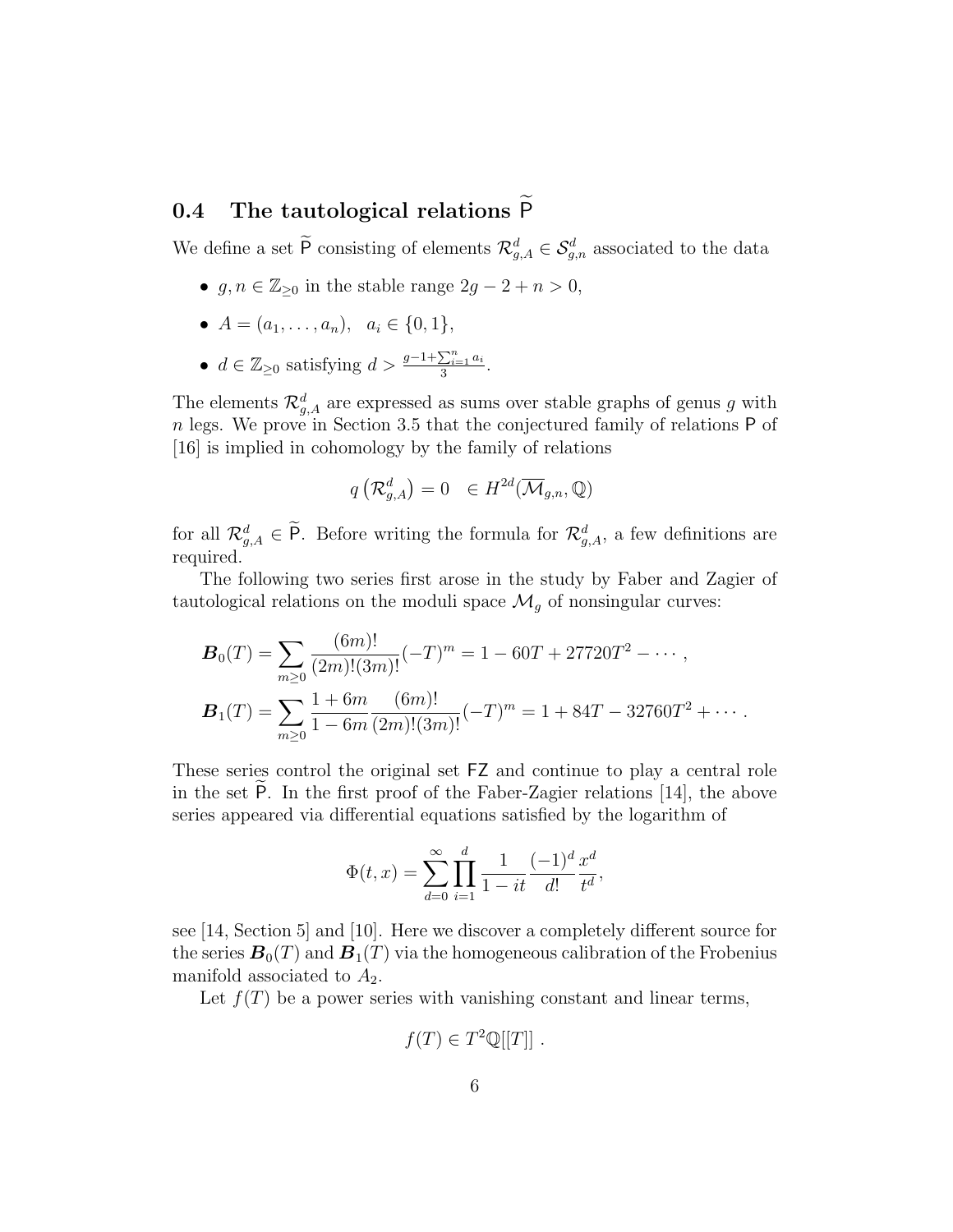## 0.4 The tautological relations $\widetilde{\mathsf{P}}$

We define a set $\widetilde{\mathsf{P}}$ consisting of elements $\mathcal{R}^d_{g,A} \in \mathcal{S}^d_{g,n}$ associated to the data

- $g, n \in \mathbb{Z}_{\geq 0}$ in the stable range $2g - 2 + n > 0$,
- $A = (a_1, \ldots, a_n), \quad a_i \in \{0, 1\}$,
- $d \in \mathbb{Z}_{\geq 0}$ satisfying $d > \frac{g-1+\sum_{i=1}^n a_i}{3}$.

The elements $\mathcal{R}^d_{g,A}$ are expressed as sums over stable graphs of genus $g$ with $n$ legs. We prove in Section 3.5 that the conjectured family of relations $\mathsf{P}$ of [16] is implied in cohomology by the family of relations

$$q\left(\mathcal{R}^d_{g,A}\right) = 0 \quad \in H^{2d}(\overline{\mathcal{M}}_{g,n}, \mathbb{Q})$$

for all $\mathcal{R}^d_{g,A} \in \widetilde{\mathsf{P}}$. Before writing the formula for $\mathcal{R}^d_{g,A}$, a few definitions are required.

The following two series first arose in the study by Faber and Zagier of tautological relations on the moduli space $\mathcal{M}_g$ of nonsingular curves:

$$\boldsymbol{B}_0(T) = \sum_{m \geq 0} \frac{(6m)!}{(2m)!(3m)!}(-T)^m = 1 - 60T + 27720T^2 - \cdots,$$

$$\boldsymbol{B}_1(T) = \sum_{m \geq 0} \frac{1+6m}{1-6m}\frac{(6m)!}{(2m)!(3m)!}(-T)^m = 1 + 84T - 32760T^2 + \cdots.$$

These series control the original set $\mathsf{FZ}$ and continue to play a central role in the set $\widetilde{\mathsf{P}}$. In the first proof of the Faber-Zagier relations [14], the above series appeared via differential equations satisfied by the logarithm of

$$\Phi(t, x) = \sum_{d=0}^{\infty} \prod_{i=1}^{d} \frac{1}{1-it} \frac{(-1)^d}{d!} \frac{x^d}{t^d},$$

see [14, Section 5] and [10]. Here we discover a completely different source for the series $\boldsymbol{B}_0(T)$ and $\boldsymbol{B}_1(T)$ via the homogeneous calibration of the Frobenius manifold associated to $A_2$.

Let $f(T)$ be a power series with vanishing constant and linear terms,

$$f(T) \in T^2\mathbb{Q}[[T]] .$$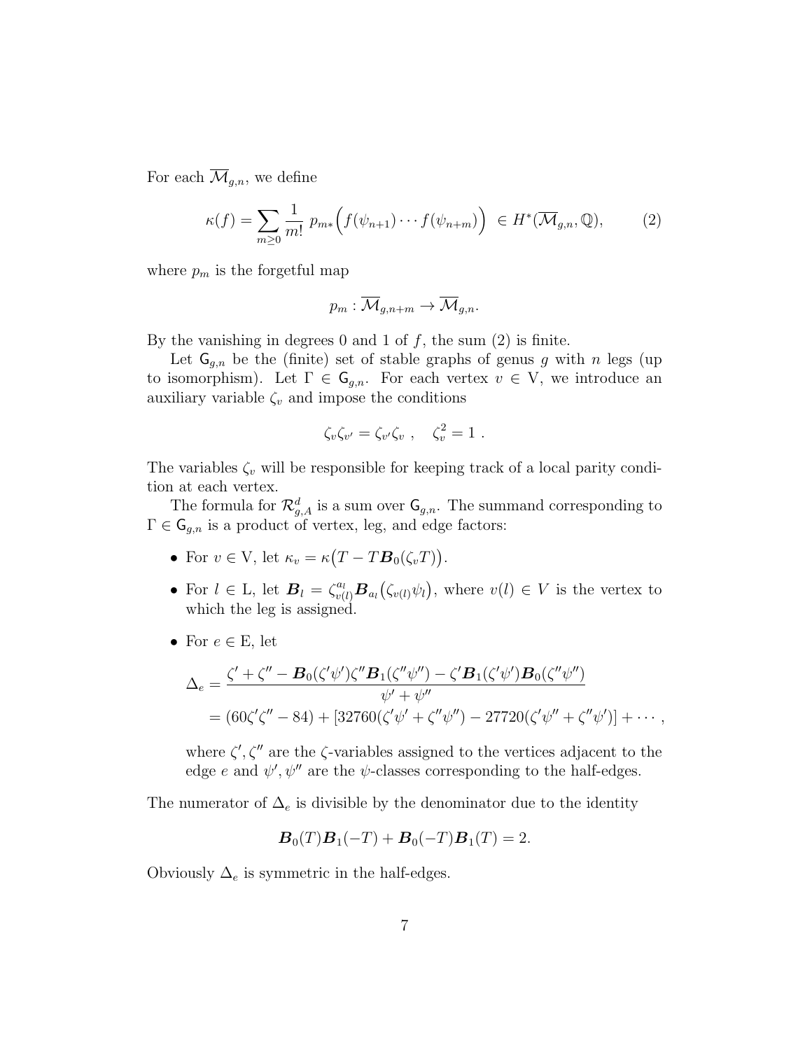For each $\overline{\mathcal{M}}_{g,n}$, we define

$$\kappa(f) = \sum_{m \geq 0} \frac{1}{m!} \; p_{m*}\Big(f(\psi_{n+1}) \cdots f(\psi_{n+m})\Big) \; \in H^*(\overline{\mathcal{M}}_{g,n}, \mathbb{Q}), \tag{2}$$

where $p_m$ is the forgetful map

$$p_m : \overline{\mathcal{M}}_{g,n+m} \to \overline{\mathcal{M}}_{g,n}.$$

By the vanishing in degrees 0 and 1 of $f$, the sum (2) is finite.

Let $\mathsf{G}_{g,n}$ be the (finite) set of stable graphs of genus $g$ with $n$ legs (up to isomorphism). Let $\Gamma \in \mathsf{G}_{g,n}$. For each vertex $v \in \mathrm{V}$, we introduce an auxiliary variable $\zeta_v$ and impose the conditions

$$\zeta_v \zeta_{v'} = \zeta_{v'} \zeta_v \;, \quad \zeta_v^2 = 1 \;.$$

The variables $\zeta_v$ will be responsible for keeping track of a local parity condition at each vertex.

The formula for $\mathcal{R}^d_{g,A}$ is a sum over $\mathsf{G}_{g,n}$. The summand corresponding to $\Gamma \in \mathsf{G}_{g,n}$ is a product of vertex, leg, and edge factors:

- For $v \in \mathrm{V}$, let $\kappa_v = \kappa\big(T - T\boldsymbol{B}_0(\zeta_v T)\big)$.
- For $l \in \mathrm{L}$, let $\boldsymbol{B}_l = \zeta_{v(l)}^{a_l} \boldsymbol{B}_{a_l}\big(\zeta_{v(l)} \psi_l\big)$, where $v(l) \in V$ is the vertex to which the leg is assigned.
- For $e \in \mathrm{E}$, let

$$\begin{aligned}
\Delta_e &= \frac{\zeta' + \zeta'' - \boldsymbol{B}_0(\zeta'\psi')\zeta''\boldsymbol{B}_1(\zeta''\psi'') - \zeta'\boldsymbol{B}_1(\zeta'\psi')\boldsymbol{B}_0(\zeta''\psi'')}{\psi' + \psi''} \\
&= (60\zeta'\zeta'' - 84) + [32760(\zeta'\psi' + \zeta''\psi'') - 27720(\zeta'\psi'' + \zeta''\psi')] + \cdots \;,
\end{aligned}$$

  where $\zeta', \zeta''$ are the $\zeta$-variables assigned to the vertices adjacent to the edge $e$ and $\psi', \psi''$ are the $\psi$-classes corresponding to the half-edges.

The numerator of $\Delta_e$ is divisible by the denominator due to the identity

$$\boldsymbol{B}_0(T)\boldsymbol{B}_1(-T) + \boldsymbol{B}_0(-T)\boldsymbol{B}_1(T) = 2.$$

Obviously $\Delta_e$ is symmetric in the half-edges.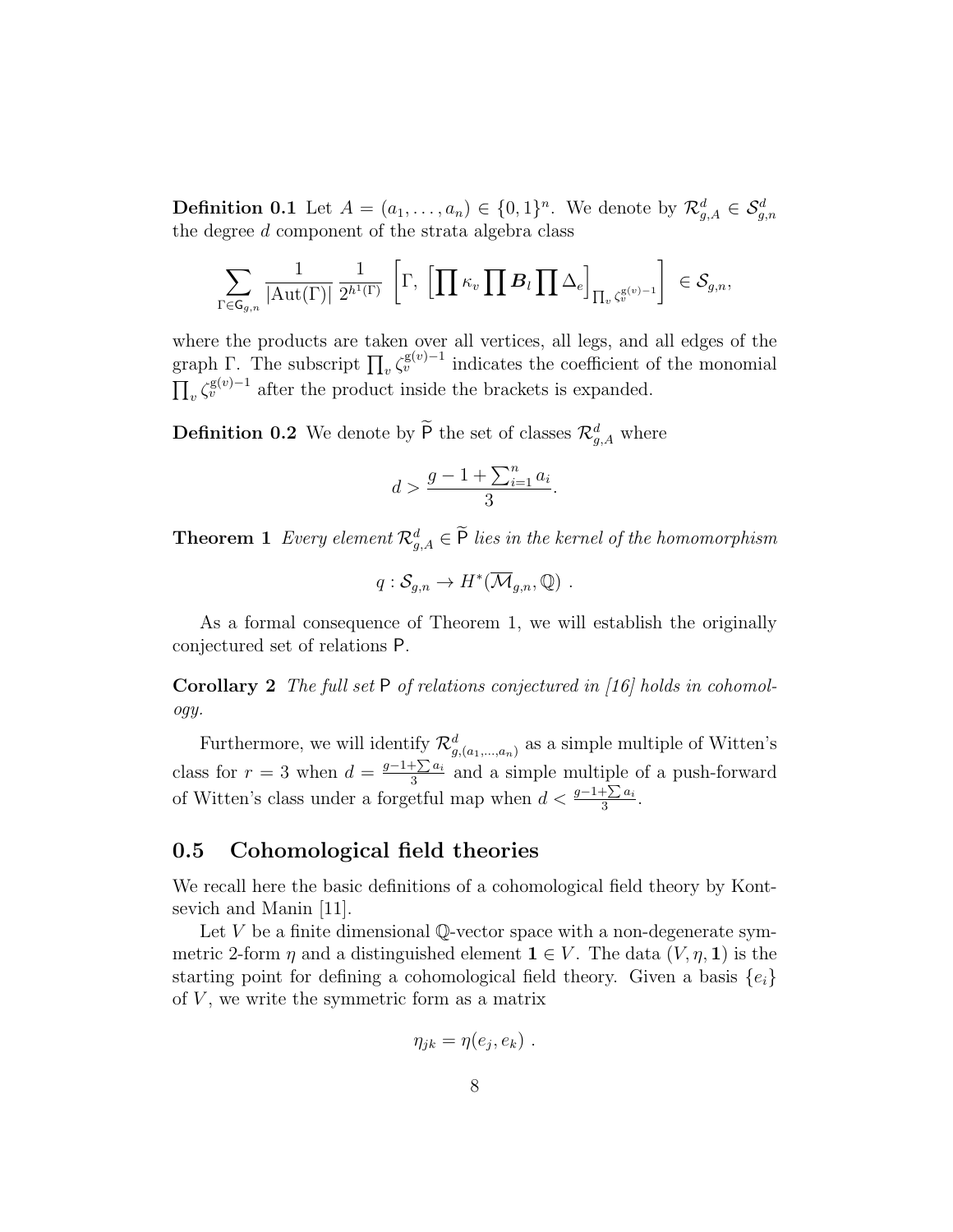**Definition 0.1** Let $A = (a_1, \ldots, a_n) \in \{0,1\}^n$. We denote by $\mathcal{R}^d_{g,A} \in \mathcal{S}^d_{g,n}$ the degree $d$ component of the strata algebra class

$$\sum_{\Gamma \in \mathsf{G}_{g,n}} \frac{1}{|\mathrm{Aut}(\Gamma)|} \frac{1}{2^{h^1(\Gamma)}} \left[ \Gamma, \ \left[ \prod \kappa_v \prod \boldsymbol{B}_l \prod \Delta_e \right]_{\prod_v \zeta_v^{\mathrm{g}(v)-1}} \right] \in \mathcal{S}_{g,n},$$

where the products are taken over all vertices, all legs, and all edges of the graph $\Gamma$. The subscript $\prod_v \zeta_v^{\mathrm{g}(v)-1}$ indicates the coefficient of the monomial $\prod_v \zeta_v^{\mathrm{g}(v)-1}$ after the product inside the brackets is expanded.

**Definition 0.2** We denote by $\widetilde{\mathsf{P}}$ the set of classes $\mathcal{R}^d_{g,A}$ where

$$d > \frac{g-1+\sum_{i=1}^n a_i}{3}.$$

**Theorem 1** *Every element $\mathcal{R}^d_{g,A} \in \widetilde{\mathsf{P}}$ lies in the kernel of the homomorphism*

$$q : \mathcal{S}_{g,n} \to H^*(\overline{\mathcal{M}}_{g,n}, \mathbb{Q}) \ .$$

As a formal consequence of Theorem 1, we will establish the originally conjectured set of relations $\mathsf{P}$.

**Corollary 2** *The full set $\mathsf{P}$ of relations conjectured in [16] holds in cohomology.*

Furthermore, we will identify $\mathcal{R}^d_{g,(a_1,\ldots,a_n)}$ as a simple multiple of Witten's class for $r = 3$ when $d = \frac{g-1+\sum a_i}{3}$ and a simple multiple of a push-forward of Witten's class under a forgetful map when $d < \frac{g-1+\sum a_i}{3}$.

## 0.5 Cohomological field theories

We recall here the basic definitions of a cohomological field theory by Kontsevich and Manin [11].

Let $V$ be a finite dimensional $\mathbb{Q}$-vector space with a non-degenerate symmetric 2-form $\eta$ and a distinguished element $\mathbf{1} \in V$. The data $(V, \eta, \mathbf{1})$ is the starting point for defining a cohomological field theory. Given a basis $\{e_i\}$ of $V$, we write the symmetric form as a matrix

$$\eta_{jk} = \eta(e_j, e_k) \ .$$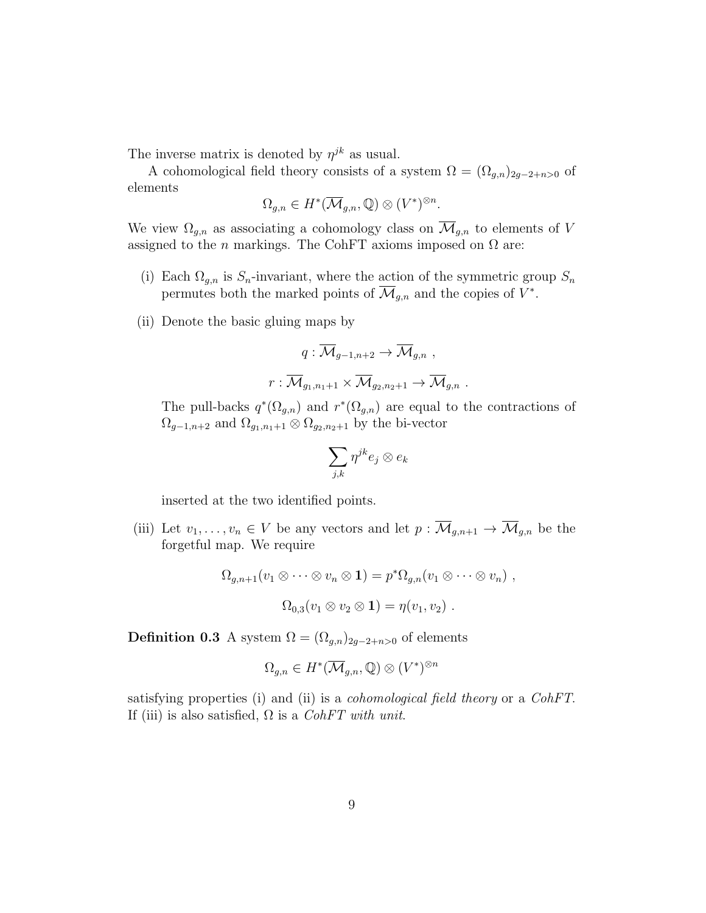The inverse matrix is denoted by $\eta^{jk}$ as usual.

A cohomological field theory consists of a system $\Omega = (\Omega_{g,n})_{2g-2+n>0}$ of elements

$$\Omega_{g,n} \in H^*(\overline{\mathcal{M}}_{g,n}, \mathbb{Q}) \otimes (V^*)^{\otimes n}.$$

We view $\Omega_{g,n}$ as associating a cohomology class on $\overline{\mathcal{M}}_{g,n}$ to elements of $V$ assigned to the $n$ markings. The CohFT axioms imposed on $\Omega$ are:

(i) Each $\Omega_{g,n}$ is $S_n$-invariant, where the action of the symmetric group $S_n$ permutes both the marked points of $\overline{\mathcal{M}}_{g,n}$ and the copies of $V^*$.

(ii) Denote the basic gluing maps by

$$q : \overline{\mathcal{M}}_{g-1,n+2} \to \overline{\mathcal{M}}_{g,n} \ ,$$

$$r : \overline{\mathcal{M}}_{g_1,n_1+1} \times \overline{\mathcal{M}}_{g_2,n_2+1} \to \overline{\mathcal{M}}_{g,n} \ .$$

The pull-backs $q^*(\Omega_{g,n})$ and $r^*(\Omega_{g,n})$ are equal to the contractions of $\Omega_{g-1,n+2}$ and $\Omega_{g_1,n_1+1} \otimes \Omega_{g_2,n_2+1}$ by the bi-vector

$$\sum_{j,k} \eta^{jk} e_j \otimes e_k$$

inserted at the two identified points.

(iii) Let $v_1, \ldots, v_n \in V$ be any vectors and let $p : \overline{\mathcal{M}}_{g,n+1} \to \overline{\mathcal{M}}_{g,n}$ be the forgetful map. We require

$$\Omega_{g,n+1}(v_1 \otimes \cdots \otimes v_n \otimes \mathbf{1}) = p^*\Omega_{g,n}(v_1 \otimes \cdots \otimes v_n) \ ,$$

$$\Omega_{0,3}(v_1 \otimes v_2 \otimes \mathbf{1}) = \eta(v_1, v_2) \ .$$

**Definition 0.3** A system $\Omega = (\Omega_{g,n})_{2g-2+n>0}$ of elements

$$\Omega_{g,n} \in H^*(\overline{\mathcal{M}}_{g,n}, \mathbb{Q}) \otimes (V^*)^{\otimes n}$$

satisfying properties (i) and (ii) is a *cohomological field theory* or a *CohFT*. If (iii) is also satisfied, $\Omega$ is a *CohFT with unit*.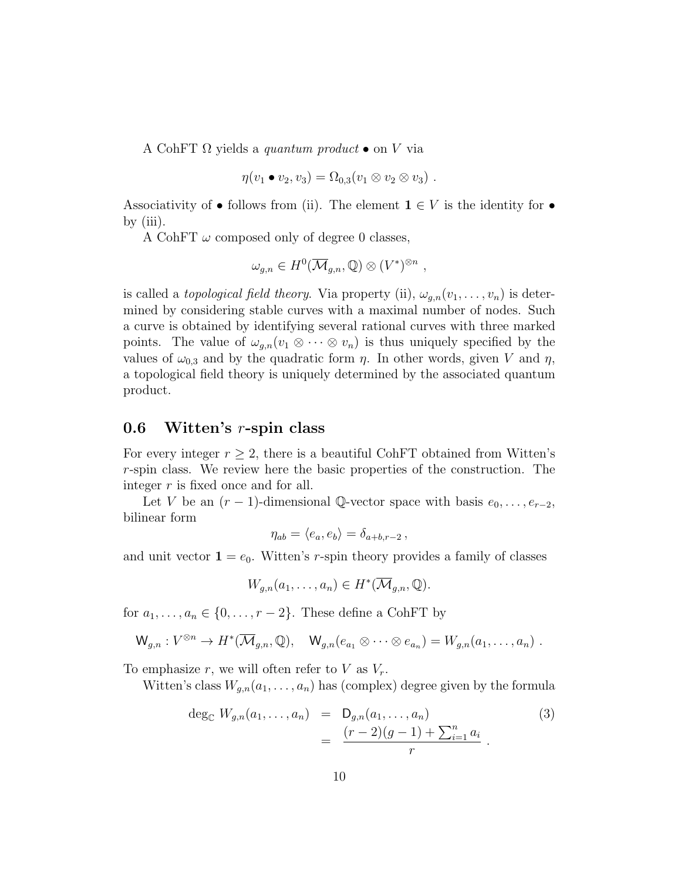A CohFT $\Omega$ yields a *quantum product* $\bullet$ on $V$ via

$$\eta(v_1 \bullet v_2, v_3) = \Omega_{0,3}(v_1 \otimes v_2 \otimes v_3) \ .$$

Associativity of $\bullet$ follows from (ii). The element $\mathbf{1} \in V$ is the identity for $\bullet$ by (iii).

A CohFT $\omega$ composed only of degree 0 classes,

$$\omega_{g,n} \in H^0(\overline{\mathcal{M}}_{g,n}, \mathbb{Q}) \otimes (V^*)^{\otimes n} \ ,$$

is called a *topological field theory*. Via property (ii), $\omega_{g,n}(v_1, \ldots, v_n)$ is determined by considering stable curves with a maximal number of nodes. Such a curve is obtained by identifying several rational curves with three marked points. The value of $\omega_{g,n}(v_1 \otimes \cdots \otimes v_n)$ is thus uniquely specified by the values of $\omega_{0,3}$ and by the quadratic form $\eta$. In other words, given $V$ and $\eta$, a topological field theory is uniquely determined by the associated quantum product.

## 0.6 Witten's $r$-spin class

For every integer $r \geq 2$, there is a beautiful CohFT obtained from Witten's $r$-spin class. We review here the basic properties of the construction. The integer $r$ is fixed once and for all.

Let $V$ be an $(r-1)$-dimensional $\mathbb{Q}$-vector space with basis $e_0, \ldots, e_{r-2}$, bilinear form

$$\eta_{ab} = \langle e_a, e_b \rangle = \delta_{a+b,r-2} \ ,$$

and unit vector $\mathbf{1} = e_0$. Witten's $r$-spin theory provides a family of classes

$$W_{g,n}(a_1, \ldots, a_n) \in H^*(\overline{\mathcal{M}}_{g,n}, \mathbb{Q}).$$

for $a_1, \ldots, a_n \in \{0, \ldots, r-2\}$. These define a CohFT by

$$\mathsf{W}_{g,n} : V^{\otimes n} \to H^*(\overline{\mathcal{M}}_{g,n}, \mathbb{Q}), \quad \mathsf{W}_{g,n}(e_{a_1} \otimes \cdots \otimes e_{a_n}) = W_{g,n}(a_1, \ldots, a_n) \ .$$

To emphasize $r$, we will often refer to $V$ as $V_r$.

Witten's class $W_{g,n}(a_1, \ldots, a_n)$ has (complex) degree given by the formula

$$\begin{aligned} \deg_{\mathbb{C}} W_{g,n}(a_1, \ldots, a_n) &= \mathsf{D}_{g,n}(a_1, \ldots, a_n) \\ &= \frac{(r-2)(g-1) + \sum_{i=1}^n a_i}{r} \ . \end{aligned} \tag{3}$$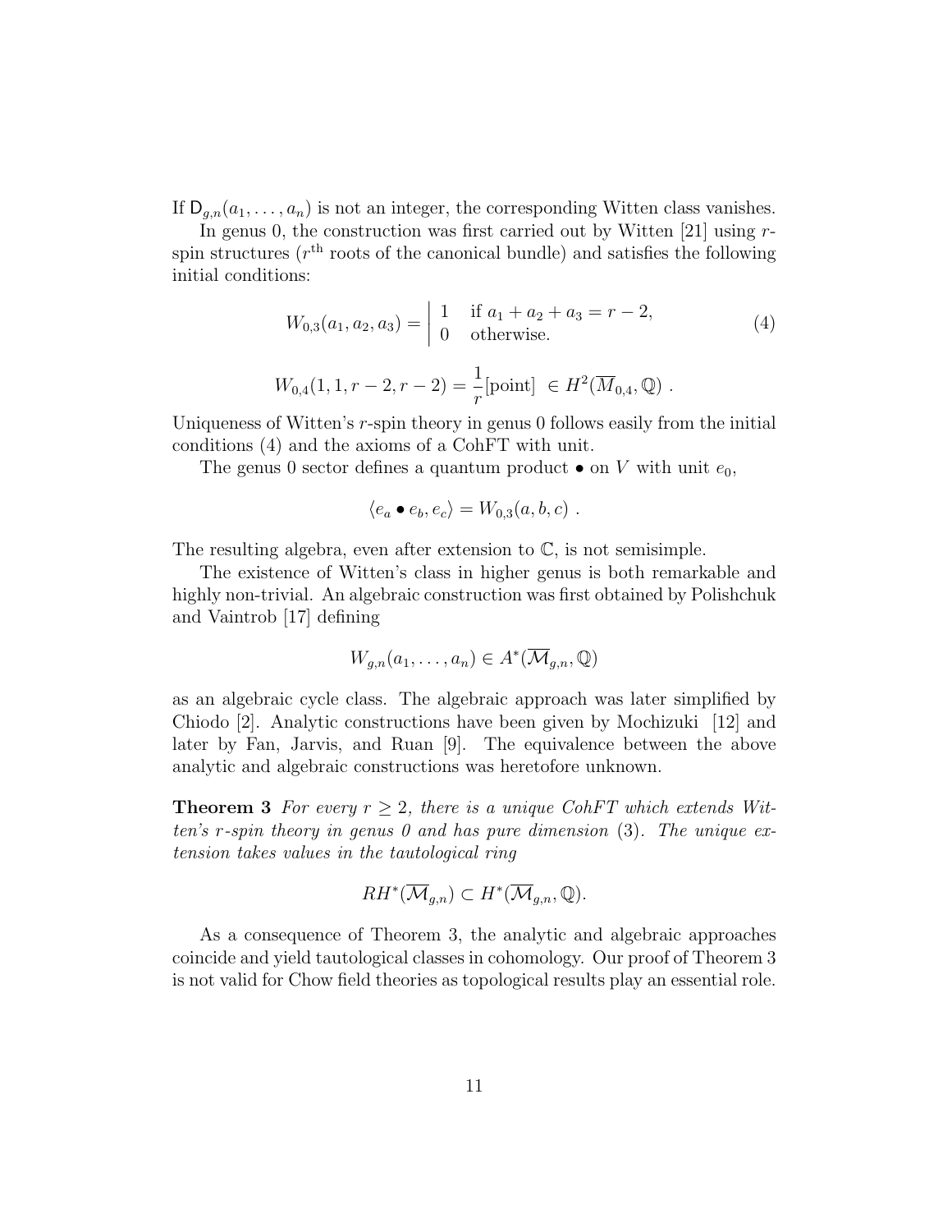If $\mathsf{D}_{g,n}(a_1, \ldots, a_n)$ is not an integer, the corresponding Witten class vanishes.

In genus 0, the construction was first carried out by Witten [21] using $r$-spin structures ($r^{\text{th}}$ roots of the canonical bundle) and satisfies the following initial conditions:

$$W_{0,3}(a_1, a_2, a_3) = \left| \begin{array}{ll} 1 & \text{if } a_1 + a_2 + a_3 = r - 2, \\ 0 & \text{otherwise.} \end{array} \right. \tag{4}$$

$$W_{0,4}(1, 1, r-2, r-2) = \frac{1}{r}[\text{point}] \ \in H^2(\overline{M}_{0,4}, \mathbb{Q}) \ .$$

Uniqueness of Witten's $r$-spin theory in genus 0 follows easily from the initial conditions (4) and the axioms of a CohFT with unit.

The genus 0 sector defines a quantum product $\bullet$ on $V$ with unit $e_0$,

$$\langle e_a \bullet e_b, e_c \rangle = W_{0,3}(a, b, c) \ .$$

The resulting algebra, even after extension to $\mathbb{C}$, is not semisimple.

The existence of Witten's class in higher genus is both remarkable and highly non-trivial. An algebraic construction was first obtained by Polishchuk and Vaintrob [17] defining

$$W_{g,n}(a_1, \ldots, a_n) \in A^*(\overline{\mathcal{M}}_{g,n}, \mathbb{Q})$$

as an algebraic cycle class. The algebraic approach was later simplified by Chiodo [2]. Analytic constructions have been given by Mochizuki [12] and later by Fan, Jarvis, and Ruan [9]. The equivalence between the above analytic and algebraic constructions was heretofore unknown.

**Theorem 3** *For every $r \geq 2$, there is a unique CohFT which extends Witten's $r$-spin theory in genus 0 and has pure dimension* (3)*. The unique extension takes values in the tautological ring*

$$RH^*(\overline{\mathcal{M}}_{g,n}) \subset H^*(\overline{\mathcal{M}}_{g,n}, \mathbb{Q}).$$

As a consequence of Theorem 3, the analytic and algebraic approaches coincide and yield tautological classes in cohomology. Our proof of Theorem 3 is not valid for Chow field theories as topological results play an essential role.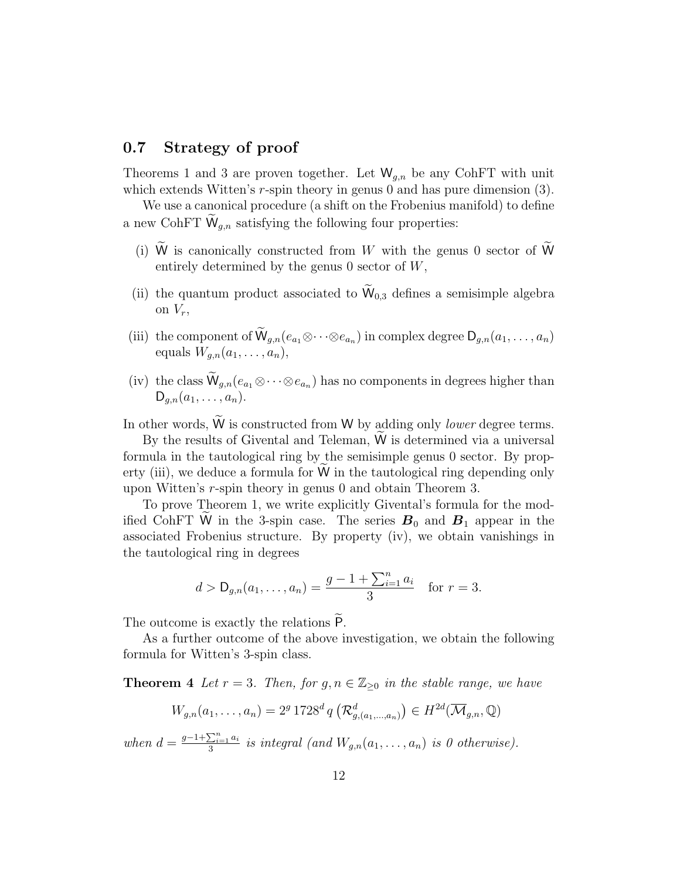## 0.7 Strategy of proof

Theorems 1 and 3 are proven together. Let $\mathsf{W}_{g,n}$ be any CohFT with unit which extends Witten's $r$-spin theory in genus 0 and has pure dimension (3).

We use a canonical procedure (a shift on the Frobenius manifold) to define a new CohFT $\widetilde{\mathsf{W}}_{g,n}$ satisfying the following four properties:

(i) $\widetilde{\mathsf{W}}$ is canonically constructed from $W$ with the genus 0 sector of $\widetilde{\mathsf{W}}$ entirely determined by the genus 0 sector of $W$,

(ii) the quantum product associated to $\widetilde{\mathsf{W}}_{0,3}$ defines a semisimple algebra on $V_r$,

(iii) the component of $\widetilde{\mathsf{W}}_{g,n}(e_{a_1}\otimes\cdots\otimes e_{a_n})$ in complex degree $\mathsf{D}_{g,n}(a_1,\ldots,a_n)$ equals $W_{g,n}(a_1,\ldots,a_n)$,

(iv) the class $\widetilde{\mathsf{W}}_{g,n}(e_{a_1}\otimes\cdots\otimes e_{a_n})$ has no components in degrees higher than $\mathsf{D}_{g,n}(a_1,\ldots,a_n)$.

In other words, $\widetilde{\mathsf{W}}$ is constructed from $\mathsf{W}$ by adding only *lower* degree terms.

By the results of Givental and Teleman, $\widetilde{\mathsf{W}}$ is determined via a universal formula in the tautological ring by the semisimple genus 0 sector. By property (iii), we deduce a formula for $\mathsf{W}$ in the tautological ring depending only upon Witten's $r$-spin theory in genus 0 and obtain Theorem 3.

To prove Theorem 1, we write explicitly Givental's formula for the modified CohFT $\widetilde{\mathsf{W}}$ in the 3-spin case. The series $\boldsymbol{B}_0$ and $\boldsymbol{B}_1$ appear in the associated Frobenius structure. By property (iv), we obtain vanishings in the tautological ring in degrees

$$d > \mathsf{D}_{g,n}(a_1,\ldots,a_n) = \frac{g-1+\sum_{i=1}^n a_i}{3} \quad \text{for } r=3.$$

The outcome is exactly the relations $\widetilde{\mathsf{P}}$.

As a further outcome of the above investigation, we obtain the following formula for Witten's 3-spin class.

**Theorem 4** *Let $r=3$. Then, for $g,n\in\mathbb{Z}_{\geq 0}$ in the stable range, we have*

$$W_{g,n}(a_1,\ldots,a_n) = 2^g\, 1728^d\, q\left(\mathcal{R}^d_{g,(a_1,\ldots,a_n)}\right) \in H^{2d}(\overline{\mathcal{M}}_{g,n},\mathbb{Q})$$

*when $d=\frac{g-1+\sum_{i=1}^n a_i}{3}$ is integral (and $W_{g,n}(a_1,\ldots,a_n)$ is 0 otherwise).*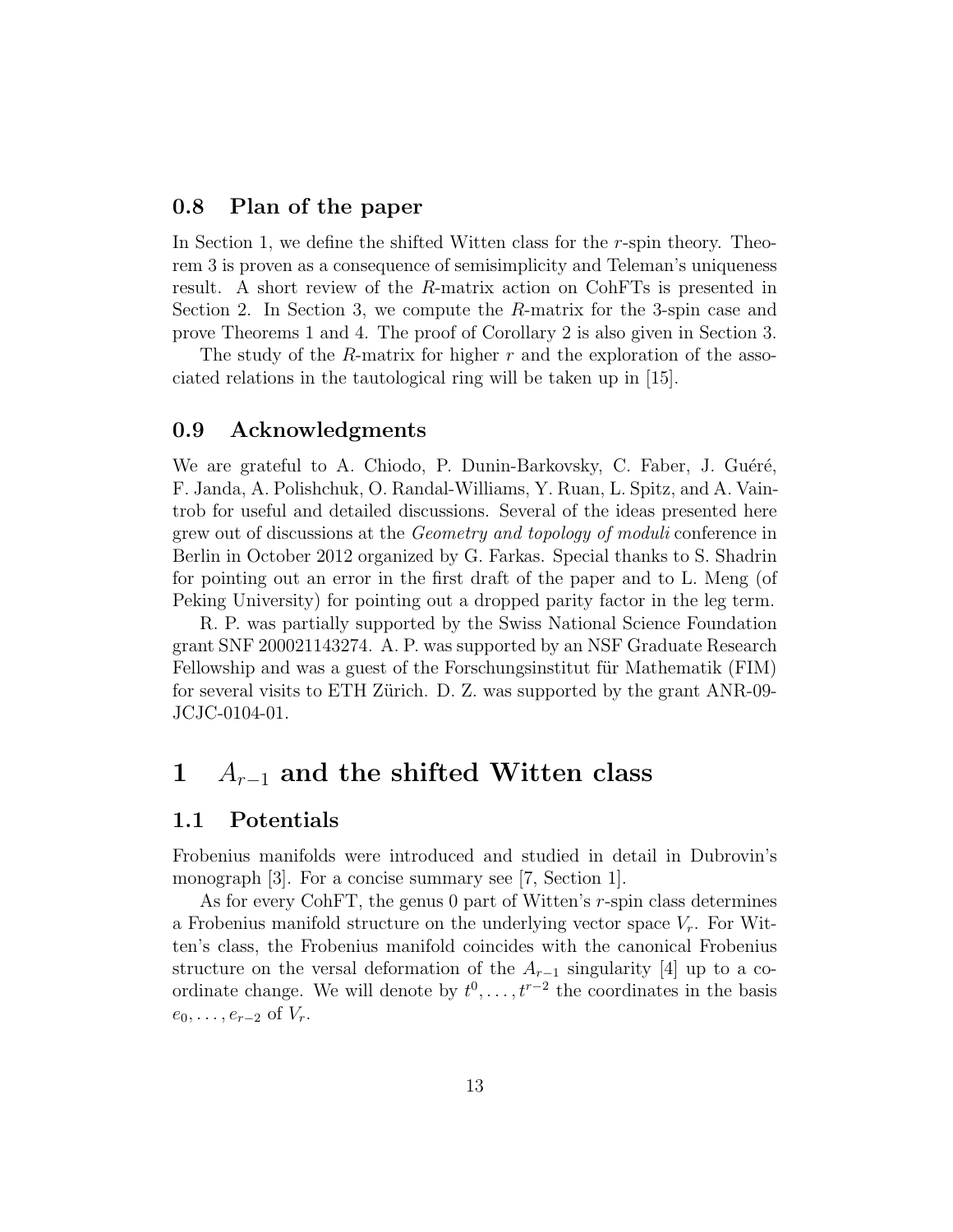### 0.8 Plan of the paper

In Section 1, we define the shifted Witten class for the $r$-spin theory. Theorem 3 is proven as a consequence of semisimplicity and Teleman's uniqueness result. A short review of the $R$-matrix action on CohFTs is presented in Section 2. In Section 3, we compute the $R$-matrix for the 3-spin case and prove Theorems 1 and 4. The proof of Corollary 2 is also given in Section 3.

The study of the $R$-matrix for higher $r$ and the exploration of the associated relations in the tautological ring will be taken up in [15].

### 0.9 Acknowledgments

We are grateful to A. Chiodo, P. Dunin-Barkovsky, C. Faber, J. Guéré, F. Janda, A. Polishchuk, O. Randal-Williams, Y. Ruan, L. Spitz, and A. Vaintrob for useful and detailed discussions. Several of the ideas presented here grew out of discussions at the *Geometry and topology of moduli* conference in Berlin in October 2012 organized by G. Farkas. Special thanks to S. Shadrin for pointing out an error in the first draft of the paper and to L. Meng (of Peking University) for pointing out a dropped parity factor in the leg term.

R. P. was partially supported by the Swiss National Science Foundation grant SNF 200021143274. A. P. was supported by an NSF Graduate Research Fellowship and was a guest of the Forschungsinstitut für Mathematik (FIM) for several visits to ETH Zürich. D. Z. was supported by the grant ANR-09-JCJC-0104-01.

## 1 $A_{r-1}$ and the shifted Witten class

### 1.1 Potentials

Frobenius manifolds were introduced and studied in detail in Dubrovin's monograph [3]. For a concise summary see [7, Section 1].

As for every CohFT, the genus 0 part of Witten's $r$-spin class determines a Frobenius manifold structure on the underlying vector space $V_r$. For Witten's class, the Frobenius manifold coincides with the canonical Frobenius structure on the versal deformation of the $A_{r-1}$ singularity [4] up to a coordinate change. We will denote by $t^0, \ldots, t^{r-2}$ the coordinates in the basis $e_0, \ldots, e_{r-2}$ of $V_r$.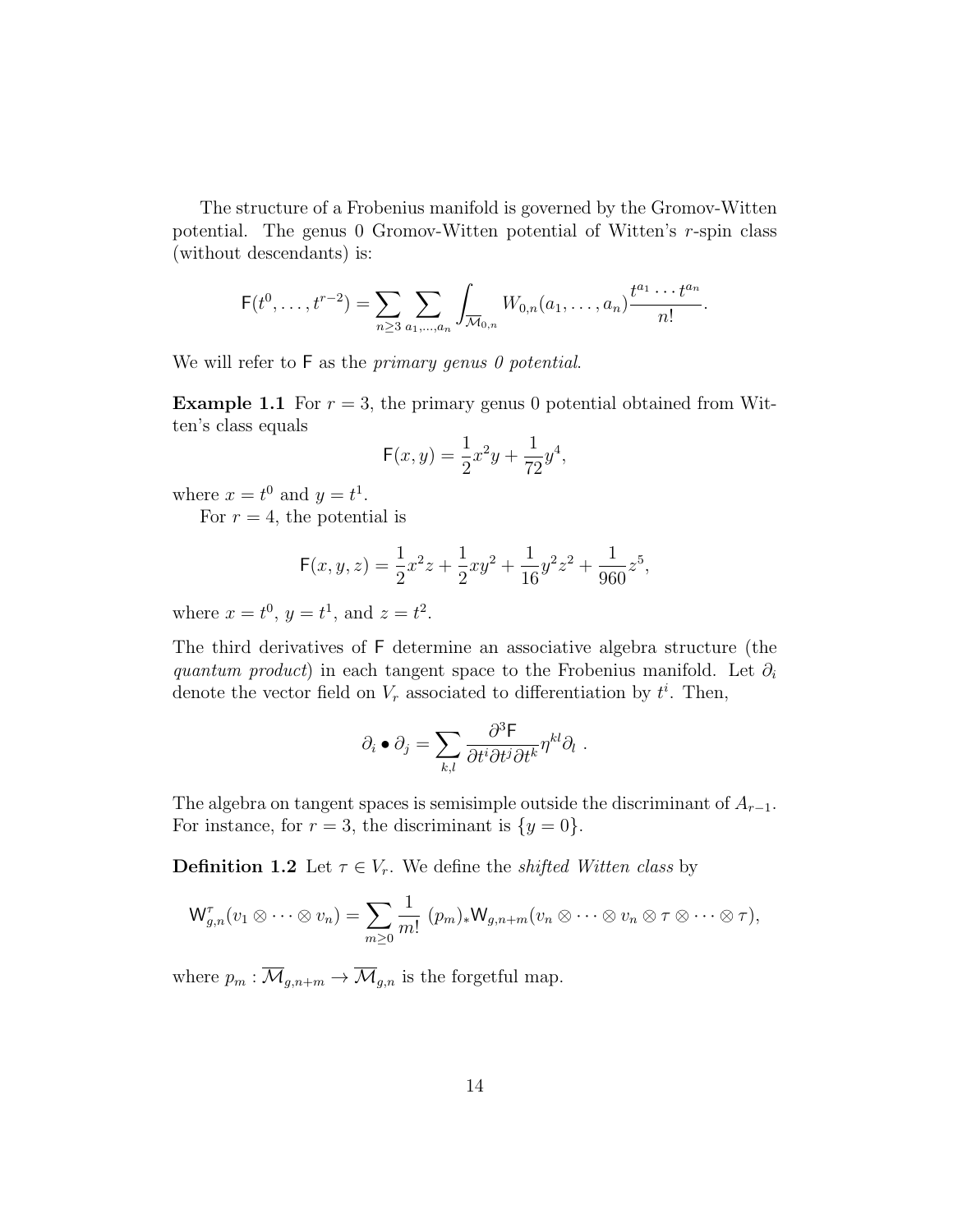The structure of a Frobenius manifold is governed by the Gromov-Witten potential. The genus 0 Gromov-Witten potential of Witten's $r$-spin class (without descendants) is:

$$\mathsf{F}(t^0, \ldots, t^{r-2}) = \sum_{n \geq 3} \sum_{a_1, \ldots, a_n} \int_{\overline{\mathcal{M}}_{0,n}} W_{0,n}(a_1, \ldots, a_n) \frac{t^{a_1} \cdots t^{a_n}}{n!}.$$

We will refer to $\mathsf{F}$ as the *primary genus 0 potential*.

**Example 1.1** For $r = 3$, the primary genus 0 potential obtained from Witten's class equals

$$\mathsf{F}(x, y) = \frac{1}{2}x^2 y + \frac{1}{72}y^4,$$

where $x = t^0$ and $y = t^1$.

For $r = 4$, the potential is

$$\mathsf{F}(x, y, z) = \frac{1}{2}x^2 z + \frac{1}{2}xy^2 + \frac{1}{16}y^2 z^2 + \frac{1}{960}z^5,$$

where $x = t^0$, $y = t^1$, and $z = t^2$.

The third derivatives of $\mathsf{F}$ determine an associative algebra structure (the *quantum product*) in each tangent space to the Frobenius manifold. Let $\partial_i$ denote the vector field on $V_r$ associated to differentiation by $t^i$. Then,

$$\partial_i \bullet \partial_j = \sum_{k,l} \frac{\partial^3 \mathsf{F}}{\partial t^i \partial t^j \partial t^k} \eta^{kl} \partial_l \ .$$

The algebra on tangent spaces is semisimple outside the discriminant of $A_{r-1}$. For instance, for $r = 3$, the discriminant is $\{y = 0\}$.

**Definition 1.2** Let $\tau \in V_r$. We define the *shifted Witten class* by

$$\mathsf{W}^\tau_{g,n}(v_1 \otimes \cdots \otimes v_n) = \sum_{m \geq 0} \frac{1}{m!} \ (p_m)_* \mathsf{W}_{g,n+m}(v_n \otimes \cdots \otimes v_n \otimes \tau \otimes \cdots \otimes \tau),$$

where $p_m : \overline{\mathcal{M}}_{g,n+m} \to \overline{\mathcal{M}}_{g,n}$ is the forgetful map.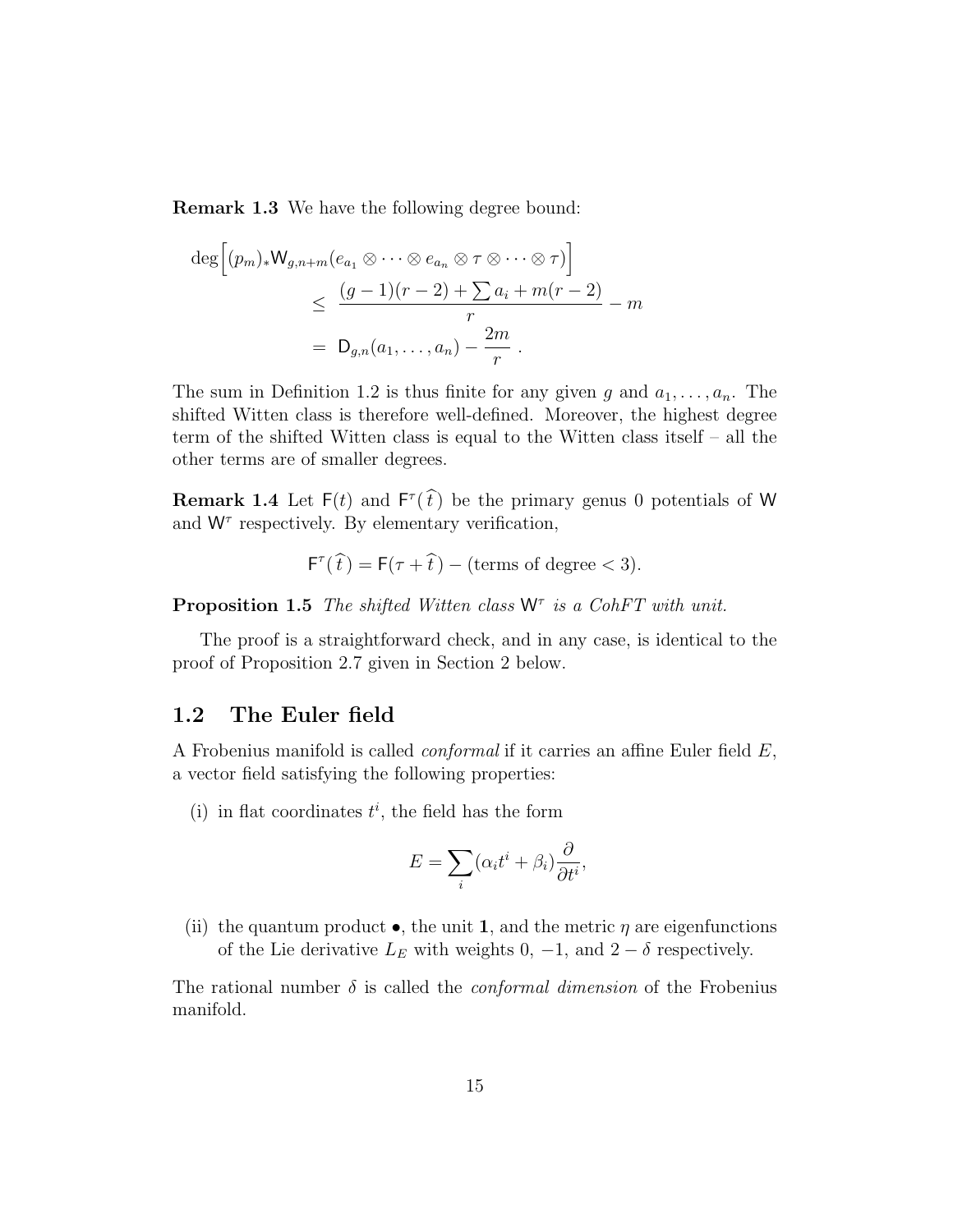**Remark 1.3** We have the following degree bound:

$$
\begin{aligned}
\deg\Big[(p_m)_* \mathsf{W}_{g,n+m}(e_{a_1} \otimes \cdots \otimes e_{a_n} \otimes \tau \otimes \cdots \otimes \tau)\Big] \\
&\leq \frac{(g-1)(r-2) + \sum a_i + m(r-2)}{r} - m \\
&= \mathsf{D}_{g,n}(a_1, \ldots, a_n) - \frac{2m}{r} \; .
\end{aligned}
$$

The sum in Definition 1.2 is thus finite for any given $g$ and $a_1, \ldots, a_n$. The shifted Witten class is therefore well-defined. Moreover, the highest degree term of the shifted Witten class is equal to the Witten class itself – all the other terms are of smaller degrees.

**Remark 1.4** Let $\mathsf{F}(t)$ and $\mathsf{F}^\tau(\widehat{t}\,)$ be the primary genus 0 potentials of $\mathsf{W}$ and $\mathsf{W}^\tau$ respectively. By elementary verification,

$$
\mathsf{F}^\tau(\widehat{t}\,) = \mathsf{F}(\tau + \widehat{t}\,) - (\text{terms of degree} < 3).
$$

**Proposition 1.5** *The shifted Witten class $\mathsf{W}^\tau$ is a CohFT with unit.*

The proof is a straightforward check, and in any case, is identical to the proof of Proposition 2.7 given in Section 2 below.

## 1.2 The Euler field

A Frobenius manifold is called *conformal* if it carries an affine Euler field $E$, a vector field satisfying the following properties:

(i) in flat coordinates $t^i$, the field has the form

$$
E = \sum_i (\alpha_i t^i + \beta_i) \frac{\partial}{\partial t^i},
$$

(ii) the quantum product $\bullet$, the unit $\mathbf{1}$, and the metric $\eta$ are eigenfunctions of the Lie derivative $L_E$ with weights 0, $-1$, and $2 - \delta$ respectively.

The rational number $\delta$ is called the *conformal dimension* of the Frobenius manifold.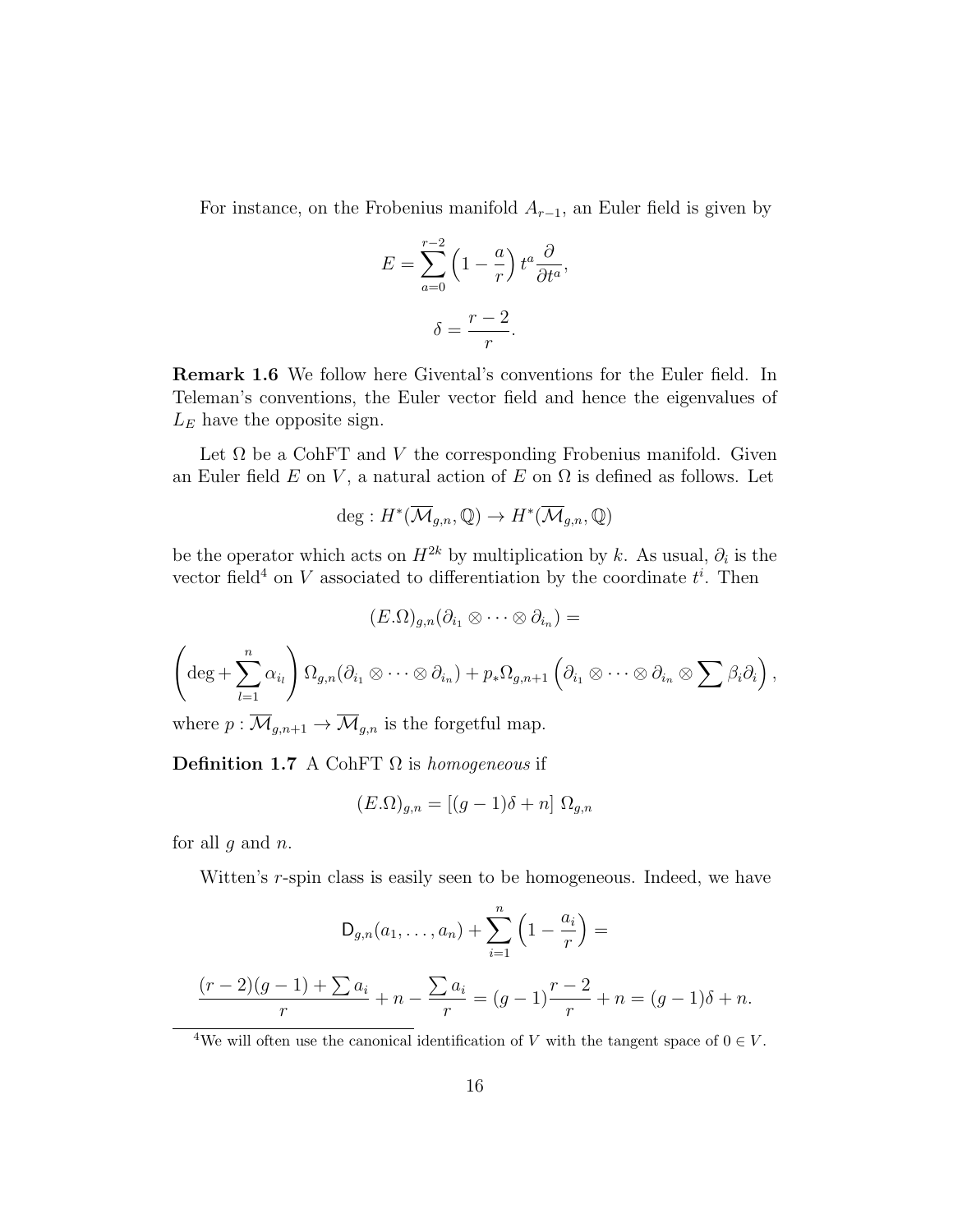For instance, on the Frobenius manifold $A_{r-1}$, an Euler field is given by

$$E = \sum_{a=0}^{r-2} \left(1 - \frac{a}{r}\right) t^a \frac{\partial}{\partial t^a},$$

$$\delta = \frac{r-2}{r}.$$

**Remark 1.6** We follow here Givental's conventions for the Euler field. In Teleman's conventions, the Euler vector field and hence the eigenvalues of $L_E$ have the opposite sign.

Let $\Omega$ be a CohFT and $V$ the corresponding Frobenius manifold. Given an Euler field $E$ on $V$, a natural action of $E$ on $\Omega$ is defined as follows. Let

$$\deg : H^*(\overline{\mathcal{M}}_{g,n}, \mathbb{Q}) \to H^*(\overline{\mathcal{M}}_{g,n}, \mathbb{Q})$$

be the operator which acts on $H^{2k}$ by multiplication by $k$. As usual, $\partial_i$ is the vector field[4] on $V$ associated to differentiation by the coordinate $t^i$. Then

$$(E.\Omega)_{g,n}(\partial_{i_1} \otimes \cdots \otimes \partial_{i_n}) =$$

$$\left(\deg + \sum_{l=1}^{n} \alpha_{i_l}\right) \Omega_{g,n}(\partial_{i_1} \otimes \cdots \otimes \partial_{i_n}) + p_* \Omega_{g,n+1}\left(\partial_{i_1} \otimes \cdots \otimes \partial_{i_n} \otimes \sum \beta_i \partial_i\right),$$

where $p : \overline{\mathcal{M}}_{g,n+1} \to \overline{\mathcal{M}}_{g,n}$ is the forgetful map.

**Definition 1.7** A CohFT $\Omega$ is *homogeneous* if

$$(E.\Omega)_{g,n} = [(g-1)\delta + n] \; \Omega_{g,n}$$

for all $g$ and $n$.

Witten's $r$-spin class is easily seen to be homogeneous. Indeed, we have

$$\mathsf{D}_{g,n}(a_1, \ldots, a_n) + \sum_{i=1}^{n} \left(1 - \frac{a_i}{r}\right) =$$

$$\frac{(r-2)(g-1) + \sum a_i}{r} + n - \frac{\sum a_i}{r} = (g-1)\frac{r-2}{r} + n = (g-1)\delta + n.$$

[4] We will often use the canonical identification of $V$ with the tangent space of $0 \in V$.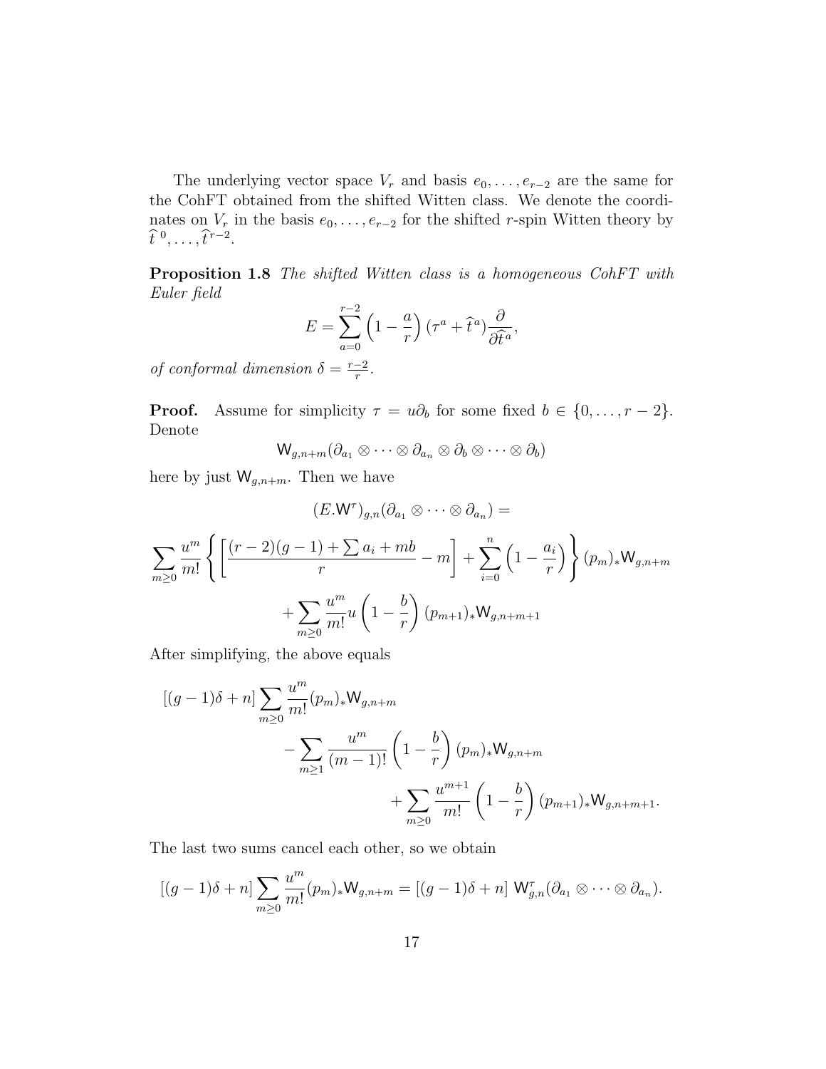The underlying vector space $V_r$ and basis $e_0, \ldots, e_{r-2}$ are the same for the CohFT obtained from the shifted Witten class. We denote the coordinates on $V_r$ in the basis $e_0, \ldots, e_{r-2}$ for the shifted $r$-spin Witten theory by $\widehat{t}^{\,0}, \ldots, \widehat{t}^{\,r-2}$.

**Proposition 1.8** *The shifted Witten class is a homogeneous CohFT with Euler field*

$$E = \sum_{a=0}^{r-2} \left(1 - \frac{a}{r}\right) (\tau^a + \widehat{t}^{\,a}) \frac{\partial}{\partial \widehat{t}^{\,a}},$$

*of conformal dimension* $\delta = \frac{r-2}{r}$.

**Proof.** Assume for simplicity $\tau = u\partial_b$ for some fixed $b \in \{0, \ldots, r-2\}$. Denote

$$\mathsf{W}_{g,n+m}(\partial_{a_1} \otimes \cdots \otimes \partial_{a_n} \otimes \partial_b \otimes \cdots \otimes \partial_b)$$

here by just $\mathsf{W}_{g,n+m}$. Then we have

$$(E.\mathsf{W}^\tau)_{g,n}(\partial_{a_1} \otimes \cdots \otimes \partial_{a_n}) =$$

$$\sum_{m \geq 0} \frac{u^m}{m!} \left\{ \left[ \frac{(r-2)(g-1) + \sum a_i + mb}{r} - m \right] + \sum_{i=0}^{n} \left(1 - \frac{a_i}{r}\right) \right\} (p_m)_* \mathsf{W}_{g,n+m}$$

$$+ \sum_{m \geq 0} \frac{u^m}{m!} u \left(1 - \frac{b}{r}\right) (p_{m+1})_* \mathsf{W}_{g,n+m+1}$$

After simplifying, the above equals

$$[(g-1)\delta + n] \sum_{m \geq 0} \frac{u^m}{m!} (p_m)_* \mathsf{W}_{g,n+m}$$

$$- \sum_{m \geq 1} \frac{u^m}{(m-1)!} \left(1 - \frac{b}{r}\right) (p_m)_* \mathsf{W}_{g,n+m}$$

$$+ \sum_{m \geq 0} \frac{u^{m+1}}{m!} \left(1 - \frac{b}{r}\right) (p_{m+1})_* \mathsf{W}_{g,n+m+1}.$$

The last two sums cancel each other, so we obtain

$$[(g-1)\delta + n] \sum_{m \geq 0} \frac{u^m}{m!} (p_m)_* \mathsf{W}_{g,n+m} = [(g-1)\delta + n] \; \mathsf{W}^\tau_{g,n}(\partial_{a_1} \otimes \cdots \otimes \partial_{a_n}).$$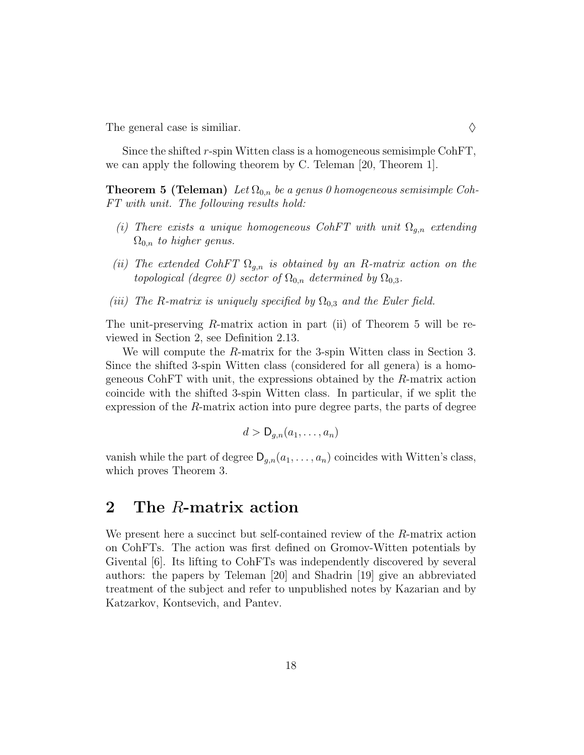The general case is similiar. ◊

Since the shifted $r$-spin Witten class is a homogeneous semisimple CohFT, we can apply the following theorem by C. Teleman [20, Theorem 1].

**Theorem 5 (Teleman)** *Let $\Omega_{0,n}$ be a genus 0 homogeneous semisimple CohFT with unit. The following results hold:*

*(i) There exists a unique homogeneous CohFT with unit $\Omega_{g,n}$ extending $\Omega_{0,n}$ to higher genus.*

*(ii) The extended CohFT $\Omega_{g,n}$ is obtained by an $R$-matrix action on the topological (degree 0) sector of $\Omega_{0,n}$ determined by $\Omega_{0,3}$.*

*(iii) The $R$-matrix is uniquely specified by $\Omega_{0,3}$ and the Euler field.*

The unit-preserving $R$-matrix action in part (ii) of Theorem 5 will be reviewed in Section 2, see Definition 2.13.

We will compute the $R$-matrix for the 3-spin Witten class in Section 3. Since the shifted 3-spin Witten class (considered for all genera) is a homogeneous CohFT with unit, the expressions obtained by the $R$-matrix action coincide with the shifted 3-spin Witten class. In particular, if we split the expression of the $R$-matrix action into pure degree parts, the parts of degree

$$d > \mathsf{D}_{g,n}(a_1, \ldots, a_n)$$

vanish while the part of degree $\mathsf{D}_{g,n}(a_1, \ldots, a_n)$ coincides with Witten's class, which proves Theorem 3.

## 2 The $R$-matrix action

We present here a succinct but self-contained review of the $R$-matrix action on CohFTs. The action was first defined on Gromov-Witten potentials by Givental [6]. Its lifting to CohFTs was independently discovered by several authors: the papers by Teleman [20] and Shadrin [19] give an abbreviated treatment of the subject and refer to unpublished notes by Kazarian and by Katzarkov, Kontsevich, and Pantev.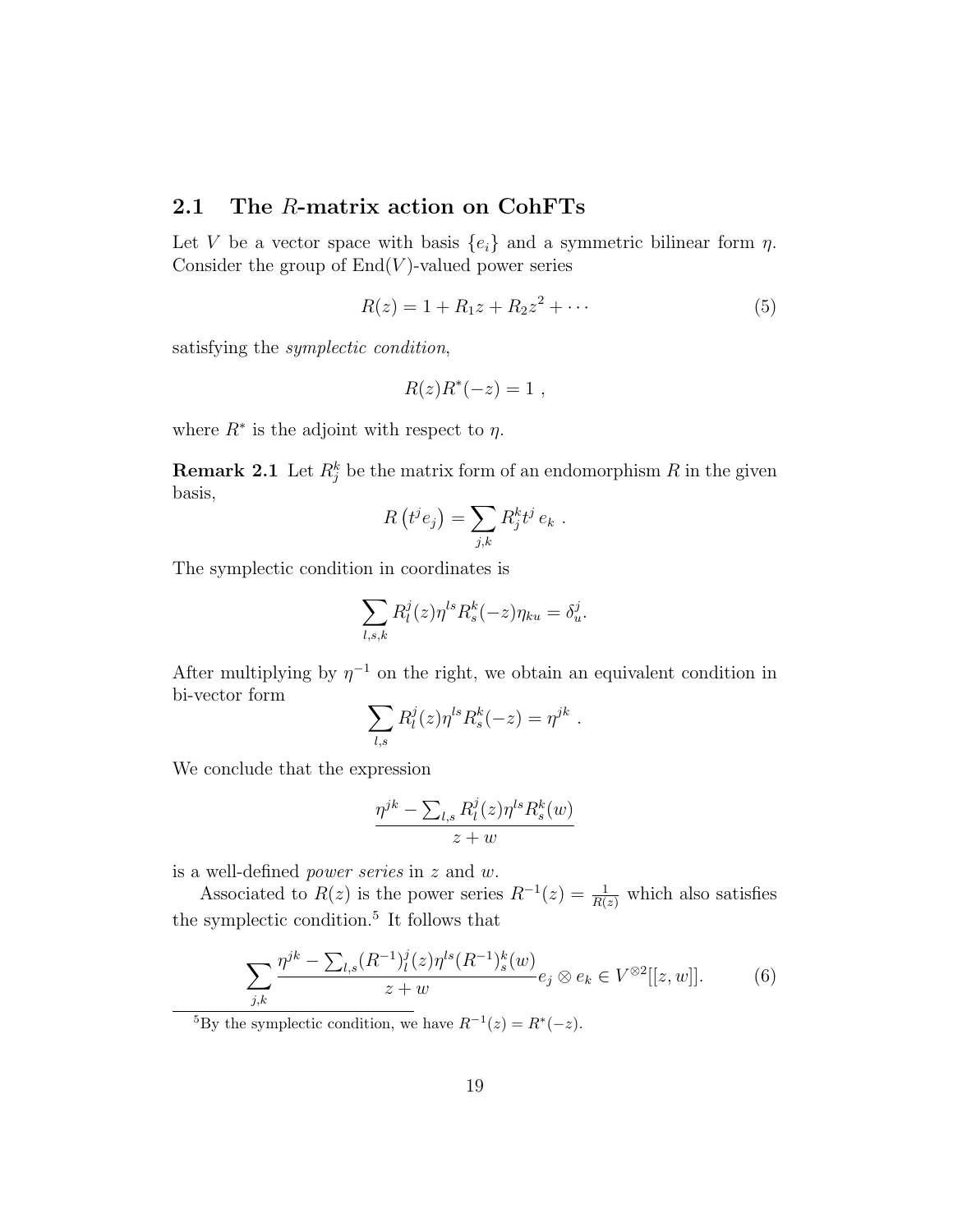## 2.1 The $R$-matrix action on CohFTs

Let $V$ be a vector space with basis $\{e_i\}$ and a symmetric bilinear form $\eta$. Consider the group of $\mathrm{End}(V)$-valued power series

$$R(z) = 1 + R_1 z + R_2 z^2 + \cdots \tag{5}$$

satisfying the *symplectic condition*,

$$R(z)R^*(-z) = 1 \ ,$$

where $R^*$ is the adjoint with respect to $\eta$.

**Remark 2.1** Let $R_j^k$ be the matrix form of an endomorphism $R$ in the given basis,

$$R\left(t^j e_j\right) = \sum_{j,k} R_j^k t^j \, e_k \ .$$

The symplectic condition in coordinates is

$$\sum_{l,s,k} R_l^j(z) \eta^{ls} R_s^k(-z) \eta_{ku} = \delta_u^j.$$

After multiplying by $\eta^{-1}$ on the right, we obtain an equivalent condition in bi-vector form

$$\sum_{l,s} R_l^j(z) \eta^{ls} R_s^k(-z) = \eta^{jk} \ .$$

We conclude that the expression

$$\frac{\eta^{jk} - \sum_{l,s} R_l^j(z) \eta^{ls} R_s^k(w)}{z+w}$$

is a well-defined *power series* in $z$ and $w$.

Associated to $R(z)$ is the power series $R^{-1}(z) = \frac{1}{R(z)}$ which also satisfies the symplectic condition.[5] It follows that

$$\sum_{j,k} \frac{\eta^{jk} - \sum_{l,s} (R^{-1})_l^j(z) \eta^{ls} (R^{-1})_s^k(w)}{z+w} e_j \otimes e_k \in V^{\otimes 2}[[z,w]]. \tag{6}$$

[5] By the symplectic condition, we have $R^{-1}(z) = R^*(-z)$.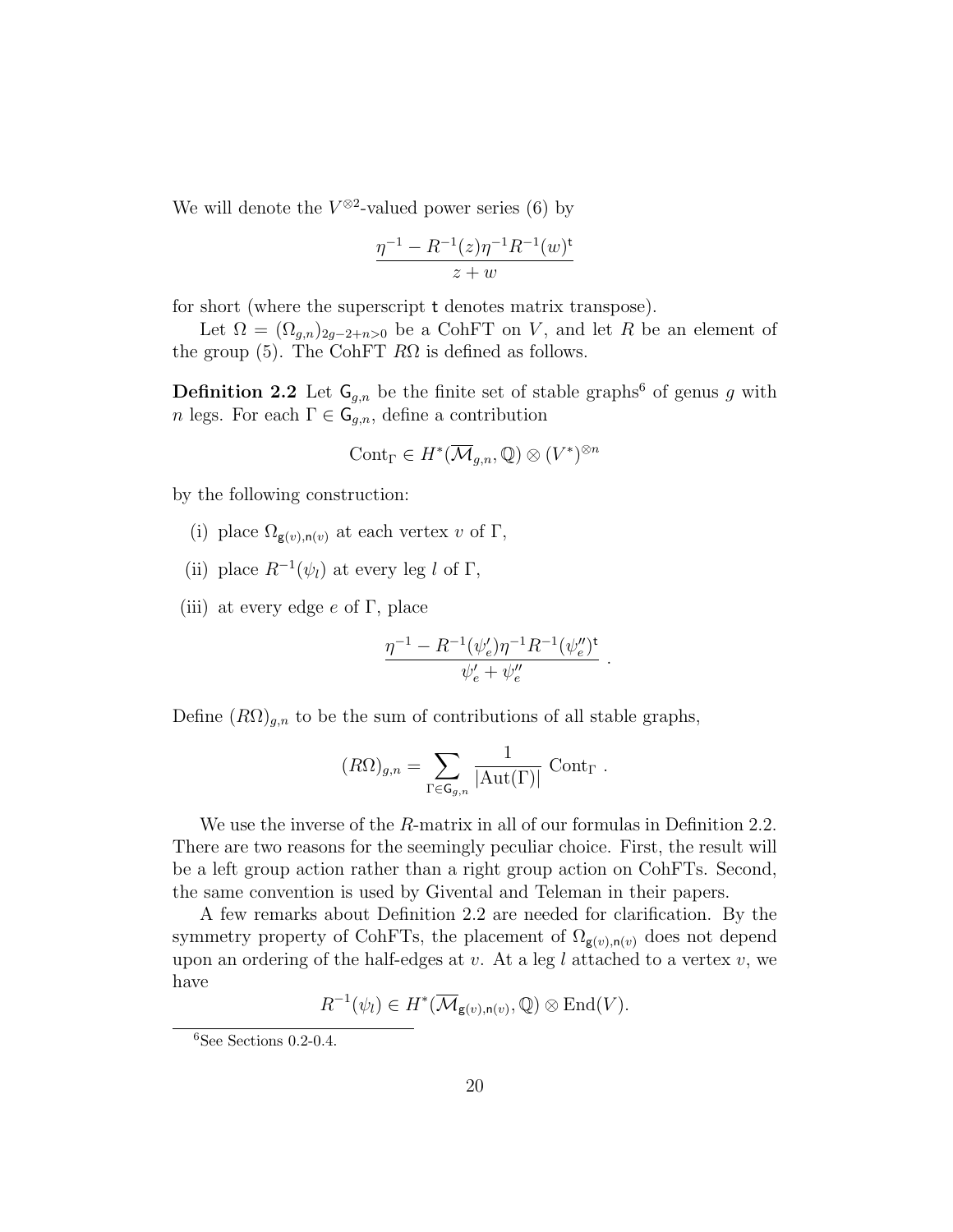We will denote the $V^{\otimes 2}$-valued power series (6) by

$$\frac{\eta^{-1} - R^{-1}(z)\eta^{-1}R^{-1}(w)^{\mathsf{t}}}{z+w}$$

for short (where the superscript $\mathsf{t}$ denotes matrix transpose).

Let $\Omega = (\Omega_{g,n})_{2g-2+n>0}$ be a CohFT on $V$, and let $R$ be an element of the group (5). The CohFT $R\Omega$ is defined as follows.

**Definition 2.2** Let $\mathsf{G}_{g,n}$ be the finite set of stable graphs[6] of genus $g$ with $n$ legs. For each $\Gamma \in \mathsf{G}_{g,n}$, define a contribution

$$\mathrm{Cont}_\Gamma \in H^*(\overline{\mathcal{M}}_{g,n}, \mathbb{Q}) \otimes (V^*)^{\otimes n}$$

by the following construction:

(i) place $\Omega_{\mathsf{g}(v),\mathsf{n}(v)}$ at each vertex $v$ of $\Gamma$,

(ii) place $R^{-1}(\psi_l)$ at every leg $l$ of $\Gamma$,

(iii) at every edge $e$ of $\Gamma$, place

$$\frac{\eta^{-1} - R^{-1}(\psi_e')\eta^{-1}R^{-1}(\psi_e'')^{\mathsf{t}}}{\psi_e' + \psi_e''} \ .$$

Define $(R\Omega)_{g,n}$ to be the sum of contributions of all stable graphs,

$$(R\Omega)_{g,n} = \sum_{\Gamma \in \mathsf{G}_{g,n}} \frac{1}{|\mathrm{Aut}(\Gamma)|} \ \mathrm{Cont}_\Gamma \ .$$

We use the inverse of the $R$-matrix in all of our formulas in Definition 2.2. There are two reasons for the seemingly peculiar choice. First, the result will be a left group action rather than a right group action on CohFTs. Second, the same convention is used by Givental and Teleman in their papers.

A few remarks about Definition 2.2 are needed for clarification. By the symmetry property of CohFTs, the placement of $\Omega_{\mathsf{g}(v),\mathsf{n}(v)}$ does not depend upon an ordering of the half-edges at $v$. At a leg $l$ attached to a vertex $v$, we have

$$R^{-1}(\psi_l) \in H^*(\overline{\mathcal{M}}_{\mathsf{g}(v),\mathsf{n}(v)}, \mathbb{Q}) \otimes \mathrm{End}(V).$$

[6] See Sections 0.2-0.4.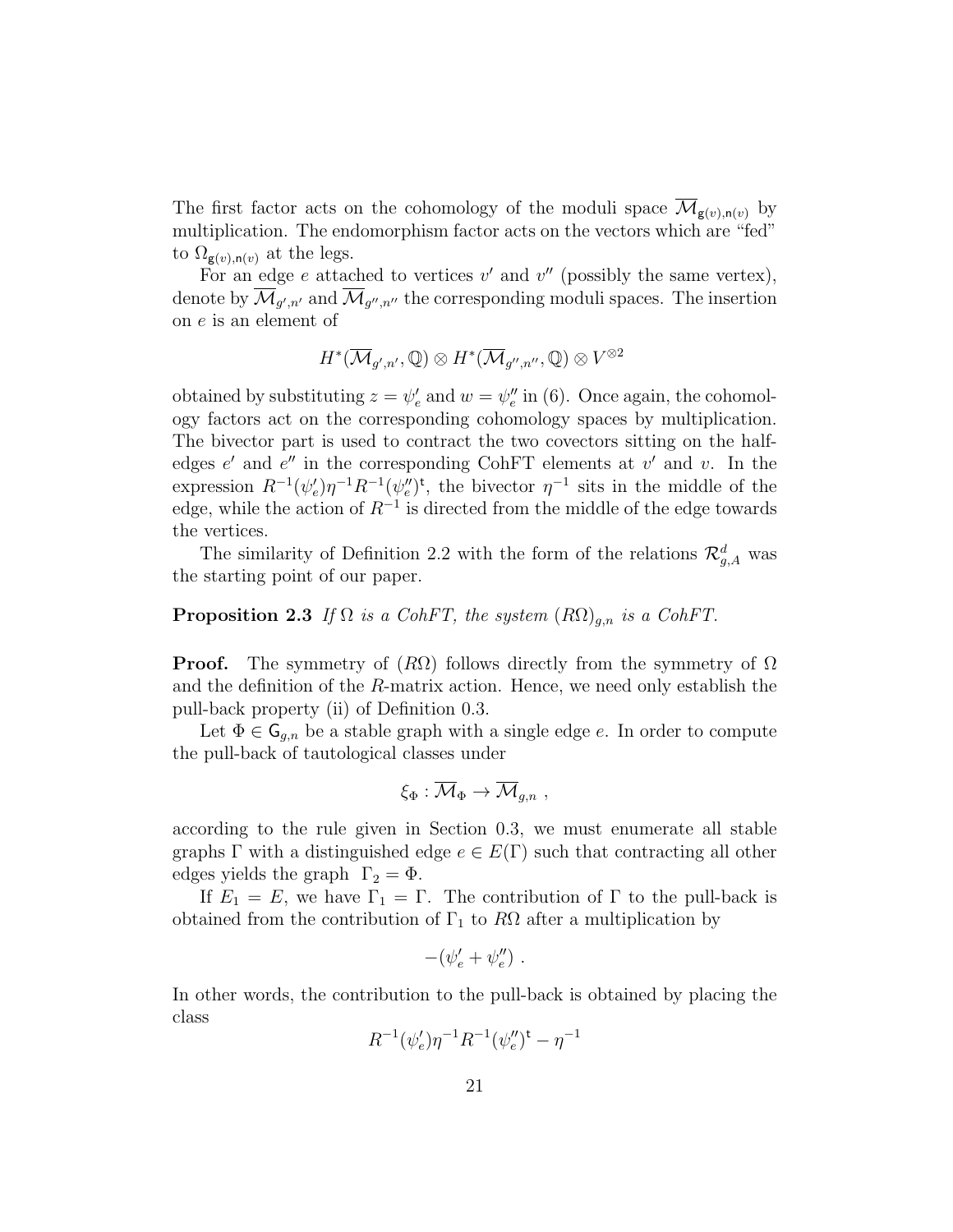The first factor acts on the cohomology of the moduli space $\overline{\mathcal{M}}_{\mathsf{g}(v),\mathsf{n}(v)}$ by multiplication. The endomorphism factor acts on the vectors which are "fed" to $\Omega_{\mathsf{g}(v),\mathsf{n}(v)}$ at the legs.

For an edge $e$ attached to vertices $v'$ and $v''$ (possibly the same vertex), denote by $\overline{\mathcal{M}}_{g',n'}$ and $\overline{\mathcal{M}}_{g'',n''}$ the corresponding moduli spaces. The insertion on $e$ is an element of

$$H^*(\overline{\mathcal{M}}_{g',n'}, \mathbb{Q}) \otimes H^*(\overline{\mathcal{M}}_{g'',n''}, \mathbb{Q}) \otimes V^{\otimes 2}$$

obtained by substituting $z = \psi'_e$ and $w = \psi''_e$ in (6). Once again, the cohomology factors act on the corresponding cohomology spaces by multiplication. The bivector part is used to contract the two covectors sitting on the half-edges $e'$ and $e''$ in the corresponding CohFT elements at $v'$ and $v$. In the expression $R^{-1}(\psi'_e)\eta^{-1}R^{-1}(\psi''_e)^{\mathsf{t}}$, the bivector $\eta^{-1}$ sits in the middle of the edge, while the action of $R^{-1}$ is directed from the middle of the edge towards the vertices.

The similarity of Definition 2.2 with the form of the relations $\mathcal{R}^d_{g,A}$ was the starting point of our paper.

**Proposition 2.3** *If $\Omega$ is a CohFT, the system $(R\Omega)_{g,n}$ is a CohFT.*

**Proof.** The symmetry of $(R\Omega)$ follows directly from the symmetry of $\Omega$ and the definition of the $R$-matrix action. Hence, we need only establish the pull-back property (ii) of Definition 0.3.

Let $\Phi \in \mathsf{G}_{g,n}$ be a stable graph with a single edge $e$. In order to compute the pull-back of tautological classes under

$$\xi_\Phi : \overline{\mathcal{M}}_\Phi \to \overline{\mathcal{M}}_{g,n} \ ,$$

according to the rule given in Section 0.3, we must enumerate all stable graphs $\Gamma$ with a distinguished edge $e \in E(\Gamma)$ such that contracting all other edges yields the graph $\Gamma_2 = \Phi$.

If $E_1 = E$, we have $\Gamma_1 = \Gamma$. The contribution of $\Gamma$ to the pull-back is obtained from the contribution of $\Gamma_1$ to $R\Omega$ after a multiplication by

$$-(\psi'_e + \psi''_e) \ .$$

In other words, the contribution to the pull-back is obtained by placing the class

$$R^{-1}(\psi'_e)\eta^{-1}R^{-1}(\psi''_e)^{\mathsf{t}} - \eta^{-1}$$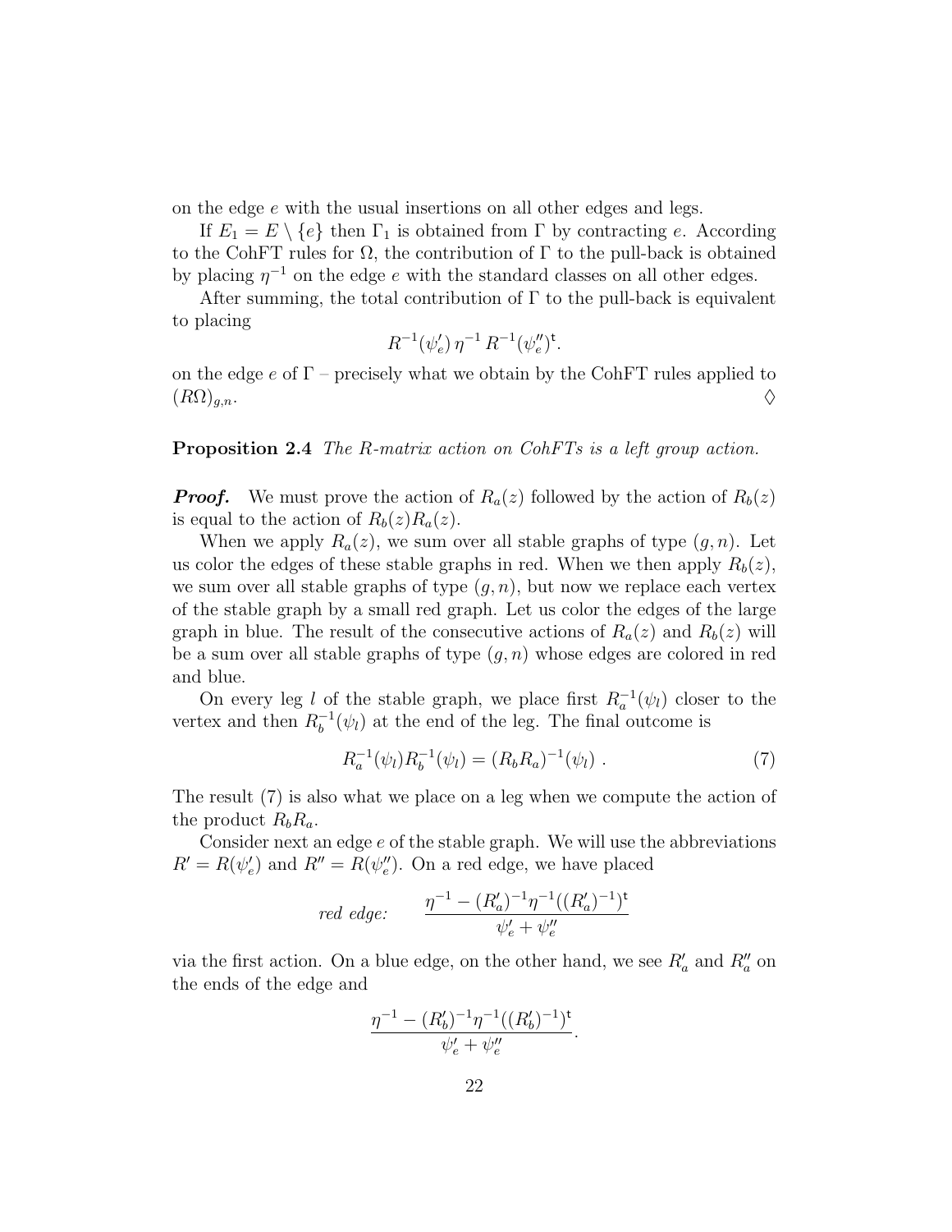on the edge $e$ with the usual insertions on all other edges and legs.

If $E_1 = E \setminus \{e\}$ then $\Gamma_1$ is obtained from $\Gamma$ by contracting $e$. According to the CohFT rules for $\Omega$, the contribution of $\Gamma$ to the pull-back is obtained by placing $\eta^{-1}$ on the edge $e$ with the standard classes on all other edges.

After summing, the total contribution of $\Gamma$ to the pull-back is equivalent to placing

$$R^{-1}(\psi'_e)\, \eta^{-1}\, R^{-1}(\psi''_e)^{\mathsf{t}}.$$

on the edge $e$ of $\Gamma$ – precisely what we obtain by the CohFT rules applied to $(R\Omega)_{g,n}$. $\diamondsuit$

**Proposition 2.4** *The R-matrix action on CohFTs is a left group action.*

***Proof.*** We must prove the action of $R_a(z)$ followed by the action of $R_b(z)$ is equal to the action of $R_b(z)R_a(z)$.

When we apply $R_a(z)$, we sum over all stable graphs of type $(g, n)$. Let us color the edges of these stable graphs in red. When we then apply $R_b(z)$, we sum over all stable graphs of type $(g, n)$, but now we replace each vertex of the stable graph by a small red graph. Let us color the edges of the large graph in blue. The result of the consecutive actions of $R_a(z)$ and $R_b(z)$ will be a sum over all stable graphs of type $(g, n)$ whose edges are colored in red and blue.

On every leg $l$ of the stable graph, we place first $R_a^{-1}(\psi_l)$ closer to the vertex and then $R_b^{-1}(\psi_l)$ at the end of the leg. The final outcome is

$$R_a^{-1}(\psi_l) R_b^{-1}(\psi_l) = (R_b R_a)^{-1}(\psi_l)\ . \tag{7}$$

The result (7) is also what we place on a leg when we compute the action of the product $R_b R_a$.

Consider next an edge $e$ of the stable graph. We will use the abbreviations $R' = R(\psi'_e)$ and $R'' = R(\psi''_e)$. On a red edge, we have placed

$$\textit{red edge:} \qquad \frac{\eta^{-1} - (R'_a)^{-1}\eta^{-1}((R'_a)^{-1})^{\mathsf{t}}}{\psi'_e + \psi''_e}$$

via the first action. On a blue edge, on the other hand, we see $R'_a$ and $R''_a$ on the ends of the edge and

$$\frac{\eta^{-1} - (R'_b)^{-1}\eta^{-1}((R'_b)^{-1})^{\mathsf{t}}}{\psi'_e + \psi''_e}.$$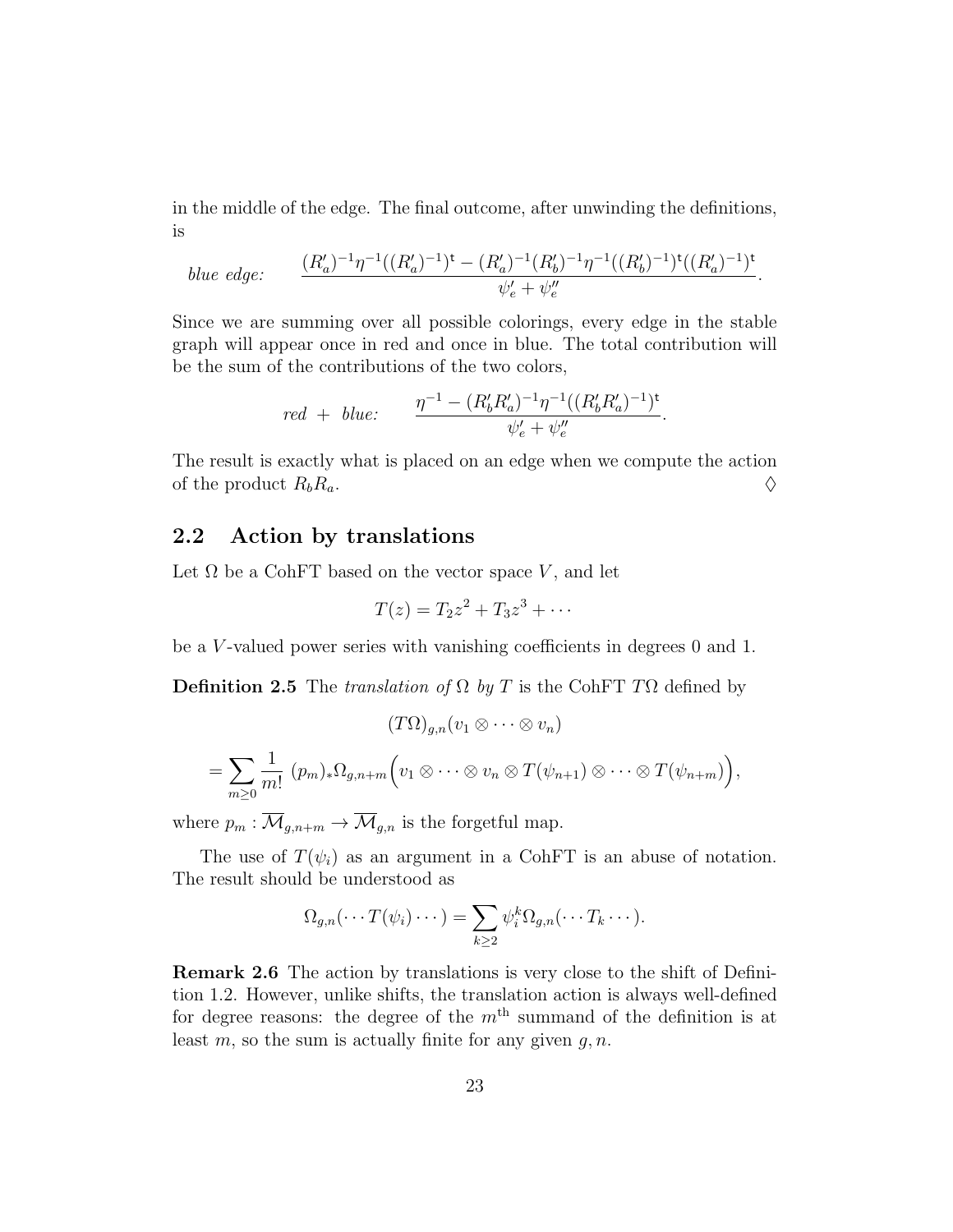in the middle of the edge. The final outcome, after unwinding the definitions, is

$$\textit{blue edge:} \qquad \frac{(R'_a)^{-1}\eta^{-1}((R'_a)^{-1})^{\mathsf{t}} - (R'_a)^{-1}(R'_b)^{-1}\eta^{-1}((R'_b)^{-1})^{\mathsf{t}}((R'_a)^{-1})^{\mathsf{t}}}{\psi'_e + \psi''_e}.$$

Since we are summing over all possible colorings, every edge in the stable graph will appear once in red and once in blue. The total contribution will be the sum of the contributions of the two colors,

$$\textit{red} \ + \ \textit{blue:} \qquad \frac{\eta^{-1} - (R'_b R'_a)^{-1}\eta^{-1}((R'_b R'_a)^{-1})^{\mathsf{t}}}{\psi'_e + \psi''_e}.$$

The result is exactly what is placed on an edge when we compute the action of the product $R_b R_a$. ◊

## 2.2 Action by translations

Let $\Omega$ be a CohFT based on the vector space $V$, and let

$$T(z) = T_2 z^2 + T_3 z^3 + \cdots$$

be a $V$-valued power series with vanishing coefficients in degrees 0 and 1.

**Definition 2.5** The *translation of* $\Omega$ *by* $T$ is the CohFT $T\Omega$ defined by

$$(T\Omega)_{g,n}(v_1 \otimes \cdots \otimes v_n)$$

$$= \sum_{m \geq 0} \frac{1}{m!} \ (p_m)_* \Omega_{g,n+m}\Big(v_1 \otimes \cdots \otimes v_n \otimes T(\psi_{n+1}) \otimes \cdots \otimes T(\psi_{n+m})\Big),$$

where $p_m : \overline{\mathcal{M}}_{g,n+m} \to \overline{\mathcal{M}}_{g,n}$ is the forgetful map.

The use of $T(\psi_i)$ as an argument in a CohFT is an abuse of notation. The result should be understood as

$$\Omega_{g,n}(\cdots T(\psi_i) \cdots) = \sum_{k \geq 2} \psi_i^k \Omega_{g,n}(\cdots T_k \cdots).$$

**Remark 2.6** The action by translations is very close to the shift of Definition 1.2. However, unlike shifts, the translation action is always well-defined for degree reasons: the degree of the $m^{\text{th}}$ summand of the definition is at least $m$, so the sum is actually finite for any given $g, n$.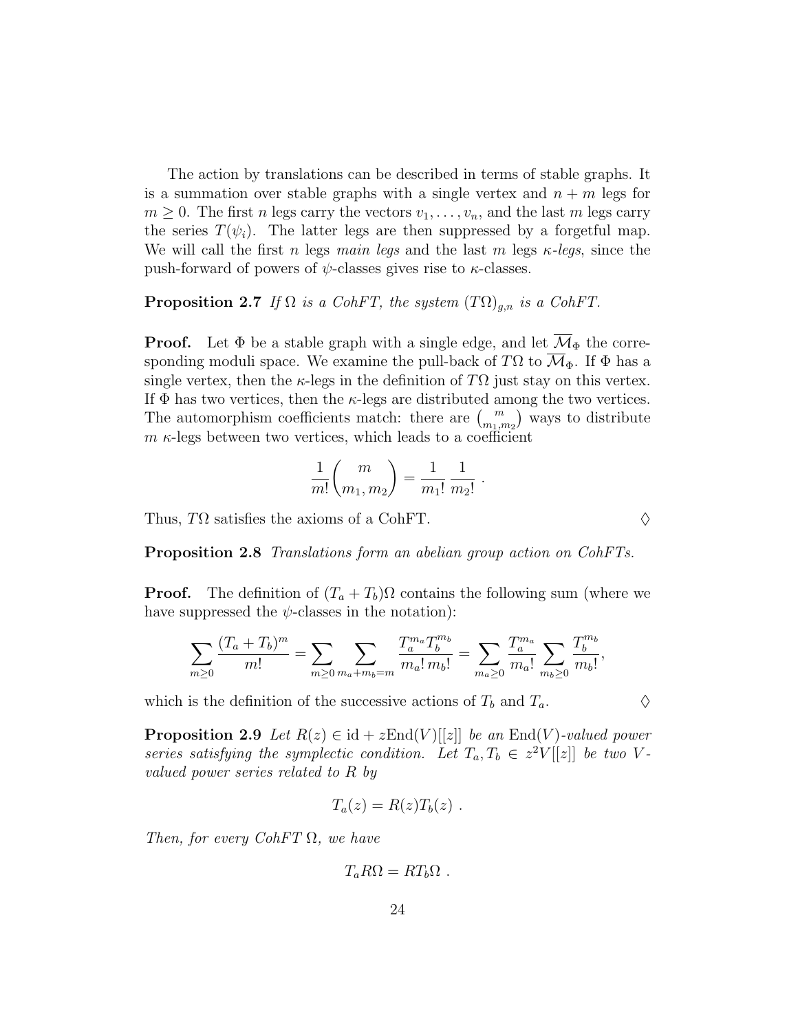The action by translations can be described in terms of stable graphs. It is a summation over stable graphs with a single vertex and $n+m$ legs for $m \geq 0$. The first $n$ legs carry the vectors $v_1, \dots, v_n$, and the last $m$ legs carry the series $T(\psi_i)$. The latter legs are then suppressed by a forgetful map. We will call the first $n$ legs *main legs* and the last $m$ legs *$\kappa$-legs*, since the push-forward of powers of $\psi$-classes gives rise to $\kappa$-classes.

**Proposition 2.7** *If $\Omega$ is a CohFT, the system $(T\Omega)_{g,n}$ is a CohFT.*

**Proof.** Let $\Phi$ be a stable graph with a single edge, and let $\overline{\mathcal{M}}_\Phi$ the corresponding moduli space. We examine the pull-back of $T\Omega$ to $\overline{\mathcal{M}}_\Phi$. If $\Phi$ has a single vertex, then the $\kappa$-legs in the definition of $T\Omega$ just stay on this vertex. If $\Phi$ has two vertices, then the $\kappa$-legs are distributed among the two vertices. The automorphism coefficients match: there are $\binom{m}{m_1, m_2}$ ways to distribute $m$ $\kappa$-legs between two vertices, which leads to a coefficient

$$\frac{1}{m!}\binom{m}{m_1, m_2} = \frac{1}{m_1!}\,\frac{1}{m_2!} \ .$$

Thus, $T\Omega$ satisfies the axioms of a CohFT. $\diamondsuit$

**Proposition 2.8** *Translations form an abelian group action on CohFTs.*

**Proof.** The definition of $(T_a + T_b)\Omega$ contains the following sum (where we have suppressed the $\psi$-classes in the notation):

$$\sum_{m \geq 0} \frac{(T_a + T_b)^m}{m!} = \sum_{m \geq 0} \sum_{m_a + m_b = m} \frac{T_a^{m_a} T_b^{m_b}}{m_a!\, m_b!} = \sum_{m_a \geq 0} \frac{T_a^{m_a}}{m_a!} \sum_{m_b \geq 0} \frac{T_b^{m_b}}{m_b!},$$

which is the definition of the successive actions of $T_b$ and $T_a$. $\diamondsuit$

**Proposition 2.9** *Let $R(z) \in \mathrm{id} + z\mathrm{End}(V)[[z]]$ be an $\mathrm{End}(V)$-valued power series satisfying the symplectic condition. Let $T_a, T_b \in z^2V[[z]]$ be two $V$-valued power series related to $R$ by*

$$T_a(z) = R(z) T_b(z) \ .$$

*Then, for every CohFT $\Omega$, we have*

$$T_a R \Omega = R T_b \Omega \ .$$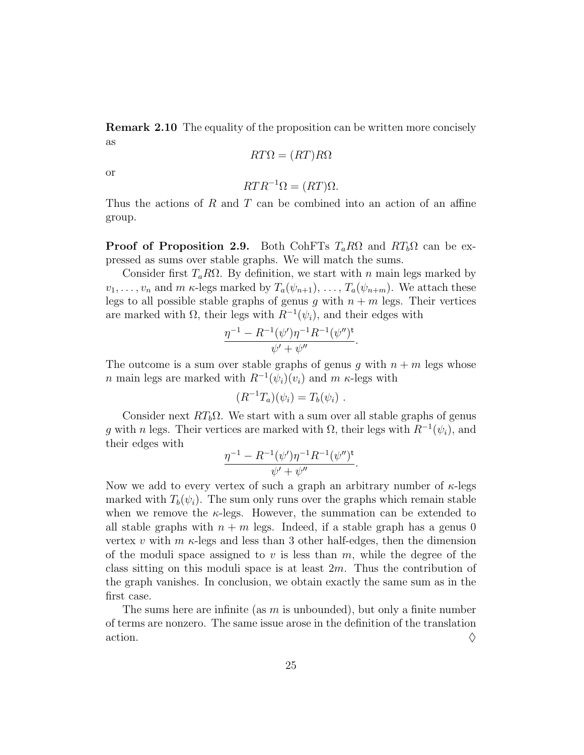**Remark 2.10** The equality of the proposition can be written more concisely as

$$RT\Omega = (RT)R\Omega$$

or

$$RTR^{-1}\Omega = (RT)\Omega.$$

Thus the actions of $R$ and $T$ can be combined into an action of an affine group.

**Proof of Proposition 2.9.** Both CohFTs $T_a R\Omega$ and $RT_b\Omega$ can be expressed as sums over stable graphs. We will match the sums.

Consider first $T_a R\Omega$. By definition, we start with $n$ main legs marked by $v_1, \ldots, v_n$ and $m$ $\kappa$-legs marked by $T_a(\psi_{n+1}), \ldots, T_a(\psi_{n+m})$. We attach these legs to all possible stable graphs of genus $g$ with $n+m$ legs. Their vertices are marked with $\Omega$, their legs with $R^{-1}(\psi_i)$, and their edges with

$$\frac{\eta^{-1} - R^{-1}(\psi')\eta^{-1}R^{-1}(\psi'')^{\mathsf{t}}}{\psi' + \psi''}.$$

The outcome is a sum over stable graphs of genus $g$ with $n+m$ legs whose $n$ main legs are marked with $R^{-1}(\psi_i)(v_i)$ and $m$ $\kappa$-legs with

$$(R^{-1}T_a)(\psi_i) = T_b(\psi_i)\ .$$

Consider next $RT_b\Omega$. We start with a sum over all stable graphs of genus $g$ with $n$ legs. Their vertices are marked with $\Omega$, their legs with $R^{-1}(\psi_i)$, and their edges with

$$\frac{\eta^{-1} - R^{-1}(\psi')\eta^{-1}R^{-1}(\psi'')^{\mathsf{t}}}{\psi' + \psi''}.$$

Now we add to every vertex of such a graph an arbitrary number of $\kappa$-legs marked with $T_b(\psi_i)$. The sum only runs over the graphs which remain stable when we remove the $\kappa$-legs. However, the summation can be extended to all stable graphs with $n+m$ legs. Indeed, if a stable graph has a genus 0 vertex $v$ with $m$ $\kappa$-legs and less than 3 other half-edges, then the dimension of the moduli space assigned to $v$ is less than $m$, while the degree of the class sitting on this moduli space is at least $2m$. Thus the contribution of the graph vanishes. In conclusion, we obtain exactly the same sum as in the first case.

The sums here are infinite (as $m$ is unbounded), but only a finite number of terms are nonzero. The same issue arose in the definition of the translation action. $\Diamond$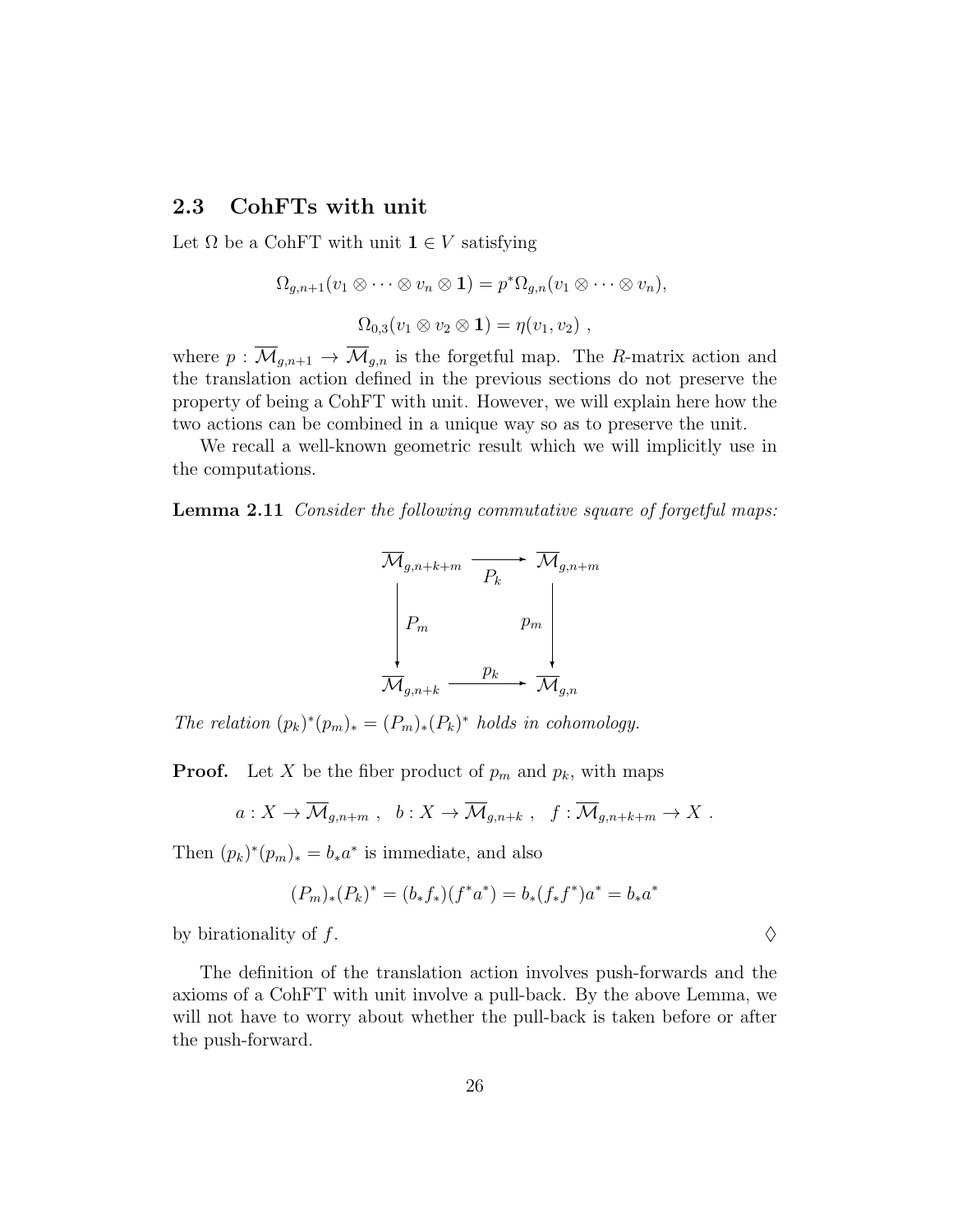## 2.3 CohFTs with unit

Let $\Omega$ be a CohFT with unit $\mathbf{1} \in V$ satisfying

$$\Omega_{g,n+1}(v_1 \otimes \cdots \otimes v_n \otimes \mathbf{1}) = p^*\Omega_{g,n}(v_1 \otimes \cdots \otimes v_n),$$

$$\Omega_{0,3}(v_1 \otimes v_2 \otimes \mathbf{1}) = \eta(v_1, v_2) \ ,$$

where $p : \overline{\mathcal{M}}_{g,n+1} \to \overline{\mathcal{M}}_{g,n}$ is the forgetful map. The $R$-matrix action and the translation action defined in the previous sections do not preserve the property of being a CohFT with unit. However, we will explain here how the two actions can be combined in a unique way so as to preserve the unit.

We recall a well-known geometric result which we will implicitly use in the computations.

**Lemma 2.11** *Consider the following commutative square of forgetful maps:*

$$\begin{array}{ccc}
\overline{\mathcal{M}}_{g,n+k+m} & \xrightarrow{\ P_k\ } & \overline{\mathcal{M}}_{g,n+m} \\
\Big\downarrow P_m & & \Big\downarrow p_m \\
\overline{\mathcal{M}}_{g,n+k} & \xrightarrow{\ p_k\ } & \overline{\mathcal{M}}_{g,n}
\end{array}$$

*The relation $(p_k)^*(p_m)_* = (P_m)_*(P_k)^*$ holds in cohomology.*

**Proof.** Let $X$ be the fiber product of $p_m$ and $p_k$, with maps

$$a : X \to \overline{\mathcal{M}}_{g,n+m} \ , \quad b : X \to \overline{\mathcal{M}}_{g,n+k} \ , \quad f : \overline{\mathcal{M}}_{g,n+k+m} \to X \ .$$

Then $(p_k)^*(p_m)_* = b_*a^*$ is immediate, and also

$$(P_m)_*(P_k)^* = (b_*f_*)(f^*a^*) = b_*(f_*f^*)a^* = b_*a^*$$

by birationality of $f$. $\Diamond$

The definition of the translation action involves push-forwards and the axioms of a CohFT with unit involve a pull-back. By the above Lemma, we will not have to worry about whether the pull-back is taken before or after the push-forward.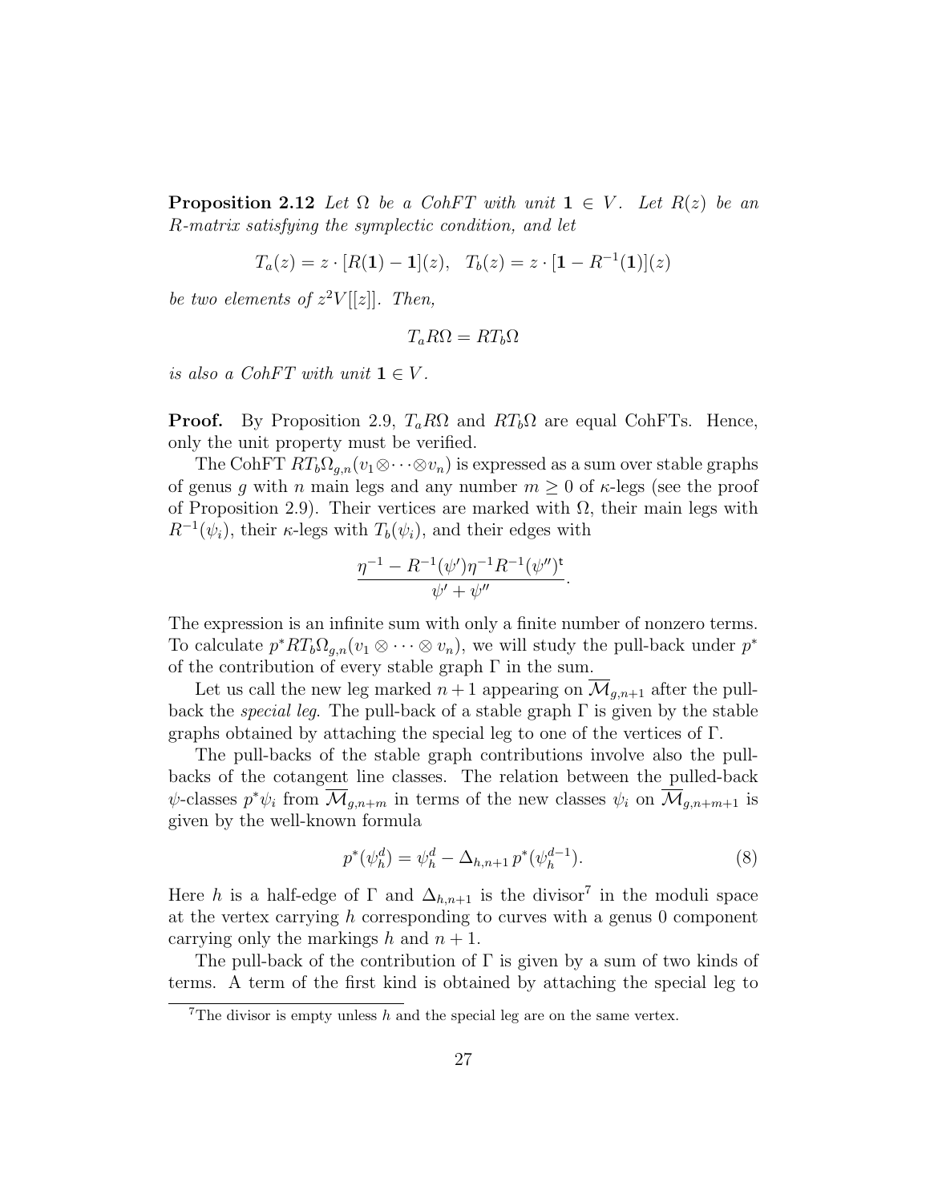**Proposition 2.12** *Let $\Omega$ be a CohFT with unit $\mathbf{1} \in V$. Let $R(z)$ be an R-matrix satisfying the symplectic condition, and let*

$$T_a(z) = z \cdot [R(\mathbf{1}) - \mathbf{1}](z), \quad T_b(z) = z \cdot [\mathbf{1} - R^{-1}(\mathbf{1})](z)$$

*be two elements of $z^2 V[[z]]$. Then,*

$$T_a R\Omega = RT_b\Omega$$

*is also a CohFT with unit $\mathbf{1} \in V$.*

**Proof.** By Proposition 2.9, $T_aR\Omega$ and $RT_b\Omega$ are equal CohFTs. Hence, only the unit property must be verified.

The CohFT $RT_b\Omega_{g,n}(v_1 \otimes \cdots \otimes v_n)$ is expressed as a sum over stable graphs of genus $g$ with $n$ main legs and any number $m \geq 0$ of $\kappa$-legs (see the proof of Proposition 2.9). Their vertices are marked with $\Omega$, their main legs with $R^{-1}(\psi_i)$, their $\kappa$-legs with $T_b(\psi_i)$, and their edges with

$$\frac{\eta^{-1} - R^{-1}(\psi')\eta^{-1}R^{-1}(\psi'')^{\mathfrak{t}}}{\psi' + \psi''}.$$

The expression is an infinite sum with only a finite number of nonzero terms. To calculate $p^* RT_b\Omega_{g,n}(v_1 \otimes \cdots \otimes v_n)$, we will study the pull-back under $p^*$ of the contribution of every stable graph $\Gamma$ in the sum.

Let us call the new leg marked $n+1$ appearing on $\overline{\mathcal{M}}_{g,n+1}$ after the pull-back the *special leg*. The pull-back of a stable graph $\Gamma$ is given by the stable graphs obtained by attaching the special leg to one of the vertices of $\Gamma$.

The pull-backs of the stable graph contributions involve also the pull-backs of the cotangent line classes. The relation between the pulled-back $\psi$-classes $p^*\psi_i$ from $\overline{\mathcal{M}}_{g,n+m}$ in terms of the new classes $\psi_i$ on $\overline{\mathcal{M}}_{g,n+m+1}$ is given by the well-known formula

$$p^*(\psi_h^d) = \psi_h^d - \Delta_{h,n+1}\, p^*(\psi_h^{d-1}). \tag{8}$$

Here $h$ is a half-edge of $\Gamma$ and $\Delta_{h,n+1}$ is the divisor[7] in the moduli space at the vertex carrying $h$ corresponding to curves with a genus 0 component carrying only the markings $h$ and $n+1$.

The pull-back of the contribution of $\Gamma$ is given by a sum of two kinds of terms. A term of the first kind is obtained by attaching the special leg to

[7] The divisor is empty unless $h$ and the special leg are on the same vertex.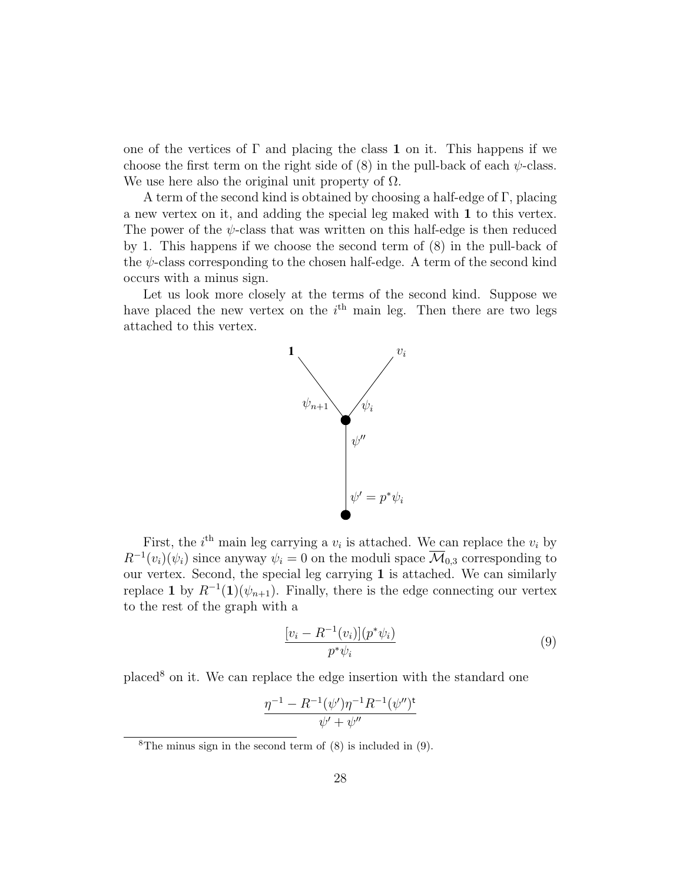one of the vertices of $\Gamma$ and placing the class $\mathbf{1}$ on it. This happens if we choose the first term on the right side of (8) in the pull-back of each $\psi$-class. We use here also the original unit property of $\Omega$.

A term of the second kind is obtained by choosing a half-edge of $\Gamma$, placing a new vertex on it, and adding the special leg maked with $\mathbf{1}$ to this vertex. The power of the $\psi$-class that was written on this half-edge is then reduced by 1. This happens if we choose the second term of (8) in the pull-back of the $\psi$-class corresponding to the chosen half-edge. A term of the second kind occurs with a minus sign.

Let us look more closely at the terms of the second kind. Suppose we have placed the new vertex on the $i^{\text{th}}$ main leg. Then there are two legs attached to this vertex.

First, the $i^{\text{th}}$ main leg carrying a $v_i$ is attached. We can replace the $v_i$ by $R^{-1}(v_i)(\psi_i)$ since anyway $\psi_i = 0$ on the moduli space $\overline{\mathcal{M}}_{0,3}$ corresponding to our vertex. Second, the special leg carrying $\mathbf{1}$ is attached. We can similarly replace $\mathbf{1}$ by $R^{-1}(\mathbf{1})(\psi_{n+1})$. Finally, there is the edge connecting our vertex to the rest of the graph with a

$$\frac{[v_i - R^{-1}(v_i)](p^*\psi_i)}{p^*\psi_i} \tag{9}$$

placed[8] on it. We can replace the edge insertion with the standard one

$$\frac{\eta^{-1} - R^{-1}(\psi')\eta^{-1}R^{-1}(\psi'')^{\mathsf{t}}}{\psi' + \psi''}$$

[8] The minus sign in the second term of (8) is included in (9).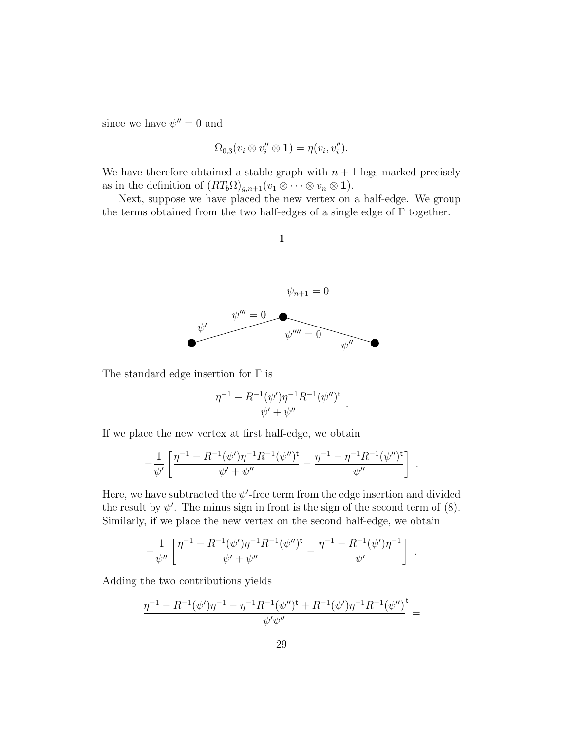since we have $\psi'' = 0$ and

$$\Omega_{0,3}(v_i \otimes v_i'' \otimes \mathbf{1}) = \eta(v_i, v_i'').$$

We have therefore obtained a stable graph with $n+1$ legs marked precisely as in the definition of $(RT_b\Omega)_{g,n+1}(v_1 \otimes \cdots \otimes v_n \otimes \mathbf{1})$.

Next, suppose we have placed the new vertex on a half-edge. We group the terms obtained from the two half-edges of a single edge of $\Gamma$ together.

The standard edge insertion for $\Gamma$ is

$$\frac{\eta^{-1} - R^{-1}(\psi')\eta^{-1}R^{-1}(\psi'')^{\mathsf{t}}}{\psi' + \psi''}\ .$$

If we place the new vertex at first half-edge, we obtain

$$-\frac{1}{\psi'}\left[\frac{\eta^{-1} - R^{-1}(\psi')\eta^{-1}R^{-1}(\psi'')^{\mathsf{t}}}{\psi' + \psi''} - \frac{\eta^{-1} - \eta^{-1}R^{-1}(\psi'')^{\mathsf{t}}}{\psi''}\right]\ .$$

Here, we have subtracted the $\psi'$-free term from the edge insertion and divided the result by $\psi'$. The minus sign in front is the sign of the second term of (8). Similarly, if we place the new vertex on the second half-edge, we obtain

$$-\frac{1}{\psi''}\left[\frac{\eta^{-1} - R^{-1}(\psi')\eta^{-1}R^{-1}(\psi'')^{\mathsf{t}}}{\psi' + \psi''} - \frac{\eta^{-1} - R^{-1}(\psi')\eta^{-1}}{\psi'}\right]\ .$$

Adding the two contributions yields

$$\frac{\eta^{-1} - R^{-1}(\psi')\eta^{-1} - \eta^{-1}R^{-1}(\psi'')^{\mathsf{t}} + R^{-1}(\psi')\eta^{-1}R^{-1}(\psi'')^{\mathsf{t}}}{\psi'\psi''} =$$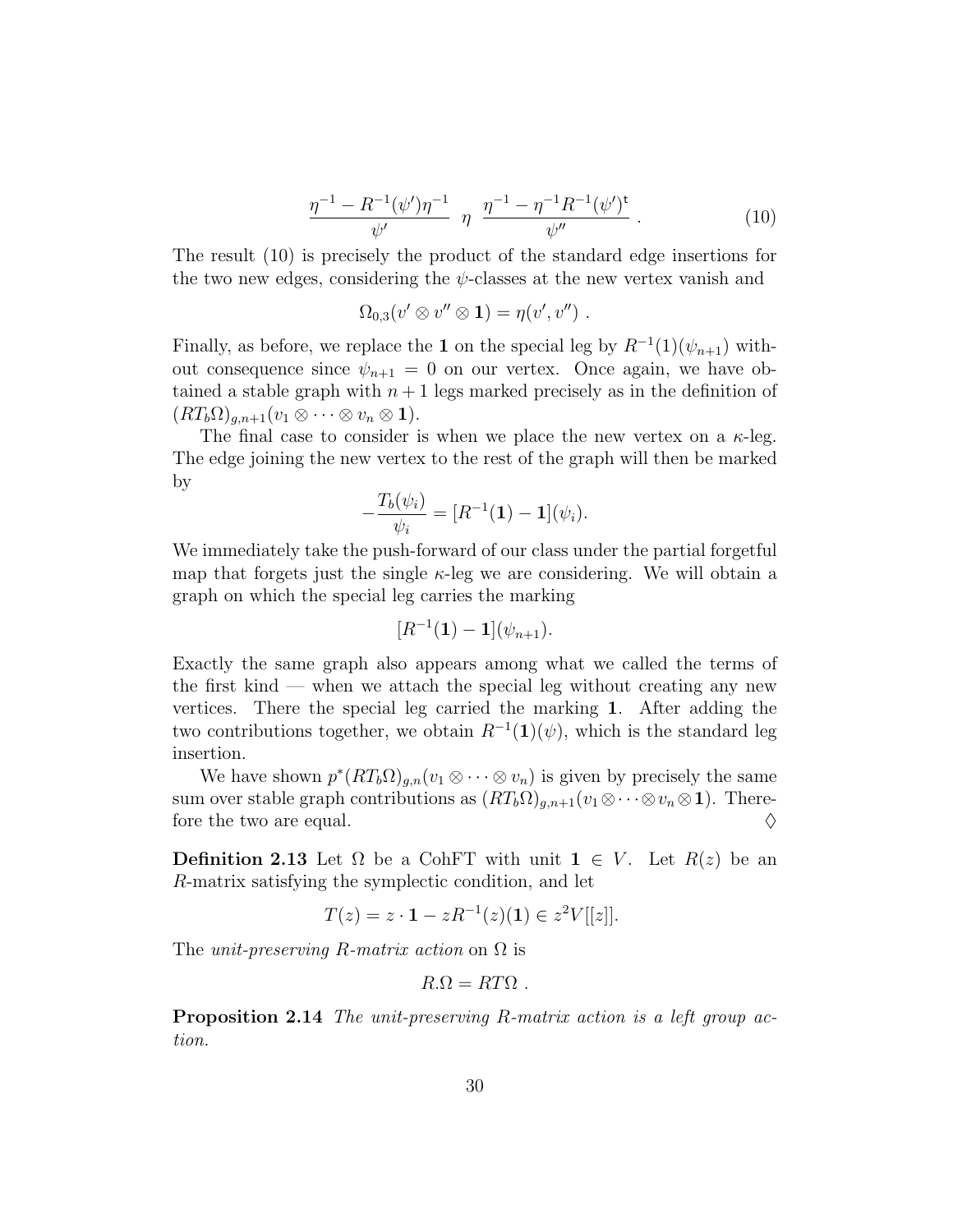$$\frac{\eta^{-1} - R^{-1}(\psi')\eta^{-1}}{\psi'} \ \ \eta \ \ \frac{\eta^{-1} - \eta^{-1}R^{-1}(\psi')^{\mathsf{t}}}{\psi''} \ . \tag{10}$$

The result (10) is precisely the product of the standard edge insertions for the two new edges, considering the $\psi$-classes at the new vertex vanish and

$$\Omega_{0,3}(v' \otimes v'' \otimes \mathbf{1}) = \eta(v', v'') \ .$$

Finally, as before, we replace the $\mathbf{1}$ on the special leg by $R^{-1}(1)(\psi_{n+1})$ without consequence since $\psi_{n+1} = 0$ on our vertex. Once again, we have obtained a stable graph with $n+1$ legs marked precisely as in the definition of $(RT_b\Omega)_{g,n+1}(v_1 \otimes \cdots \otimes v_n \otimes \mathbf{1})$.

The final case to consider is when we place the new vertex on a $\kappa$-leg. The edge joining the new vertex to the rest of the graph will then be marked by

$$-\frac{T_b(\psi_i)}{\psi_i} = [R^{-1}(\mathbf{1}) - \mathbf{1}](\psi_i).$$

We immediately take the push-forward of our class under the partial forgetful map that forgets just the single $\kappa$-leg we are considering. We will obtain a graph on which the special leg carries the marking

$$[R^{-1}(\mathbf{1}) - \mathbf{1}](\psi_{n+1}).$$

Exactly the same graph also appears among what we called the terms of the first kind — when we attach the special leg without creating any new vertices. There the special leg carried the marking $\mathbf{1}$. After adding the two contributions together, we obtain $R^{-1}(\mathbf{1})(\psi)$, which is the standard leg insertion.

We have shown $p^*(RT_b\Omega)_{g,n}(v_1 \otimes \cdots \otimes v_n)$ is given by precisely the same sum over stable graph contributions as $(RT_b\Omega)_{g,n+1}(v_1 \otimes \cdots \otimes v_n \otimes \mathbf{1})$. Therefore the two are equal. $\Diamond$

**Definition 2.13** Let $\Omega$ be a CohFT with unit $\mathbf{1} \in V$. Let $R(z)$ be an $R$-matrix satisfying the symplectic condition, and let

$$T(z) = z \cdot \mathbf{1} - zR^{-1}(z)(\mathbf{1}) \in z^2 V[[z]].$$

The *unit-preserving R-matrix action* on $\Omega$ is

$$R.\Omega = RT\Omega \ .$$

**Proposition 2.14** *The unit-preserving R-matrix action is a left group action.*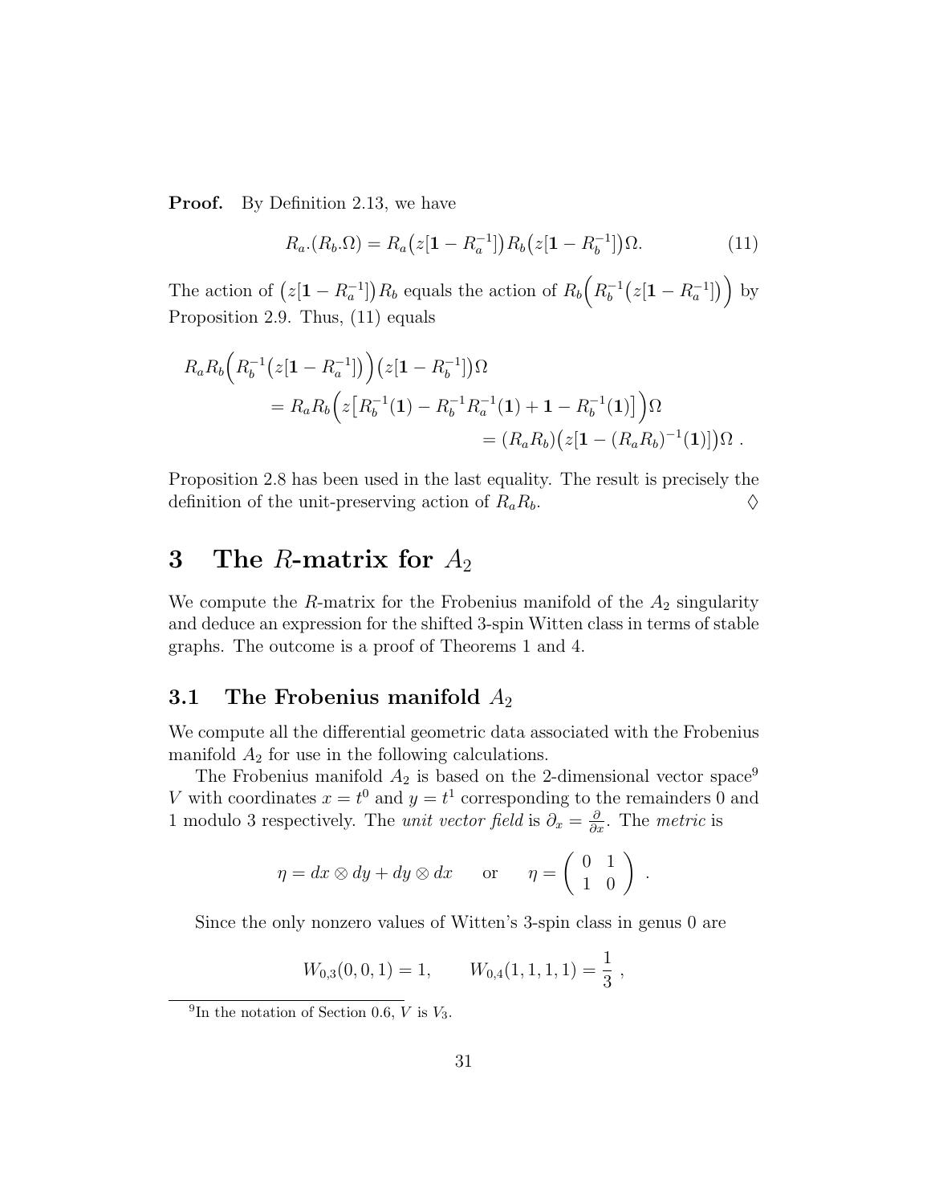**Proof.** By Definition 2.13, we have

$$R_a.(R_b.\Omega) = R_a\big(z[\mathbf{1} - R_a^{-1}]\big) R_b\big(z[\mathbf{1} - R_b^{-1}]\big)\Omega. \tag{11}$$

The action of $\big(z[\mathbf{1} - R_a^{-1}]\big) R_b$ equals the action of $R_b\Big(R_b^{-1}\big(z[\mathbf{1} - R_a^{-1}]\big)\Big)$ by Proposition 2.9. Thus, (11) equals

$$\begin{aligned}
R_a R_b\Big(R_b^{-1}\big(z[\mathbf{1} - R_a^{-1}]\big)\Big)&\big(z[\mathbf{1} - R_b^{-1}]\big)\Omega \\
&= R_a R_b\Big(z\big[R_b^{-1}(\mathbf{1}) - R_b^{-1}R_a^{-1}(\mathbf{1}) + \mathbf{1} - R_b^{-1}(\mathbf{1})\big]\Big)\Omega \\
&= (R_a R_b)\big(z[\mathbf{1} - (R_a R_b)^{-1}(\mathbf{1})]\big)\Omega \ .
\end{aligned}$$

Proposition 2.8 has been used in the last equality. The result is precisely the definition of the unit-preserving action of $R_a R_b$. ♢

# 3 The $R$-matrix for $A_2$

We compute the $R$-matrix for the Frobenius manifold of the $A_2$ singularity and deduce an expression for the shifted 3-spin Witten class in terms of stable graphs. The outcome is a proof of Theorems 1 and 4.

## 3.1 The Frobenius manifold $A_2$

We compute all the differential geometric data associated with the Frobenius manifold $A_2$ for use in the following calculations.

The Frobenius manifold $A_2$ is based on the 2-dimensional vector space[9] $V$ with coordinates $x = t^0$ and $y = t^1$ corresponding to the remainders 0 and 1 modulo 3 respectively. The *unit vector field* is $\partial_x = \frac{\partial}{\partial x}$. The *metric* is

$$\eta = dx \otimes dy + dy \otimes dx \qquad \text{or} \qquad \eta = \begin{pmatrix} 0 & 1 \\ 1 & 0 \end{pmatrix} .$$

Since the only nonzero values of Witten's 3-spin class in genus 0 are

$$W_{0,3}(0,0,1) = 1, \qquad W_{0,4}(1,1,1,1) = \frac{1}{3} ,$$

[9] In the notation of Section 0.6, $V$ is $V_3$.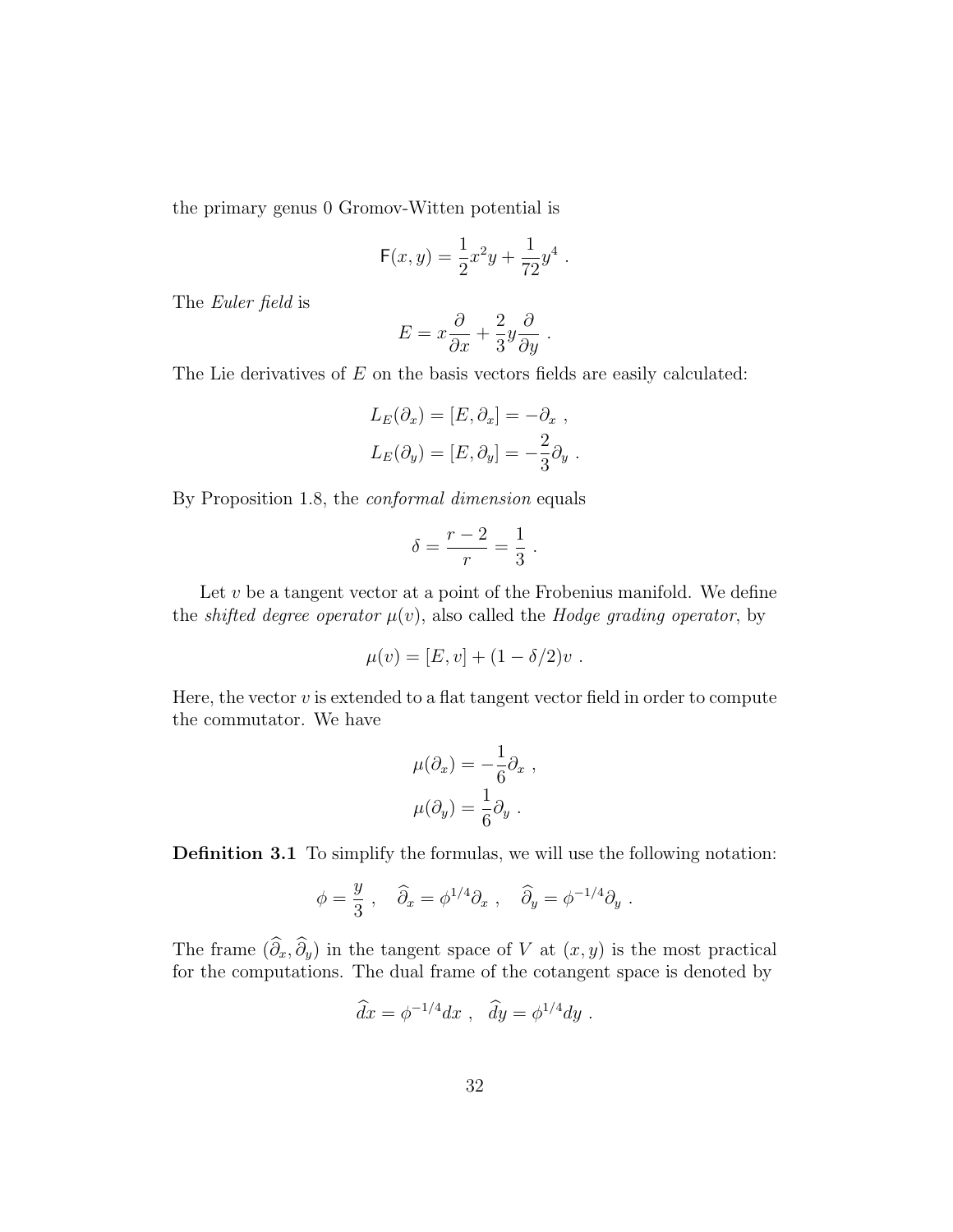the primary genus 0 Gromov-Witten potential is

$$\mathsf{F}(x,y) = \frac{1}{2}x^2y + \frac{1}{72}y^4 \ .$$

The *Euler field* is

$$E = x\frac{\partial}{\partial x} + \frac{2}{3}y\frac{\partial}{\partial y} \ .$$

The Lie derivatives of $E$ on the basis vectors fields are easily calculated:

$$L_E(\partial_x) = [E, \partial_x] = -\partial_x \ ,$$
$$L_E(\partial_y) = [E, \partial_y] = -\frac{2}{3}\partial_y \ .$$

By Proposition 1.8, the *conformal dimension* equals

$$\delta = \frac{r-2}{r} = \frac{1}{3} \ .$$

Let $v$ be a tangent vector at a point of the Frobenius manifold. We define the *shifted degree operator* $\mu(v)$, also called the *Hodge grading operator*, by

$$\mu(v) = [E, v] + (1 - \delta/2)v \ .$$

Here, the vector $v$ is extended to a flat tangent vector field in order to compute the commutator. We have

$$\mu(\partial_x) = -\frac{1}{6}\partial_x \ ,$$
$$\mu(\partial_y) = \frac{1}{6}\partial_y \ .$$

**Definition 3.1** To simplify the formulas, we will use the following notation:

$$\phi = \frac{y}{3} \ , \quad \widehat{\partial}_x = \phi^{1/4}\partial_x \ , \quad \widehat{\partial}_y = \phi^{-1/4}\partial_y \ .$$

The frame $(\widehat{\partial}_x, \widehat{\partial}_y)$ in the tangent space of $V$ at $(x, y)$ is the most practical for the computations. The dual frame of the cotangent space is denoted by

$$\widehat{dx} = \phi^{-1/4}dx \ , \ \ \widehat{dy} = \phi^{1/4}dy \ .$$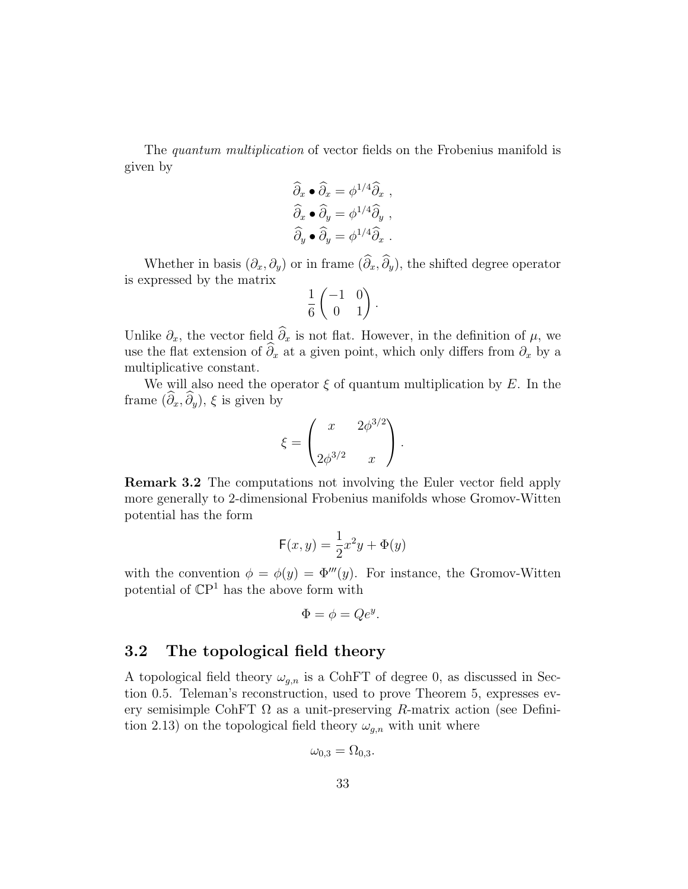The *quantum multiplication* of vector fields on the Frobenius manifold is given by

$$
\begin{aligned}
\widehat{\partial}_x \bullet \widehat{\partial}_x &= \phi^{1/4} \widehat{\partial}_x \ , \\
\widehat{\partial}_x \bullet \widehat{\partial}_y &= \phi^{1/4} \widehat{\partial}_y \ , \\
\widehat{\partial}_y \bullet \widehat{\partial}_y &= \phi^{1/4} \widehat{\partial}_x \ .
\end{aligned}
$$

Whether in basis $(\partial_x, \partial_y)$ or in frame $(\widehat{\partial}_x, \widehat{\partial}_y)$, the shifted degree operator is expressed by the matrix

$$
\frac{1}{6} \begin{pmatrix} -1 & 0 \\ 0 & 1 \end{pmatrix} .
$$

Unlike $\partial_x$, the vector field $\widehat{\partial}_x$ is not flat. However, in the definition of $\mu$, we use the flat extension of $\widehat{\partial}_x$ at a given point, which only differs from $\partial_x$ by a multiplicative constant.

We will also need the operator $\xi$ of quantum multiplication by $E$. In the frame $(\widehat{\partial}_x, \widehat{\partial}_y)$, $\xi$ is given by

$$
\xi = \begin{pmatrix} x & 2\phi^{3/2} \\ \\ 2\phi^{3/2} & x \end{pmatrix} .
$$

**Remark 3.2** The computations not involving the Euler vector field apply more generally to 2-dimensional Frobenius manifolds whose Gromov-Witten potential has the form

$$
\mathsf{F}(x, y) = \frac{1}{2} x^2 y + \Phi(y)
$$

with the convention $\phi = \phi(y) = \Phi'''(y)$. For instance, the Gromov-Witten potential of $\mathbb{CP}^1$ has the above form with

$$
\Phi = \phi = Q e^y .
$$

## 3.2 The topological field theory

A topological field theory $\omega_{g,n}$ is a CohFT of degree 0, as discussed in Section 0.5. Teleman's reconstruction, used to prove Theorem 5, expresses every semisimple CohFT $\Omega$ as a unit-preserving $R$-matrix action (see Definition 2.13) on the topological field theory $\omega_{g,n}$ with unit where

$$
\omega_{0,3} = \Omega_{0,3} .
$$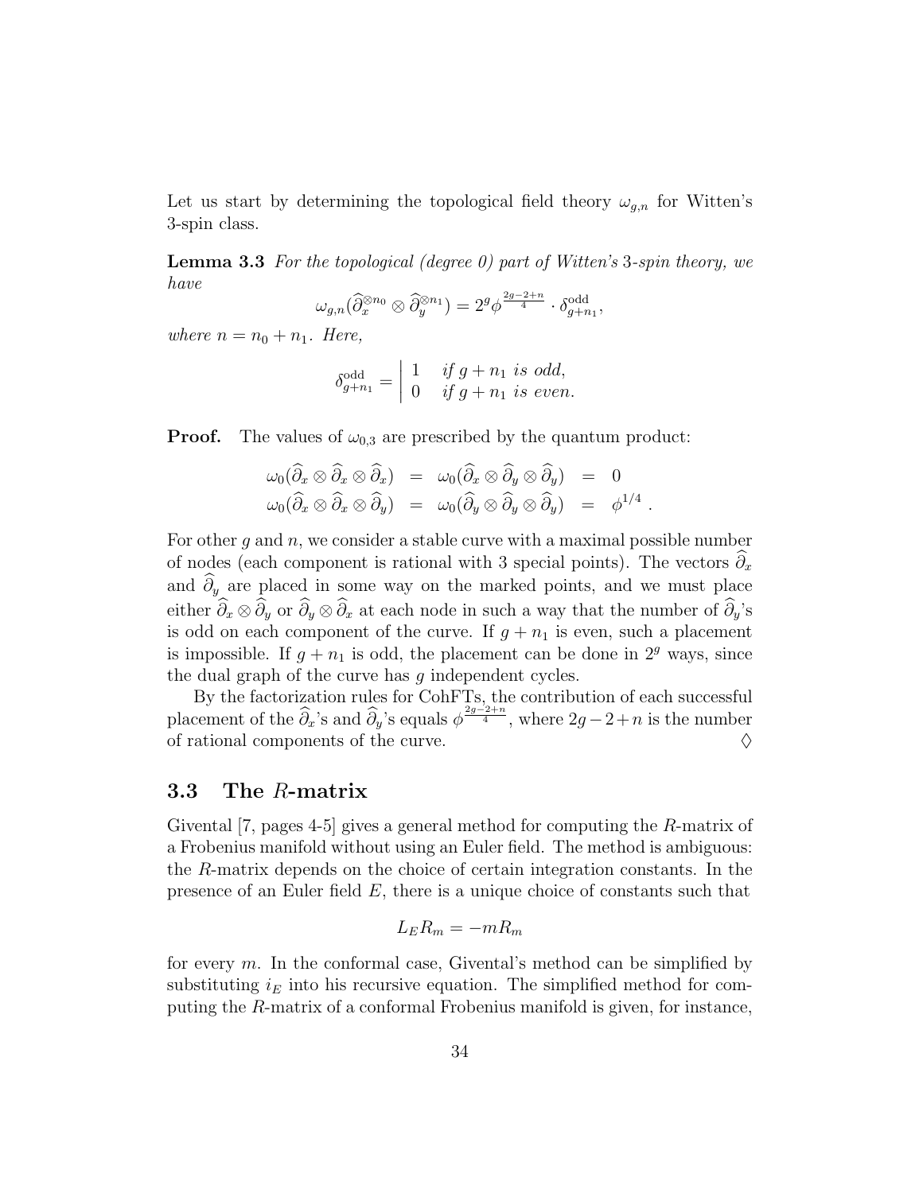Let us start by determining the topological field theory $\omega_{g,n}$ for Witten's 3-spin class.

**Lemma 3.3** *For the topological (degree 0) part of Witten's* 3*-spin theory, we have*

$$\omega_{g,n}(\widehat{\partial}_x^{\otimes n_0} \otimes \widehat{\partial}_y^{\otimes n_1}) = 2^g \phi^{\frac{2g-2+n}{4}} \cdot \delta^{\text{odd}}_{g+n_1},$$

*where* $n = n_0 + n_1$*. Here,*

$$\delta^{\text{odd}}_{g+n_1} = \left| \begin{array}{ll} 1 & \textit{if } g+n_1 \textit{ is odd}, \\ 0 & \textit{if } g+n_1 \textit{ is even}. \end{array} \right.$$

**Proof.** The values of $\omega_{0,3}$ are prescribed by the quantum product:

$$\begin{array}{lllll} \omega_0(\widehat{\partial}_x \otimes \widehat{\partial}_x \otimes \widehat{\partial}_x) & = & \omega_0(\widehat{\partial}_x \otimes \widehat{\partial}_y \otimes \widehat{\partial}_y) & = & 0 \\ \omega_0(\widehat{\partial}_x \otimes \widehat{\partial}_x \otimes \widehat{\partial}_y) & = & \omega_0(\widehat{\partial}_y \otimes \widehat{\partial}_y \otimes \widehat{\partial}_y) & = & \phi^{1/4}\ . \end{array}$$

For other $g$ and $n$, we consider a stable curve with a maximal possible number of nodes (each component is rational with 3 special points). The vectors $\widehat{\partial}_x$ and $\widehat{\partial}_y$ are placed in some way on the marked points, and we must place either $\widehat{\partial}_x \otimes \widehat{\partial}_y$ or $\widehat{\partial}_y \otimes \widehat{\partial}_x$ at each node in such a way that the number of $\widehat{\partial}_y$'s is odd on each component of the curve. If $g + n_1$ is even, such a placement is impossible. If $g + n_1$ is odd, the placement can be done in $2^g$ ways, since the dual graph of the curve has $g$ independent cycles.

By the factorization rules for CohFTs, the contribution of each successful placement of the $\widehat{\partial}_x$'s and $\widehat{\partial}_y$'s equals $\phi^{\frac{2g-2+n}{4}}$, where $2g-2+n$ is the number of rational components of the curve. $\Diamond$

## 3.3 The $R$-matrix

Givental [7, pages 4-5] gives a general method for computing the $R$-matrix of a Frobenius manifold without using an Euler field. The method is ambiguous: the $R$-matrix depends on the choice of certain integration constants. In the presence of an Euler field $E$, there is a unique choice of constants such that

$$L_E R_m = -m R_m$$

for every $m$. In the conformal case, Givental's method can be simplified by substituting $i_E$ into his recursive equation. The simplified method for computing the $R$-matrix of a conformal Frobenius manifold is given, for instance,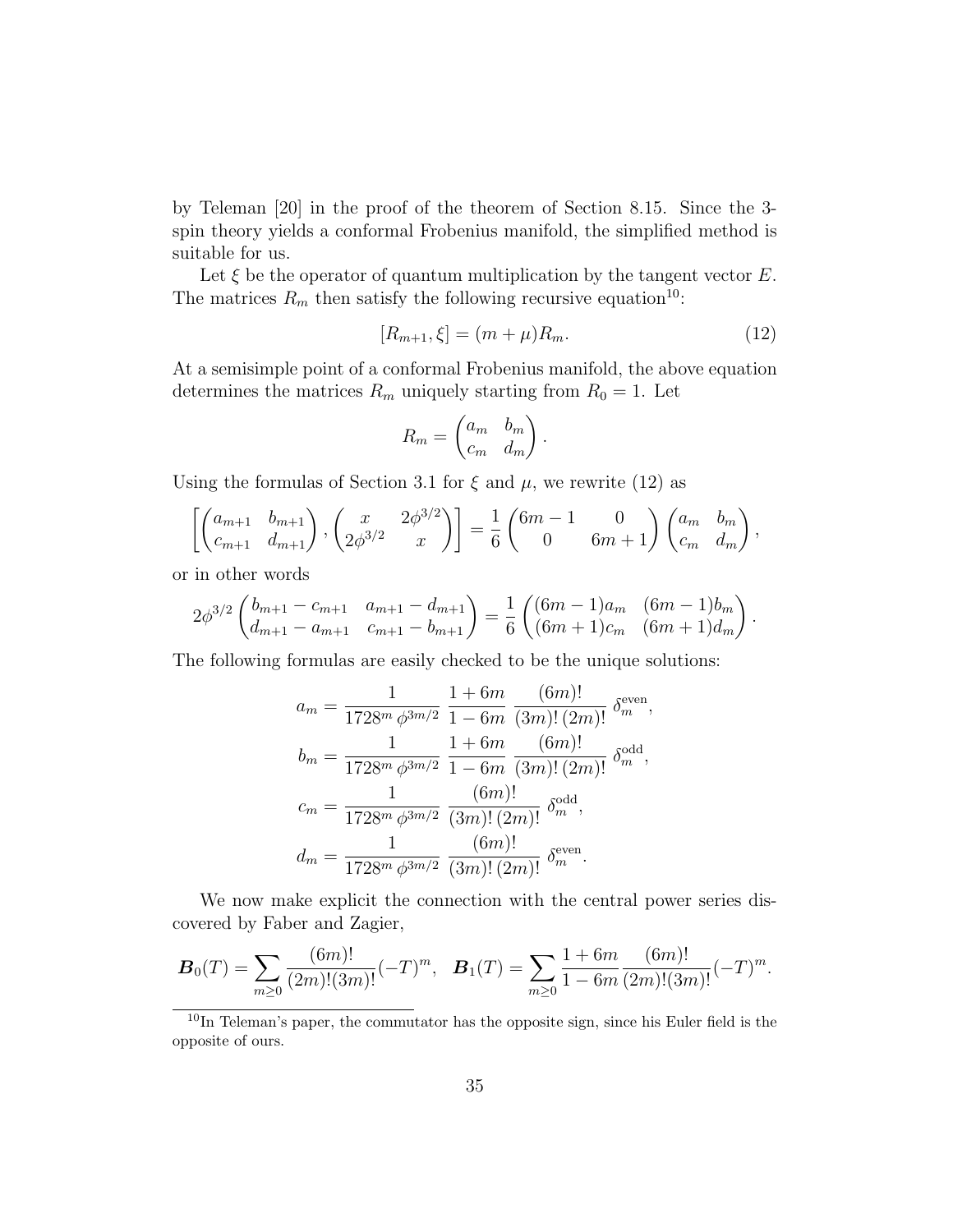by Teleman [20] in the proof of the theorem of Section 8.15. Since the 3-spin theory yields a conformal Frobenius manifold, the simplified method is suitable for us.

Let $\xi$ be the operator of quantum multiplication by the tangent vector $E$. The matrices $R_m$ then satisfy the following recursive equation[10]:

$$[R_{m+1}, \xi] = (m + \mu) R_m. \tag{12}$$

At a semisimple point of a conformal Frobenius manifold, the above equation determines the matrices $R_m$ uniquely starting from $R_0 = 1$. Let

$$R_m = \begin{pmatrix} a_m & b_m \\ c_m & d_m \end{pmatrix}.$$

Using the formulas of Section 3.1 for $\xi$ and $\mu$, we rewrite (12) as

$$\left[ \begin{pmatrix} a_{m+1} & b_{m+1} \\ c_{m+1} & d_{m+1} \end{pmatrix}, \begin{pmatrix} x & 2\phi^{3/2} \\ 2\phi^{3/2} & x \end{pmatrix} \right] = \frac{1}{6} \begin{pmatrix} 6m-1 & 0 \\ 0 & 6m+1 \end{pmatrix} \begin{pmatrix} a_m & b_m \\ c_m & d_m \end{pmatrix},$$

or in other words

$$2\phi^{3/2} \begin{pmatrix} b_{m+1} - c_{m+1} & a_{m+1} - d_{m+1} \\ d_{m+1} - a_{m+1} & c_{m+1} - b_{m+1} \end{pmatrix} = \frac{1}{6} \begin{pmatrix} (6m-1)a_m & (6m-1)b_m \\ (6m+1)c_m & (6m+1)d_m \end{pmatrix}.$$

The following formulas are easily checked to be the unique solutions:

$$a_m = \frac{1}{1728^m \, \phi^{3m/2}} \, \frac{1+6m}{1-6m} \, \frac{(6m)!}{(3m)! \, (2m)!} \, \delta_m^{\text{even}},$$

$$b_m = \frac{1}{1728^m \, \phi^{3m/2}} \, \frac{1+6m}{1-6m} \, \frac{(6m)!}{(3m)! \, (2m)!} \, \delta_m^{\text{odd}},$$

$$c_m = \frac{1}{1728^m \, \phi^{3m/2}} \, \frac{(6m)!}{(3m)! \, (2m)!} \, \delta_m^{\text{odd}},$$

$$d_m = \frac{1}{1728^m \, \phi^{3m/2}} \, \frac{(6m)!}{(3m)! \, (2m)!} \, \delta_m^{\text{even}}.$$

We now make explicit the connection with the central power series discovered by Faber and Zagier,

$$\boldsymbol{B}_0(T) = \sum_{m \geq 0} \frac{(6m)!}{(2m)!(3m)!} (-T)^m, \quad \boldsymbol{B}_1(T) = \sum_{m \geq 0} \frac{1+6m}{1-6m} \frac{(6m)!}{(2m)!(3m)!} (-T)^m.$$

---

[10] In Teleman's paper, the commutator has the opposite sign, since his Euler field is the opposite of ours.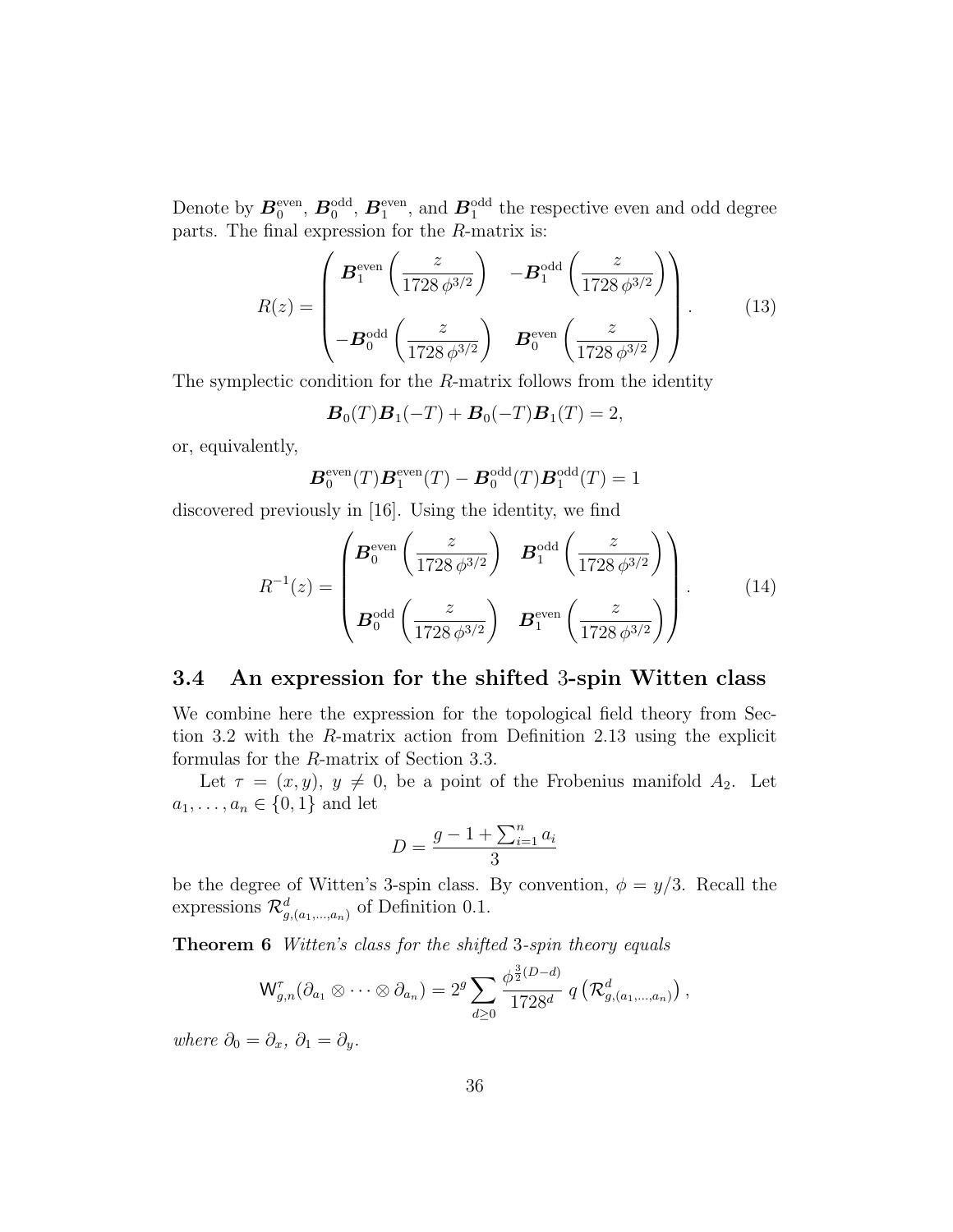Denote by $\boldsymbol{B}_0^{\text{even}}$, $\boldsymbol{B}_0^{\text{odd}}$, $\boldsymbol{B}_1^{\text{even}}$, and $\boldsymbol{B}_1^{\text{odd}}$ the respective even and odd degree parts. The final expression for the $R$-matrix is:

$$
R(z) = \begin{pmatrix} \boldsymbol{B}_1^{\text{even}}\left(\dfrac{z}{1728\,\phi^{3/2}}\right) & -\boldsymbol{B}_1^{\text{odd}}\left(\dfrac{z}{1728\,\phi^{3/2}}\right) \\[2ex] -\boldsymbol{B}_0^{\text{odd}}\left(\dfrac{z}{1728\,\phi^{3/2}}\right) & \boldsymbol{B}_0^{\text{even}}\left(\dfrac{z}{1728\,\phi^{3/2}}\right) \end{pmatrix}. \tag{13}
$$

The symplectic condition for the $R$-matrix follows from the identity

$$
\boldsymbol{B}_0(T)\boldsymbol{B}_1(-T) + \boldsymbol{B}_0(-T)\boldsymbol{B}_1(T) = 2,
$$

or, equivalently,

$$
\boldsymbol{B}_0^{\text{even}}(T)\boldsymbol{B}_1^{\text{even}}(T) - \boldsymbol{B}_0^{\text{odd}}(T)\boldsymbol{B}_1^{\text{odd}}(T) = 1
$$

discovered previously in [16]. Using the identity, we find

$$
R^{-1}(z) = \begin{pmatrix} \boldsymbol{B}_0^{\text{even}}\left(\dfrac{z}{1728\,\phi^{3/2}}\right) & \boldsymbol{B}_1^{\text{odd}}\left(\dfrac{z}{1728\,\phi^{3/2}}\right) \\[2ex] \boldsymbol{B}_0^{\text{odd}}\left(\dfrac{z}{1728\,\phi^{3/2}}\right) & \boldsymbol{B}_1^{\text{even}}\left(\dfrac{z}{1728\,\phi^{3/2}}\right) \end{pmatrix}. \tag{14}
$$

## 3.4 An expression for the shifted 3-spin Witten class

We combine here the expression for the topological field theory from Section 3.2 with the $R$-matrix action from Definition 2.13 using the explicit formulas for the $R$-matrix of Section 3.3.

Let $\tau = (x, y)$, $y \neq 0$, be a point of the Frobenius manifold $A_2$. Let $a_1, \ldots, a_n \in \{0, 1\}$ and let

$$
D = \frac{g - 1 + \sum_{i=1}^n a_i}{3}
$$

be the degree of Witten's 3-spin class. By convention, $\phi = y/3$. Recall the expressions $\mathcal{R}^d_{g,(a_1,\ldots,a_n)}$ of Definition 0.1.

**Theorem 6** *Witten's class for the shifted 3-spin theory equals*

$$
\mathsf{W}^\tau_{g,n}(\partial_{a_1} \otimes \cdots \otimes \partial_{a_n}) = 2^g \sum_{d \geq 0} \frac{\phi^{\frac{3}{2}(D-d)}}{1728^d}\; q\left(\mathcal{R}^d_{g,(a_1,\ldots,a_n)}\right),
$$

*where $\partial_0 = \partial_x$, $\partial_1 = \partial_y$.*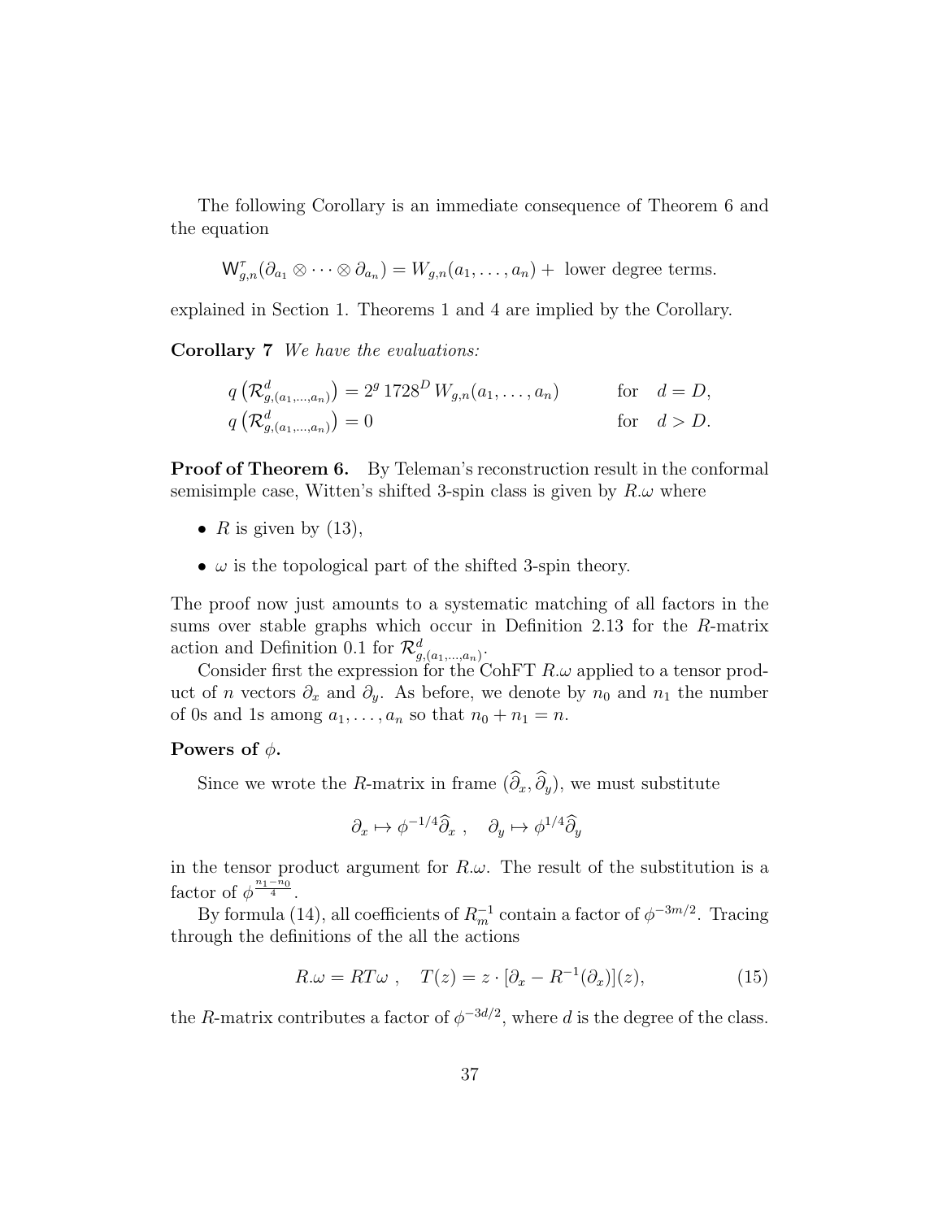The following Corollary is an immediate consequence of Theorem 6 and the equation

$$\mathsf{W}^{\tau}_{g,n}(\partial_{a_1}\otimes\cdots\otimes\partial_{a_n}) = W_{g,n}(a_1,\ldots,a_n) + \text{ lower degree terms.}$$

explained in Section 1. Theorems 1 and 4 are implied by the Corollary.

**Corollary 7** *We have the evaluations:*

$$q\left(\mathcal{R}^d_{g,(a_1,\ldots,a_n)}\right) = 2^g\, 1728^D\, W_{g,n}(a_1,\ldots,a_n) \qquad \text{for} \quad d = D,$$
$$q\left(\mathcal{R}^d_{g,(a_1,\ldots,a_n)}\right) = 0 \qquad \text{for} \quad d > D.$$

**Proof of Theorem 6.** By Teleman's reconstruction result in the conformal semisimple case, Witten's shifted 3-spin class is given by $R.\omega$ where

- $R$ is given by (13),
- $\omega$ is the topological part of the shifted 3-spin theory.

The proof now just amounts to a systematic matching of all factors in the sums over stable graphs which occur in Definition 2.13 for the $R$-matrix action and Definition 0.1 for $\mathcal{R}^d_{g,(a_1,\ldots,a_n)}$.

Consider first the expression for the CohFT $R.\omega$ applied to a tensor product of $n$ vectors $\partial_x$ and $\partial_y$. As before, we denote by $n_0$ and $n_1$ the number of 0s and 1s among $a_1,\ldots,a_n$ so that $n_0+n_1=n$.

**Powers of $\phi$.**

Since we wrote the $R$-matrix in frame $(\widehat{\partial}_x, \widehat{\partial}_y)$, we must substitute

$$\partial_x \mapsto \phi^{-1/4}\widehat{\partial}_x\ , \quad \partial_y \mapsto \phi^{1/4}\widehat{\partial}_y$$

in the tensor product argument for $R.\omega$. The result of the substitution is a factor of $\phi^{\frac{n_1-n_0}{4}}$.

By formula (14), all coefficients of $R_m^{-1}$ contain a factor of $\phi^{-3m/2}$. Tracing through the definitions of the all the actions

$$R.\omega = RT\omega\ , \quad T(z) = z\cdot[\partial_x - R^{-1}(\partial_x)](z), \tag{15}$$

the $R$-matrix contributes a factor of $\phi^{-3d/2}$, where $d$ is the degree of the class.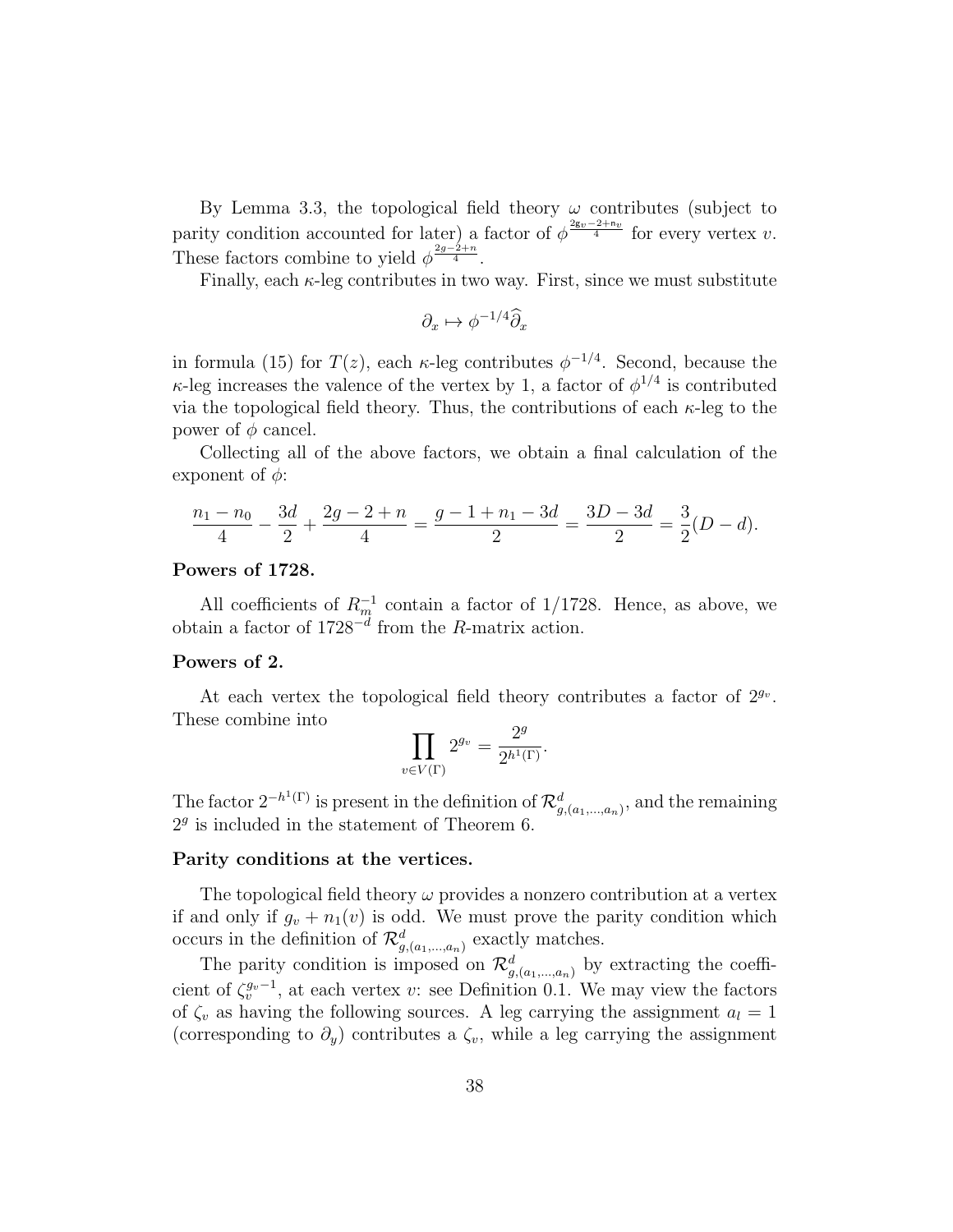By Lemma 3.3, the topological field theory $\omega$ contributes (subject to parity condition accounted for later) a factor of $\phi^{\frac{2g_v-2+n_v}{4}}$ for every vertex $v$. These factors combine to yield $\phi^{\frac{2g-2+n}{4}}$.

Finally, each $\kappa$-leg contributes in two way. First, since we must substitute

$$\partial_x \mapsto \phi^{-1/4}\widehat{\partial}_x$$

in formula (15) for $T(z)$, each $\kappa$-leg contributes $\phi^{-1/4}$. Second, because the $\kappa$-leg increases the valence of the vertex by 1, a factor of $\phi^{1/4}$ is contributed via the topological field theory. Thus, the contributions of each $\kappa$-leg to the power of $\phi$ cancel.

Collecting all of the above factors, we obtain a final calculation of the exponent of $\phi$:

$$\frac{n_1-n_0}{4} - \frac{3d}{2} + \frac{2g-2+n}{4} = \frac{g-1+n_1-3d}{2} = \frac{3D-3d}{2} = \frac{3}{2}(D-d).$$

**Powers of 1728.**

All coefficients of $R_m^{-1}$ contain a factor of $1/1728$. Hence, as above, we obtain a factor of $1728^{-d}$ from the $R$-matrix action.

**Powers of 2.**

At each vertex the topological field theory contributes a factor of $2^{g_v}$. These combine into

$$\prod_{v\in V(\Gamma)} 2^{g_v} = \frac{2^g}{2^{h^1(\Gamma)}}.$$

The factor $2^{-h^1(\Gamma)}$ is present in the definition of $\mathcal{R}^d_{g,(a_1,\ldots,a_n)}$, and the remaining $2^g$ is included in the statement of Theorem 6.

**Parity conditions at the vertices.**

The topological field theory $\omega$ provides a nonzero contribution at a vertex if and only if $g_v + n_1(v)$ is odd. We must prove the parity condition which occurs in the definition of $\mathcal{R}^d_{g,(a_1,\ldots,a_n)}$ exactly matches.

The parity condition is imposed on $\mathcal{R}^d_{g,(a_1,\ldots,a_n)}$ by extracting the coefficient of $\zeta_v^{g_v-1}$, at each vertex $v$: see Definition 0.1. We may view the factors of $\zeta_v$ as having the following sources. A leg carrying the assignment $a_l = 1$ (corresponding to $\partial_y$) contributes a $\zeta_v$, while a leg carrying the assignment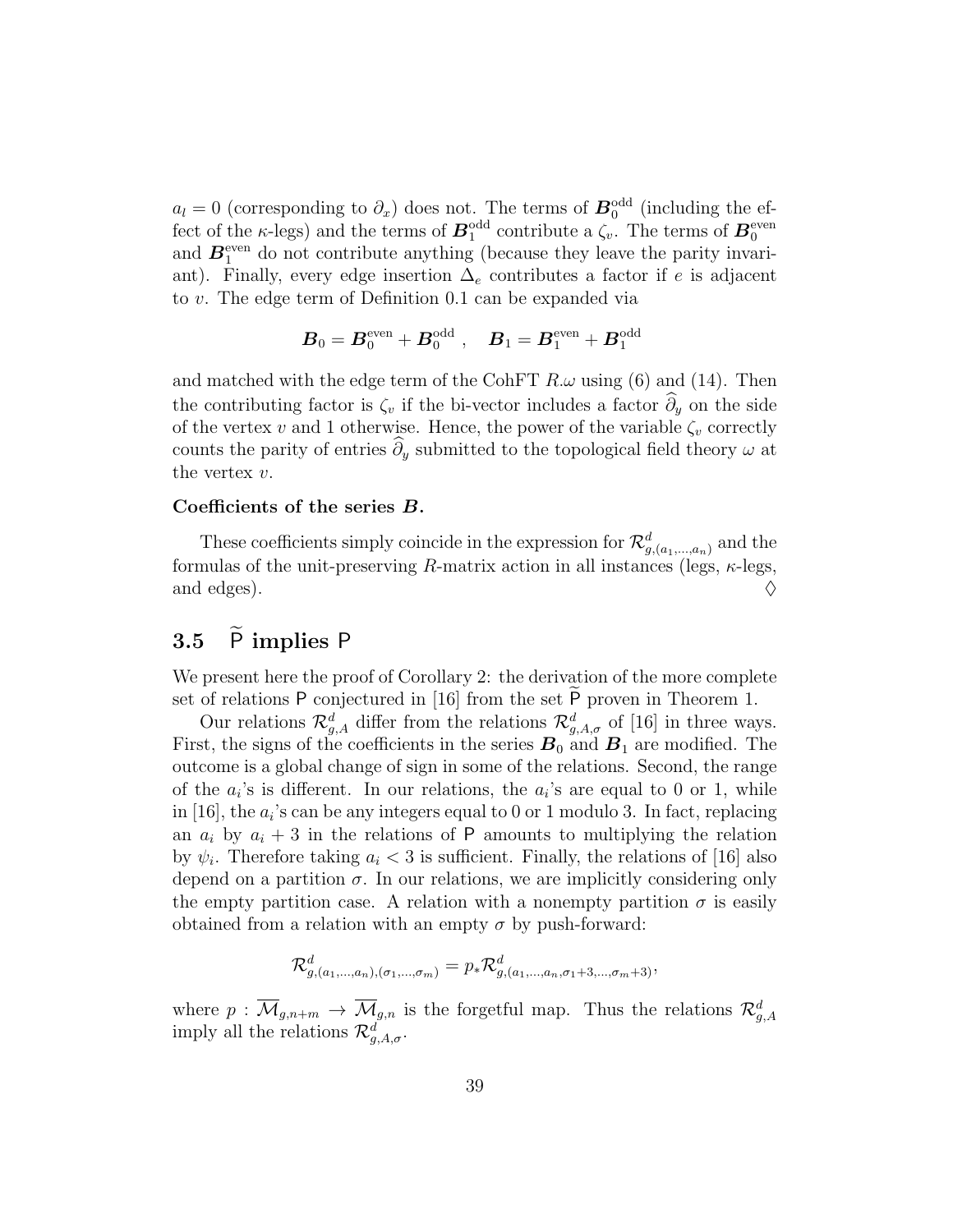$a_l = 0$ (corresponding to $\partial_x$) does not. The terms of $\boldsymbol{B}_0^{\text{odd}}$ (including the effect of the $\kappa$-legs) and the terms of $\boldsymbol{B}_1^{\text{odd}}$ contribute a $\zeta_v$. The terms of $\boldsymbol{B}_0^{\text{even}}$ and $\boldsymbol{B}_1^{\text{even}}$ do not contribute anything (because they leave the parity invariant). Finally, every edge insertion $\Delta_e$ contributes a factor if $e$ is adjacent to $v$. The edge term of Definition 0.1 can be expanded via

$$\boldsymbol{B}_0 = \boldsymbol{B}_0^{\text{even}} + \boldsymbol{B}_0^{\text{odd}} , \quad \boldsymbol{B}_1 = \boldsymbol{B}_1^{\text{even}} + \boldsymbol{B}_1^{\text{odd}}$$

and matched with the edge term of the CohFT $R.\omega$ using (6) and (14). Then the contributing factor is $\zeta_v$ if the bi-vector includes a factor $\widehat{\partial}_y$ on the side of the vertex $v$ and 1 otherwise. Hence, the power of the variable $\zeta_v$ correctly counts the parity of entries $\widehat{\partial}_y$ submitted to the topological field theory $\omega$ at the vertex $v$.

**Coefficients of the series $\boldsymbol{B}$.**

These coefficients simply coincide in the expression for $\mathcal{R}^d_{g,(a_1,\ldots,a_n)}$ and the formulas of the unit-preserving $R$-matrix action in all instances (legs, $\kappa$-legs, and edges). $\Diamond$

## 3.5 $\widetilde{\mathsf{P}}$ implies $\mathsf{P}$

We present here the proof of Corollary 2: the derivation of the more complete set of relations $\mathsf{P}$ conjectured in [16] from the set $\widetilde{\mathsf{P}}$ proven in Theorem 1.

Our relations $\mathcal{R}^d_{g,A}$ differ from the relations $\mathcal{R}^d_{g,A,\sigma}$ of [16] in three ways. First, the signs of the coefficients in the series $\boldsymbol{B}_0$ and $\boldsymbol{B}_1$ are modified. The outcome is a global change of sign in some of the relations. Second, the range of the $a_i$'s is different. In our relations, the $a_i$'s are equal to 0 or 1, while in [16], the $a_i$'s can be any integers equal to 0 or 1 modulo 3. In fact, replacing an $a_i$ by $a_i + 3$ in the relations of $\mathsf{P}$ amounts to multiplying the relation by $\psi_i$. Therefore taking $a_i < 3$ is sufficient. Finally, the relations of [16] also depend on a partition $\sigma$. In our relations, we are implicitly considering only the empty partition case. A relation with a nonempty partition $\sigma$ is easily obtained from a relation with an empty $\sigma$ by push-forward:

$$\mathcal{R}^d_{g,(a_1,\ldots,a_n),(\sigma_1,\ldots,\sigma_m)} = p_* \mathcal{R}^d_{g,(a_1,\ldots,a_n,\sigma_1+3,\ldots,\sigma_m+3)},$$

where $p : \overline{\mathcal{M}}_{g,n+m} \to \overline{\mathcal{M}}_{g,n}$ is the forgetful map. Thus the relations $\mathcal{R}^d_{g,A}$ imply all the relations $\mathcal{R}^d_{g,A,\sigma}$.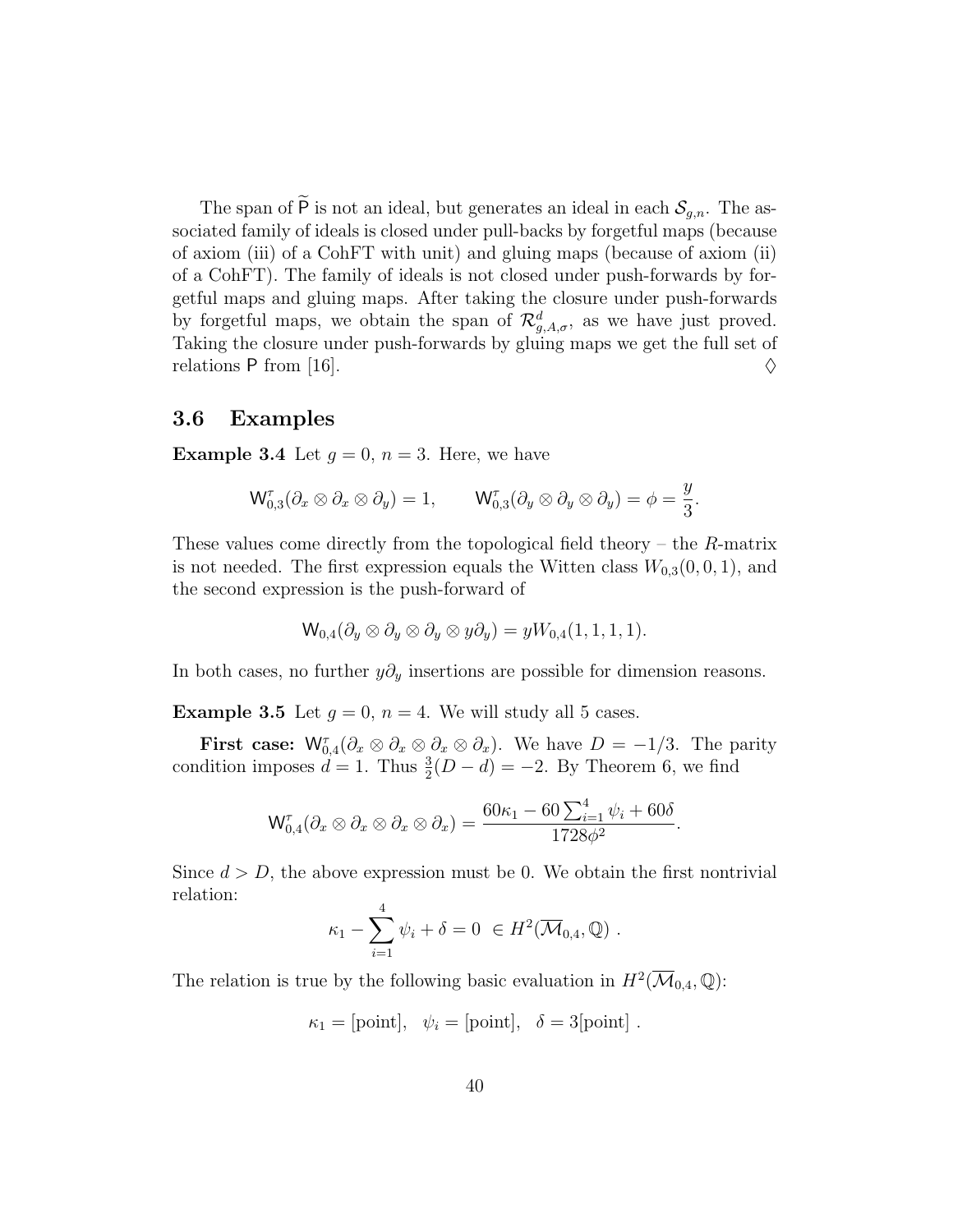The span of $\widetilde{\mathsf{P}}$ is not an ideal, but generates an ideal in each $\mathcal{S}_{g,n}$. The associated family of ideals is closed under pull-backs by forgetful maps (because of axiom (iii) of a CohFT with unit) and gluing maps (because of axiom (ii) of a CohFT). The family of ideals is not closed under push-forwards by forgetful maps and gluing maps. After taking the closure under push-forwards by forgetful maps, we obtain the span of $\mathcal{R}^d_{g,A,\sigma}$, as we have just proved. Taking the closure under push-forwards by gluing maps we get the full set of relations $\mathsf{P}$ from [16]. $\Diamond$

### 3.6 Examples

**Example 3.4** Let $g = 0$, $n = 3$. Here, we have

$$\mathsf{W}^{\tau}_{0,3}(\partial_x \otimes \partial_x \otimes \partial_y) = 1, \qquad \mathsf{W}^{\tau}_{0,3}(\partial_y \otimes \partial_y \otimes \partial_y) = \phi = \frac{y}{3}.$$

These values come directly from the topological field theory – the $R$-matrix is not needed. The first expression equals the Witten class $W_{0,3}(0,0,1)$, and the second expression is the push-forward of

$$\mathsf{W}_{0,4}(\partial_y \otimes \partial_y \otimes \partial_y \otimes y\partial_y) = yW_{0,4}(1,1,1,1).$$

In both cases, no further $y\partial_y$ insertions are possible for dimension reasons.

**Example 3.5** Let $g = 0$, $n = 4$. We will study all 5 cases.

**First case:** $\mathsf{W}^{\tau}_{0,4}(\partial_x \otimes \partial_x \otimes \partial_x \otimes \partial_x)$. We have $D = -1/3$. The parity condition imposes $d = 1$. Thus $\frac{3}{2}(D - d) = -2$. By Theorem 6, we find

$$\mathsf{W}^{\tau}_{0,4}(\partial_x \otimes \partial_x \otimes \partial_x \otimes \partial_x) = \frac{60\kappa_1 - 60\sum_{i=1}^{4}\psi_i + 60\delta}{1728\phi^2}.$$

Since $d > D$, the above expression must be 0. We obtain the first nontrivial relation:

$$\kappa_1 - \sum_{i=1}^{4}\psi_i + \delta = 0 \ \in H^2(\overline{\mathcal{M}}_{0,4}, \mathbb{Q}) \ .$$

The relation is true by the following basic evaluation in $H^2(\overline{\mathcal{M}}_{0,4}, \mathbb{Q})$:

$$\kappa_1 = [\text{point}], \quad \psi_i = [\text{point}], \quad \delta = 3[\text{point}] \ .$$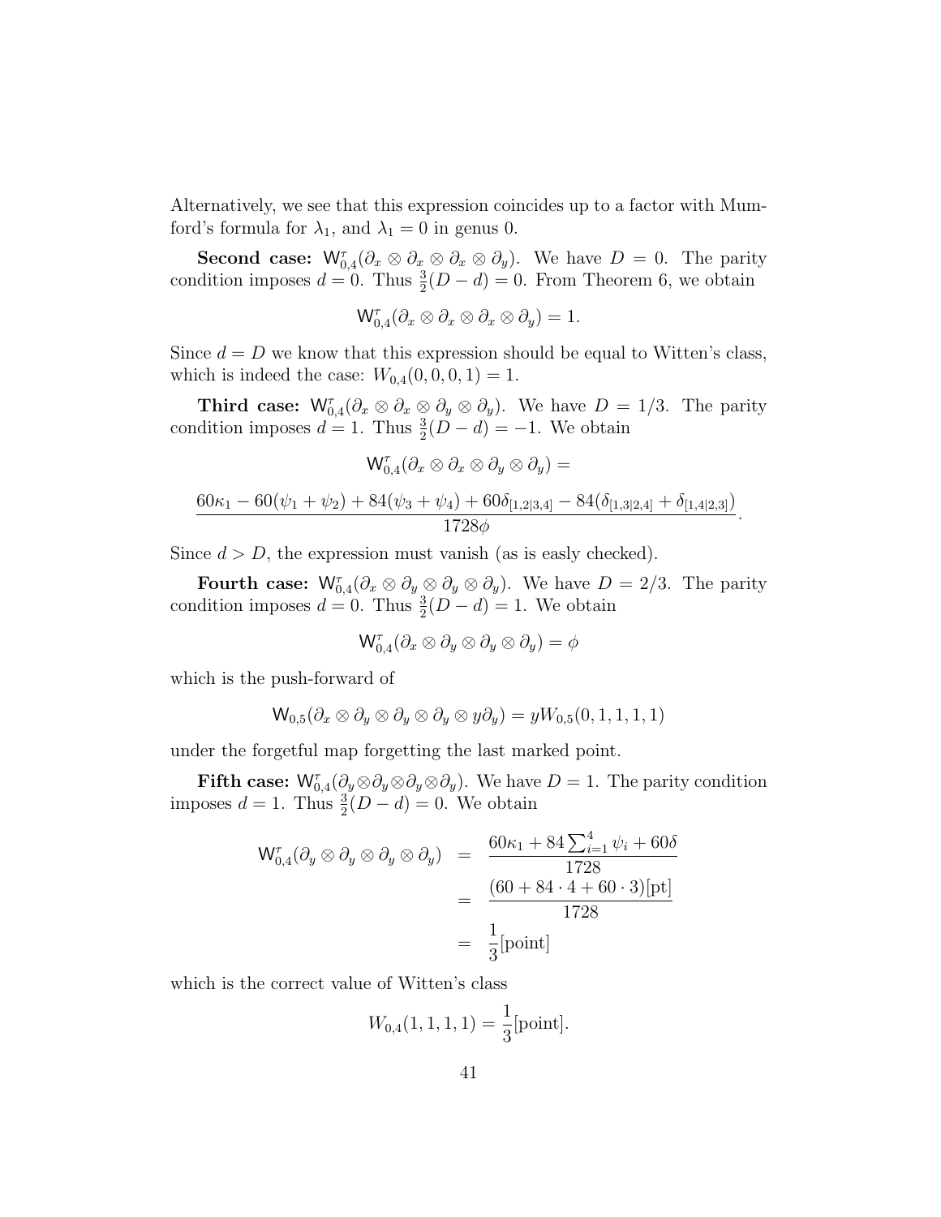Alternatively, we see that this expression coincides up to a factor with Mumford's formula for $\lambda_1$, and $\lambda_1 = 0$ in genus 0.

**Second case:** $\mathsf{W}^{\tau}_{0,4}(\partial_x \otimes \partial_x \otimes \partial_x \otimes \partial_y)$. We have $D = 0$. The parity condition imposes $d = 0$. Thus $\frac{3}{2}(D-d) = 0$. From Theorem 6, we obtain

$$\mathsf{W}^{\tau}_{0,4}(\partial_x \otimes \partial_x \otimes \partial_x \otimes \partial_y) = 1.$$

Since $d = D$ we know that this expression should be equal to Witten's class, which is indeed the case: $W_{0,4}(0,0,0,1) = 1$.

**Third case:** $\mathsf{W}^{\tau}_{0,4}(\partial_x \otimes \partial_x \otimes \partial_y \otimes \partial_y)$. We have $D = 1/3$. The parity condition imposes $d = 1$. Thus $\frac{3}{2}(D-d) = -1$. We obtain

$$\mathsf{W}^{\tau}_{0,4}(\partial_x \otimes \partial_x \otimes \partial_y \otimes \partial_y) =$$

$$\frac{60\kappa_1 - 60(\psi_1+\psi_2) + 84(\psi_3+\psi_4) + 60\delta_{[1,2|3,4]} - 84(\delta_{[1,3|2,4]} + \delta_{[1,4|2,3]})}{1728\phi}.$$

Since $d > D$, the expression must vanish (as is easly checked).

**Fourth case:** $\mathsf{W}^{\tau}_{0,4}(\partial_x \otimes \partial_y \otimes \partial_y \otimes \partial_y)$. We have $D = 2/3$. The parity condition imposes $d = 0$. Thus $\frac{3}{2}(D-d) = 1$. We obtain

$$\mathsf{W}^{\tau}_{0,4}(\partial_x \otimes \partial_y \otimes \partial_y \otimes \partial_y) = \phi$$

which is the push-forward of

$$\mathsf{W}_{0,5}(\partial_x \otimes \partial_y \otimes \partial_y \otimes \partial_y \otimes y\partial_y) = yW_{0,5}(0,1,1,1,1)$$

under the forgetful map forgetting the last marked point.

**Fifth case:** $\mathsf{W}^{\tau}_{0,4}(\partial_y \otimes \partial_y \otimes \partial_y \otimes \partial_y)$. We have $D = 1$. The parity condition imposes $d = 1$. Thus $\frac{3}{2}(D-d) = 0$. We obtain

$$\begin{aligned}\mathsf{W}^{\tau}_{0,4}(\partial_y \otimes \partial_y \otimes \partial_y \otimes \partial_y) &= \frac{60\kappa_1 + 84\sum_{i=1}^4 \psi_i + 60\delta}{1728} \\ &= \frac{(60 + 84\cdot 4 + 60\cdot 3)[\mathrm{pt}]}{1728} \\ &= \frac{1}{3}[\mathrm{point}]\end{aligned}$$

which is the correct value of Witten's class

$$W_{0,4}(1,1,1,1) = \frac{1}{3}[\mathrm{point}].$$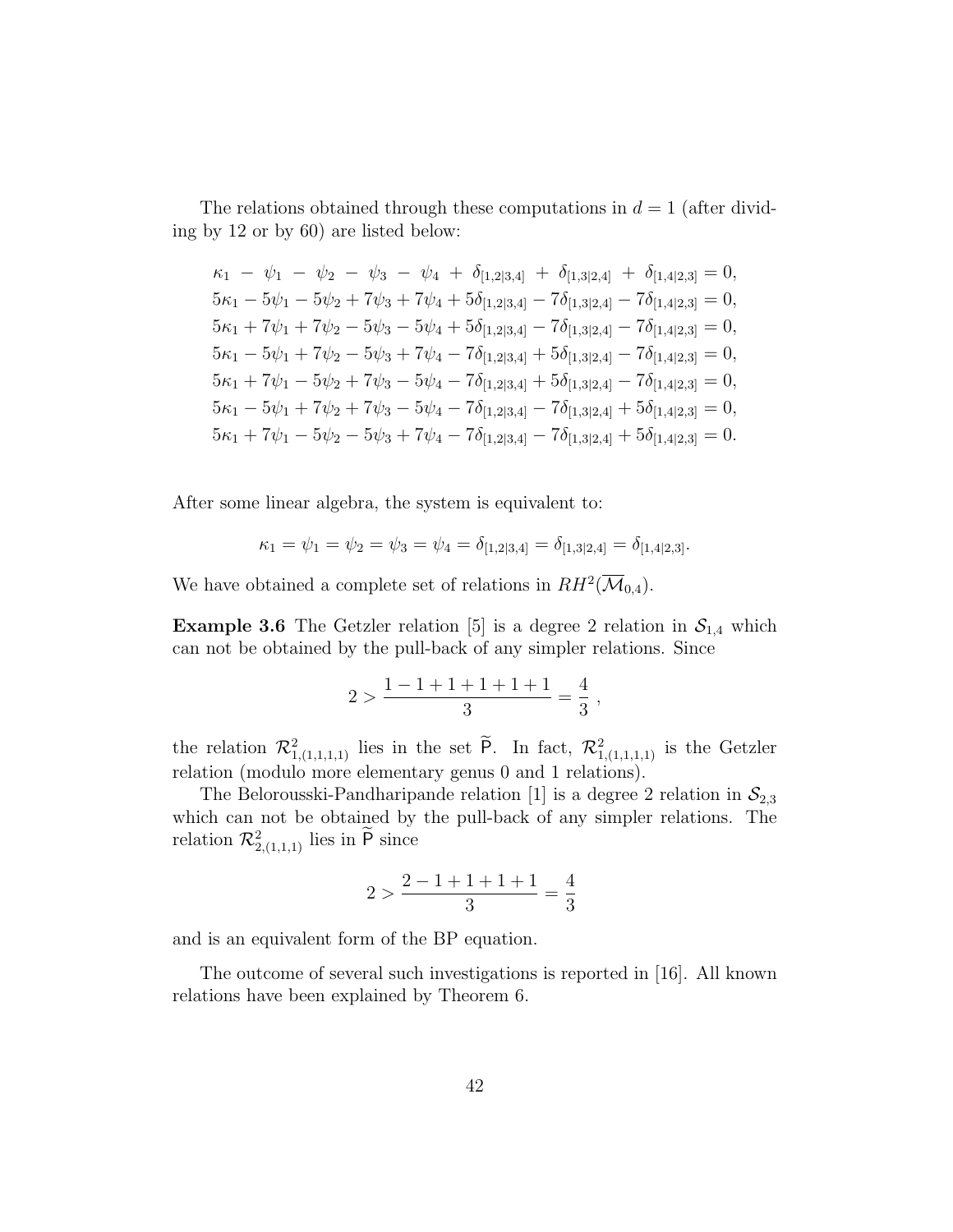The relations obtained through these computations in $d = 1$ (after dividing by 12 or by 60) are listed below:

$$
\begin{aligned}
&\kappa_1 - \psi_1 - \psi_2 - \psi_3 - \psi_4 + \delta_{[1,2|3,4]} + \delta_{[1,3|2,4]} + \delta_{[1,4|2,3]} = 0,\\
&5\kappa_1 - 5\psi_1 - 5\psi_2 + 7\psi_3 + 7\psi_4 + 5\delta_{[1,2|3,4]} - 7\delta_{[1,3|2,4]} - 7\delta_{[1,4|2,3]} = 0,\\
&5\kappa_1 + 7\psi_1 + 7\psi_2 - 5\psi_3 - 5\psi_4 + 5\delta_{[1,2|3,4]} - 7\delta_{[1,3|2,4]} - 7\delta_{[1,4|2,3]} = 0,\\
&5\kappa_1 - 5\psi_1 + 7\psi_2 - 5\psi_3 + 7\psi_4 - 7\delta_{[1,2|3,4]} + 5\delta_{[1,3|2,4]} - 7\delta_{[1,4|2,3]} = 0,\\
&5\kappa_1 + 7\psi_1 - 5\psi_2 + 7\psi_3 - 5\psi_4 - 7\delta_{[1,2|3,4]} + 5\delta_{[1,3|2,4]} - 7\delta_{[1,4|2,3]} = 0,\\
&5\kappa_1 - 5\psi_1 + 7\psi_2 + 7\psi_3 - 5\psi_4 - 7\delta_{[1,2|3,4]} - 7\delta_{[1,3|2,4]} + 5\delta_{[1,4|2,3]} = 0,\\
&5\kappa_1 + 7\psi_1 - 5\psi_2 - 5\psi_3 + 7\psi_4 - 7\delta_{[1,2|3,4]} - 7\delta_{[1,3|2,4]} + 5\delta_{[1,4|2,3]} = 0.
\end{aligned}
$$

After some linear algebra, the system is equivalent to:

$$\kappa_1 = \psi_1 = \psi_2 = \psi_3 = \psi_4 = \delta_{[1,2|3,4]} = \delta_{[1,3|2,4]} = \delta_{[1,4|2,3]}.$$

We have obtained a complete set of relations in $RH^2(\overline{\mathcal{M}}_{0,4})$.

**Example 3.6** The Getzler relation [5] is a degree 2 relation in $\mathcal{S}_{1,4}$ which can not be obtained by the pull-back of any simpler relations. Since

$$2 > \frac{1-1+1+1+1+1}{3} = \frac{4}{3}\ ,$$

the relation $\mathcal{R}^2_{1,(1,1,1,1)}$ lies in the set $\widetilde{\mathsf{P}}$. In fact, $\mathcal{R}^2_{1,(1,1,1,1)}$ is the Getzler relation (modulo more elementary genus 0 and 1 relations).

The Belorousski-Pandharipande relation [1] is a degree 2 relation in $\mathcal{S}_{2,3}$ which can not be obtained by the pull-back of any simpler relations. The relation $\mathcal{R}^2_{2,(1,1,1)}$ lies in $\widetilde{\mathsf{P}}$ since

$$2 > \frac{2-1+1+1+1}{3} = \frac{4}{3}$$

and is an equivalent form of the BP equation.

The outcome of several such investigations is reported in [16]. All known relations have been explained by Theorem 6.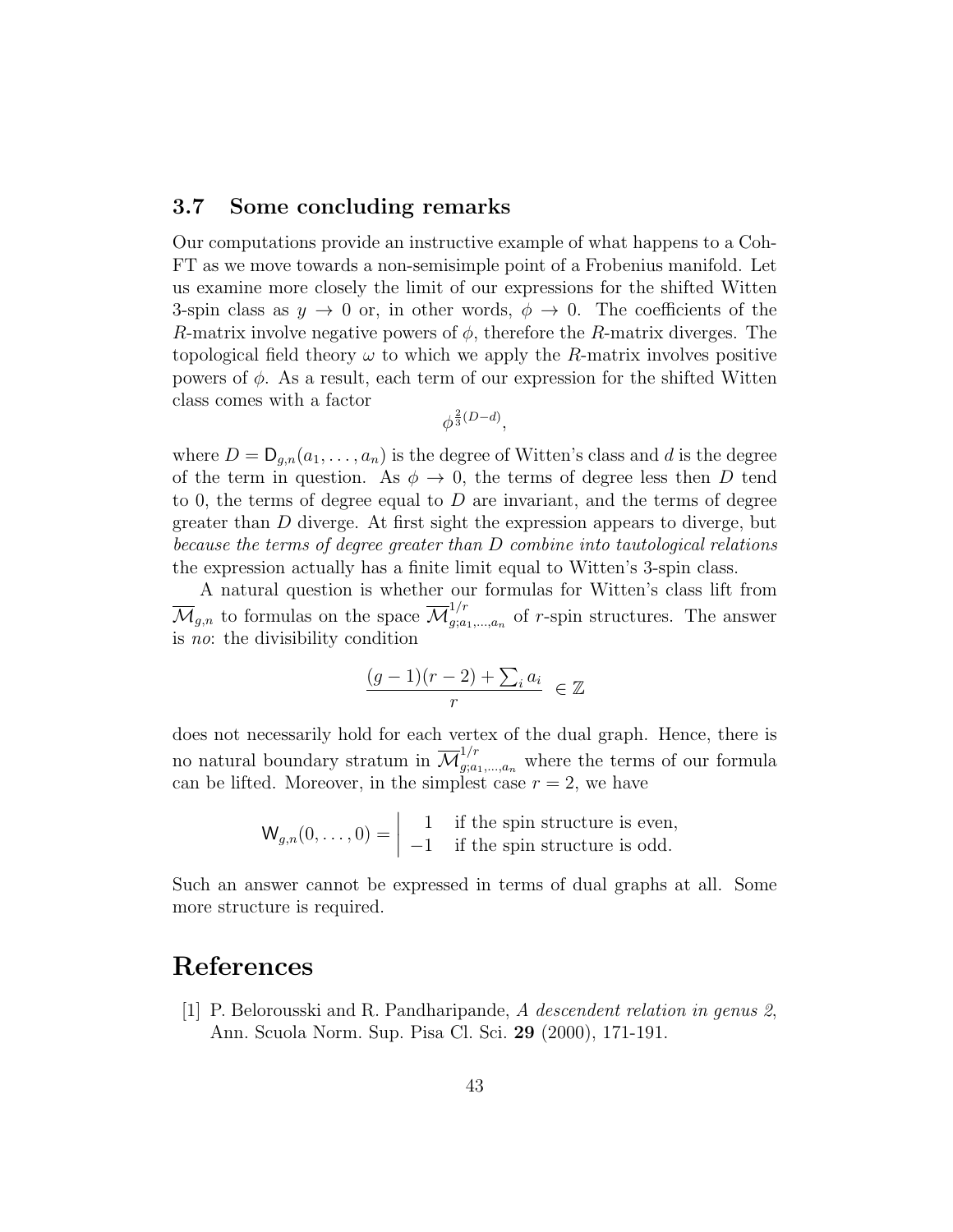### 3.7 Some concluding remarks

Our computations provide an instructive example of what happens to a CohFT as we move towards a non-semisimple point of a Frobenius manifold. Let us examine more closely the limit of our expressions for the shifted Witten 3-spin class as $y \to 0$ or, in other words, $\phi \to 0$. The coefficients of the $R$-matrix involve negative powers of $\phi$, therefore the $R$-matrix diverges. The topological field theory $\omega$ to which we apply the $R$-matrix involves positive powers of $\phi$. As a result, each term of our expression for the shifted Witten class comes with a factor

$$\phi^{\frac{2}{3}(D-d)},$$

where $D = \mathsf{D}_{g,n}(a_1, \ldots, a_n)$ is the degree of Witten's class and $d$ is the degree of the term in question. As $\phi \to 0$, the terms of degree less then $D$ tend to 0, the terms of degree equal to $D$ are invariant, and the terms of degree greater than $D$ diverge. At first sight the expression appears to diverge, but *because the terms of degree greater than $D$ combine into tautological relations* the expression actually has a finite limit equal to Witten's 3-spin class.

A natural question is whether our formulas for Witten's class lift from $\overline{\mathcal{M}}_{g,n}$ to formulas on the space $\overline{\mathcal{M}}^{1/r}_{g;a_1,\ldots,a_n}$ of $r$-spin structures. The answer is *no*: the divisibility condition

$$\frac{(g-1)(r-2) + \sum_i a_i}{r} \in \mathbb{Z}$$

does not necessarily hold for each vertex of the dual graph. Hence, there is no natural boundary stratum in $\overline{\mathcal{M}}^{1/r}_{g;a_1,\ldots,a_n}$ where the terms of our formula can be lifted. Moreover, in the simplest case $r = 2$, we have

$$\mathsf{W}_{g,n}(0, \ldots, 0) = \left| \begin{array}{rl} 1 & \text{if the spin structure is even,} \\ -1 & \text{if the spin structure is odd.} \end{array} \right.$$

Such an answer cannot be expressed in terms of dual graphs at all. Some more structure is required.

# References

[1] P. Belorousski and R. Pandharipande, *A descendent relation in genus 2*, Ann. Scuola Norm. Sup. Pisa Cl. Sci. **29** (2000), 171-191.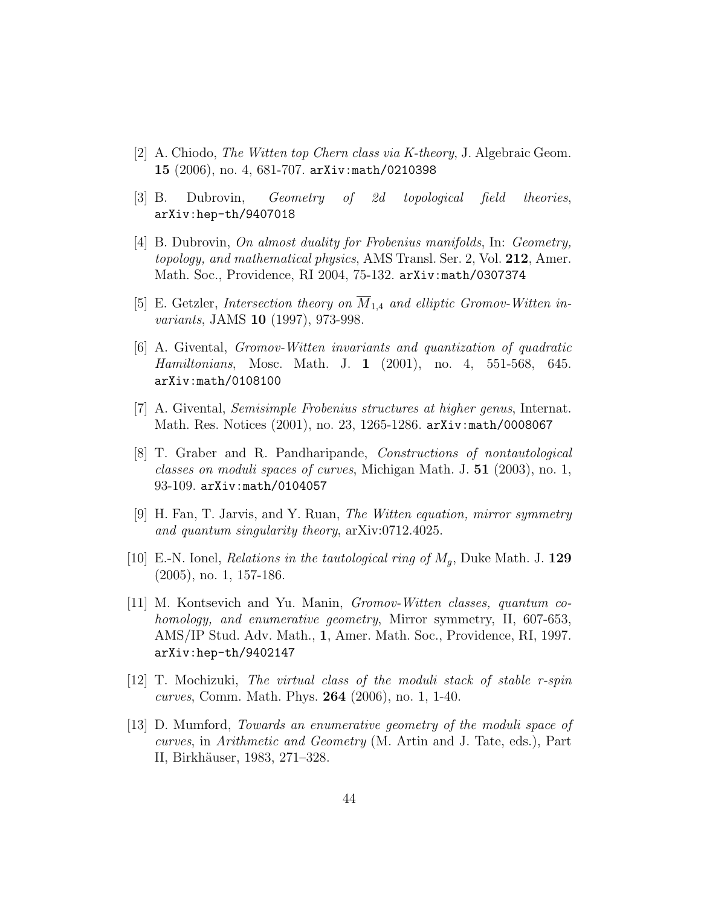[2] A. Chiodo, *The Witten top Chern class via K-theory*, J. Algebraic Geom. **15** (2006), no. 4, 681-707. `arXiv:math/0210398`

[3] B. Dubrovin, *Geometry of 2d topological field theories*, `arXiv:hep-th/9407018`

[4] B. Dubrovin, *On almost duality for Frobenius manifolds*, In: *Geometry, topology, and mathematical physics*, AMS Transl. Ser. 2, Vol. **212**, Amer. Math. Soc., Providence, RI 2004, 75-132. `arXiv:math/0307374`

[5] E. Getzler, *Intersection theory on $\overline{M}_{1,4}$ and elliptic Gromov-Witten invariants*, JAMS **10** (1997), 973-998.

[6] A. Givental, *Gromov-Witten invariants and quantization of quadratic Hamiltonians*, Mosc. Math. J. **1** (2001), no. 4, 551-568, 645. `arXiv:math/0108100`

[7] A. Givental, *Semisimple Frobenius structures at higher genus*, Internat. Math. Res. Notices (2001), no. 23, 1265-1286. `arXiv:math/0008067`

[8] T. Graber and R. Pandharipande, *Constructions of nontautological classes on moduli spaces of curves*, Michigan Math. J. **51** (2003), no. 1, 93-109. `arXiv:math/0104057`

[9] H. Fan, T. Jarvis, and Y. Ruan, *The Witten equation, mirror symmetry and quantum singularity theory*, arXiv:0712.4025.

[10] E.-N. Ionel, *Relations in the tautological ring of $M_g$*, Duke Math. J. **129** (2005), no. 1, 157-186.

[11] M. Kontsevich and Yu. Manin, *Gromov-Witten classes, quantum cohomology, and enumerative geometry*, Mirror symmetry, II, 607-653, AMS/IP Stud. Adv. Math., **1**, Amer. Math. Soc., Providence, RI, 1997. `arXiv:hep-th/9402147`

[12] T. Mochizuki, *The virtual class of the moduli stack of stable r-spin curves*, Comm. Math. Phys. **264** (2006), no. 1, 1-40.

[13] D. Mumford, *Towards an enumerative geometry of the moduli space of curves*, in *Arithmetic and Geometry* (M. Artin and J. Tate, eds.), Part II, Birkhäuser, 1983, 271–328.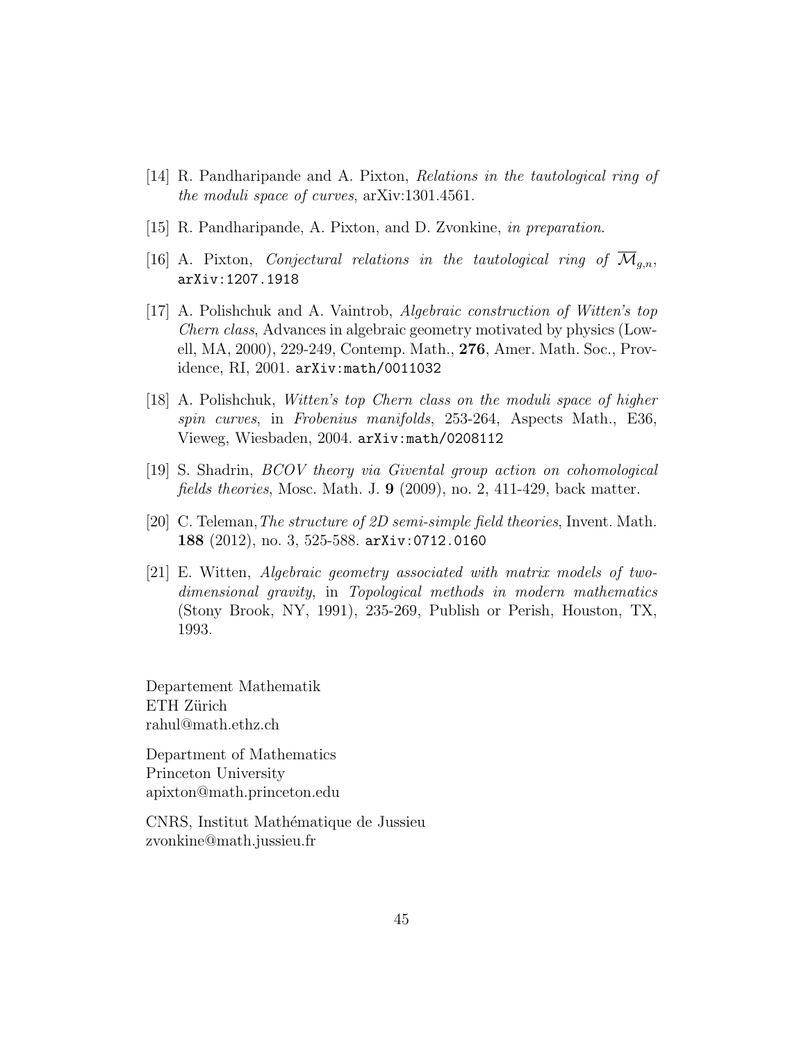[14] R. Pandharipande and A. Pixton, *Relations in the tautological ring of the moduli space of curves*, arXiv:1301.4561.

[15] R. Pandharipande, A. Pixton, and D. Zvonkine, *in preparation*.

[16] A. Pixton, *Conjectural relations in the tautological ring of* $\overline{\mathcal{M}}_{g,n}$, `arXiv:1207.1918`

[17] A. Polishchuk and A. Vaintrob, *Algebraic construction of Witten's top Chern class*, Advances in algebraic geometry motivated by physics (Lowell, MA, 2000), 229-249, Contemp. Math., **276**, Amer. Math. Soc., Providence, RI, 2001. `arXiv:math/0011032`

[18] A. Polishchuk, *Witten's top Chern class on the moduli space of higher spin curves*, in *Frobenius manifolds*, 253-264, Aspects Math., E36, Vieweg, Wiesbaden, 2004. `arXiv:math/0208112`

[19] S. Shadrin, *BCOV theory via Givental group action on cohomological fields theories*, Mosc. Math. J. **9** (2009), no. 2, 411-429, back matter.

[20] C. Teleman, *The structure of 2D semi-simple field theories*, Invent. Math. **188** (2012), no. 3, 525-588. `arXiv:0712.0160`

[21] E. Witten, *Algebraic geometry associated with matrix models of two-dimensional gravity*, in *Topological methods in modern mathematics* (Stony Brook, NY, 1991), 235-269, Publish or Perish, Houston, TX, 1993.

Departement Mathematik
ETH Zürich
rahul@math.ethz.ch

Department of Mathematics
Princeton University
apixton@math.princeton.edu

CNRS, Institut Mathématique de Jussieu
zvonkine@math.jussieu.fr